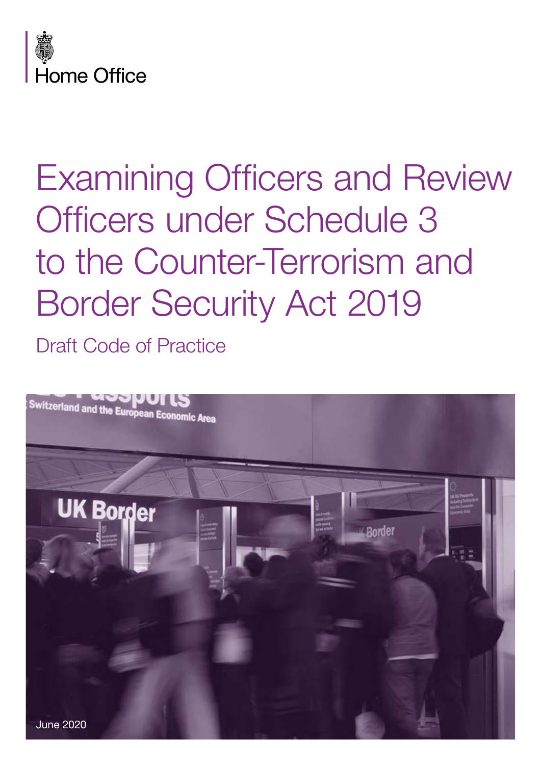Home Office

# Examining Officers and Review Officers under Schedule 3 to the Counter-Terrorism and Border Security Act 2019

## Draft Code of Practice

June 2020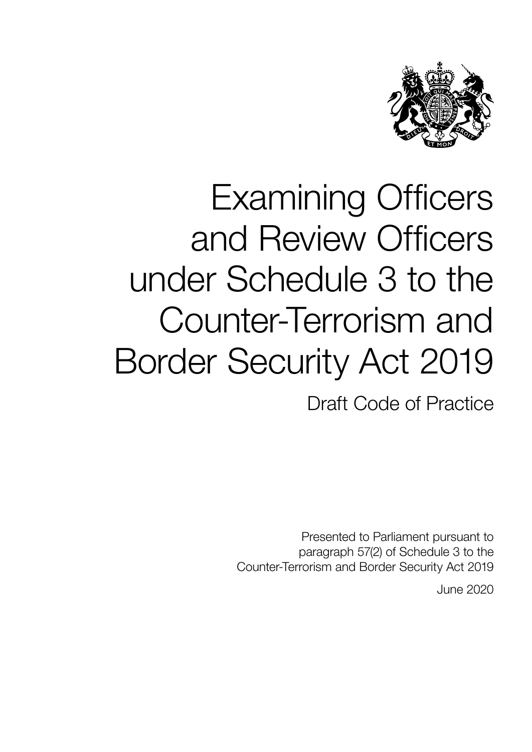# Examining Officers and Review Officers under Schedule 3 to the Counter-Terrorism and Border Security Act 2019

Draft Code of Practice

Presented to Parliament pursuant to paragraph 57(2) of Schedule 3 to the Counter-Terrorism and Border Security Act 2019

June 2020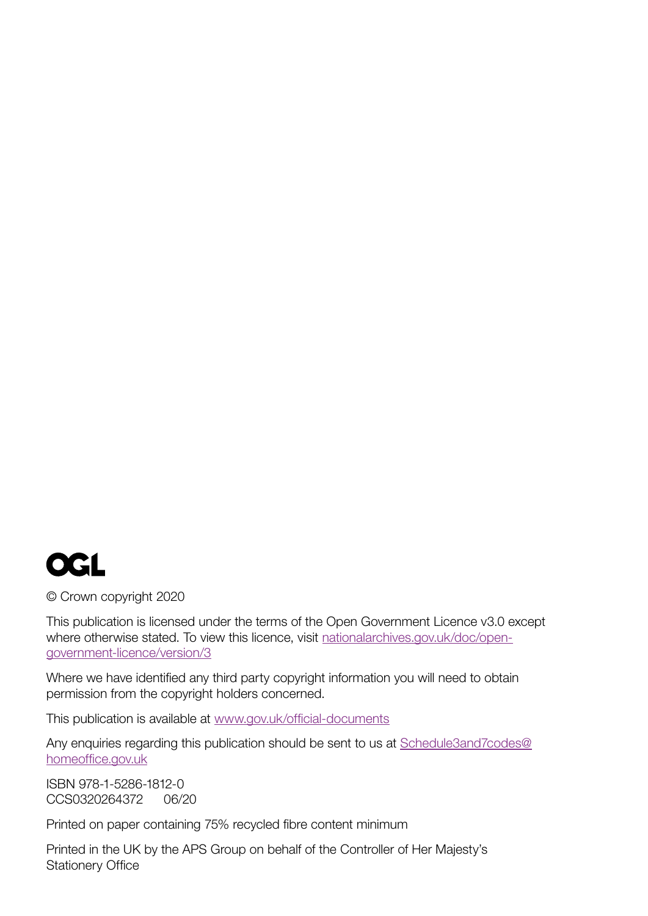OGL

© Crown copyright 2020

This publication is licensed under the terms of the Open Government Licence v3.0 except where otherwise stated. To view this licence, visit nationalarchives.gov.uk/doc/open-government-licence/version/3

Where we have identified any third party copyright information you will need to obtain permission from the copyright holders concerned.

This publication is available at www.gov.uk/official-documents

Any enquiries regarding this publication should be sent to us at Schedule3and7codes@homeoffice.gov.uk

ISBN 978-1-5286-1812-0
CCS0320264372 06/20

Printed on paper containing 75% recycled fibre content minimum

Printed in the UK by the APS Group on behalf of the Controller of Her Majesty's Stationery Office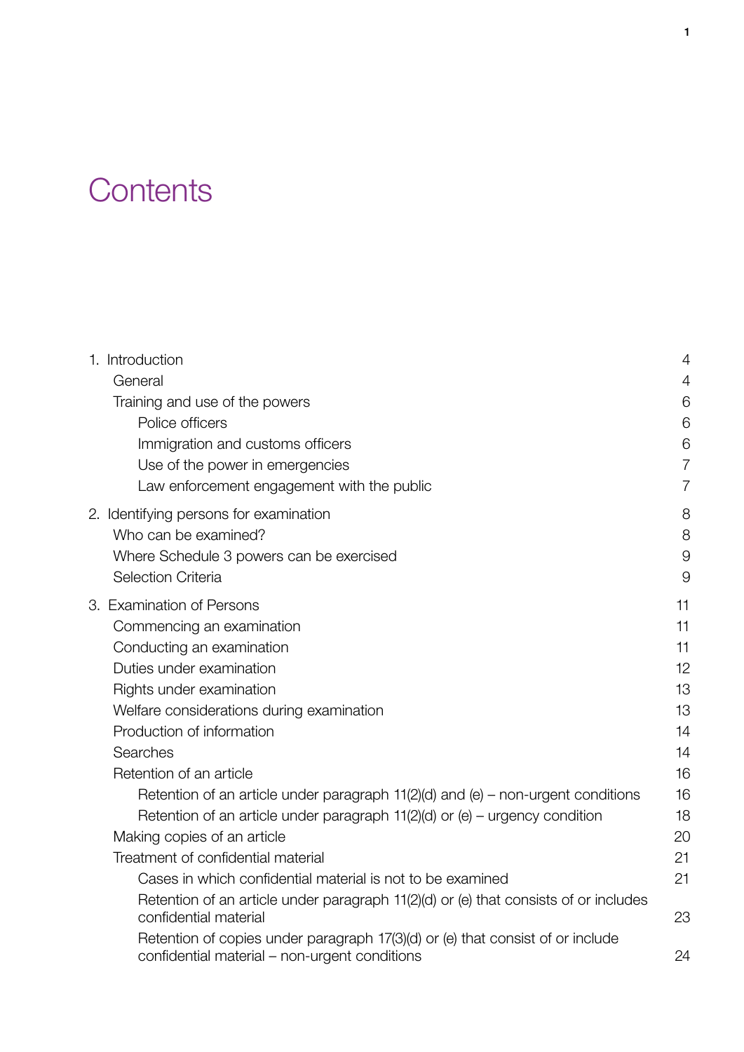# Contents

| | |
|---|---|
| 1. Introduction | 4 |
| General | 4 |
| Training and use of the powers | 6 |
| Police officers | 6 |
| Immigration and customs officers | 6 |
| Use of the power in emergencies | 7 |
| Law enforcement engagement with the public | 7 |
| 2. Identifying persons for examination | 8 |
| Who can be examined? | 8 |
| Where Schedule 3 powers can be exercised | 9 |
| Selection Criteria | 9 |
| 3. Examination of Persons | 11 |
| Commencing an examination | 11 |
| Conducting an examination | 11 |
| Duties under examination | 12 |
| Rights under examination | 13 |
| Welfare considerations during examination | 13 |
| Production of information | 14 |
| Searches | 14 |
| Retention of an article | 16 |
| Retention of an article under paragraph 11(2)(d) and (e) – non-urgent conditions | 16 |
| Retention of an article under paragraph 11(2)(d) or (e) – urgency condition | 18 |
| Making copies of an article | 20 |
| Treatment of confidential material | 21 |
| Cases in which confidential material is not to be examined | 21 |
| Retention of an article under paragraph 11(2)(d) or (e) that consists of or includes confidential material | 23 |
| Retention of copies under paragraph 17(3)(d) or (e) that consist of or include confidential material – non-urgent conditions | 24 |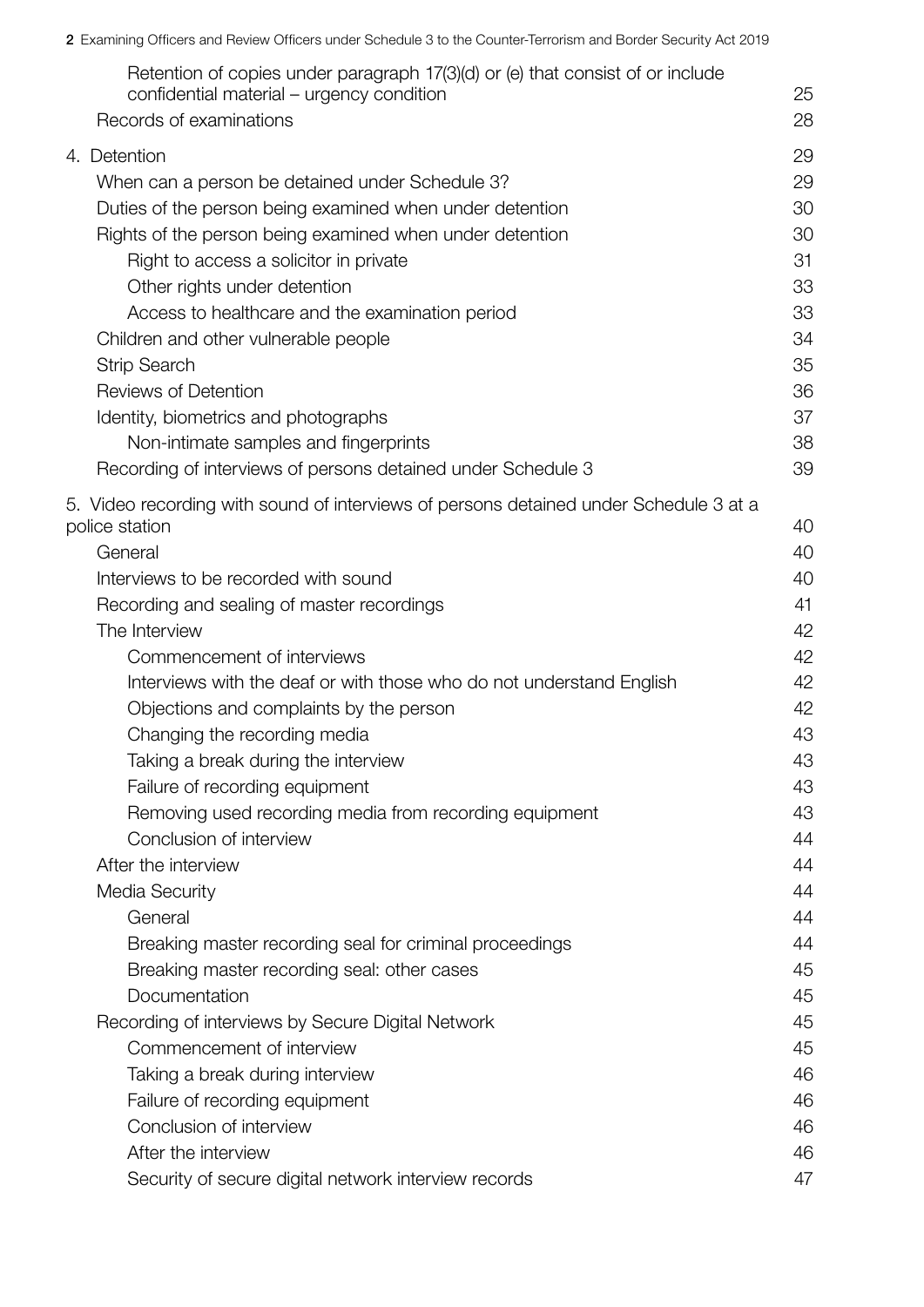| | |
|---|---|
| Retention of copies under paragraph 17(3)(d) or (e) that consist of or include confidential material – urgency condition | 25 |
| Records of examinations | 28 |
| 4. Detention | 29 |
| When can a person be detained under Schedule 3? | 29 |
| Duties of the person being examined when under detention | 30 |
| Rights of the person being examined when under detention | 30 |
| Right to access a solicitor in private | 31 |
| Other rights under detention | 33 |
| Access to healthcare and the examination period | 33 |
| Children and other vulnerable people | 34 |
| Strip Search | 35 |
| Reviews of Detention | 36 |
| Identity, biometrics and photographs | 37 |
| Non-intimate samples and fingerprints | 38 |
| Recording of interviews of persons detained under Schedule 3 | 39 |
| 5. Video recording with sound of interviews of persons detained under Schedule 3 at a police station | 40 |
| General | 40 |
| Interviews to be recorded with sound | 40 |
| Recording and sealing of master recordings | 41 |
| The Interview | 42 |
| Commencement of interviews | 42 |
| Interviews with the deaf or with those who do not understand English | 42 |
| Objections and complaints by the person | 42 |
| Changing the recording media | 43 |
| Taking a break during the interview | 43 |
| Failure of recording equipment | 43 |
| Removing used recording media from recording equipment | 43 |
| Conclusion of interview | 44 |
| After the interview | 44 |
| Media Security | 44 |
| General | 44 |
| Breaking master recording seal for criminal proceedings | 44 |
| Breaking master recording seal: other cases | 45 |
| Documentation | 45 |
| Recording of interviews by Secure Digital Network | 45 |
| Commencement of interview | 45 |
| Taking a break during interview | 46 |
| Failure of recording equipment | 46 |
| Conclusion of interview | 46 |
| After the interview | 46 |
| Security of secure digital network interview records | 47 |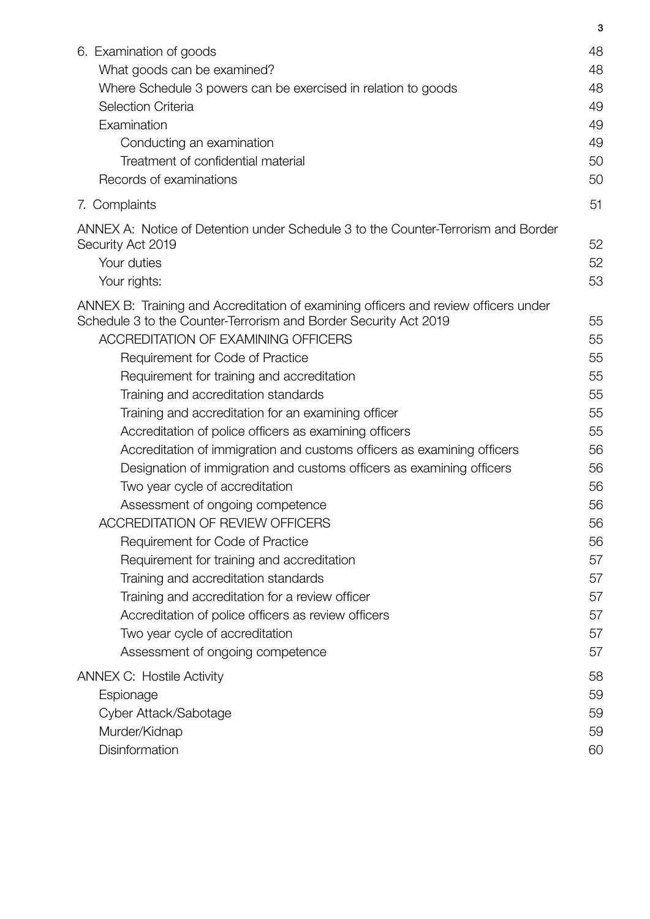6. Examination of goods 48
    - What goods can be examined? 48
    - Where Schedule 3 powers can be exercised in relation to goods 48
    - Selection Criteria 49
    - Examination 49
        - Conducting an examination 49
        - Treatment of confidential material 50
    - Records of examinations 50

7. Complaints 51

ANNEX A: Notice of Detention under Schedule 3 to the Counter-Terrorism and Border Security Act 2019 52
- Your duties 52
- Your rights: 53

ANNEX B: Training and Accreditation of examining officers and review officers under Schedule 3 to the Counter-Terrorism and Border Security Act 2019 55
- ACCREDITATION OF EXAMINING OFFICERS 55
    - Requirement for Code of Practice 55
    - Requirement for training and accreditation 55
    - Training and accreditation standards 55
    - Training and accreditation for an examining officer 55
    - Accreditation of police officers as examining officers 55
    - Accreditation of immigration and customs officers as examining officers 56
    - Designation of immigration and customs officers as examining officers 56
    - Two year cycle of accreditation 56
    - Assessment of ongoing competence 56
- ACCREDITATION OF REVIEW OFFICERS 56
    - Requirement for Code of Practice 56
    - Requirement for training and accreditation 57
    - Training and accreditation standards 57
    - Training and accreditation for a review officer 57
    - Accreditation of police officers as review officers 57
    - Two year cycle of accreditation 57
    - Assessment of ongoing competence 57

ANNEX C: Hostile Activity 58
- Espionage 59
- Cyber Attack/Sabotage 59
- Murder/Kidnap 59
- Disinformation 60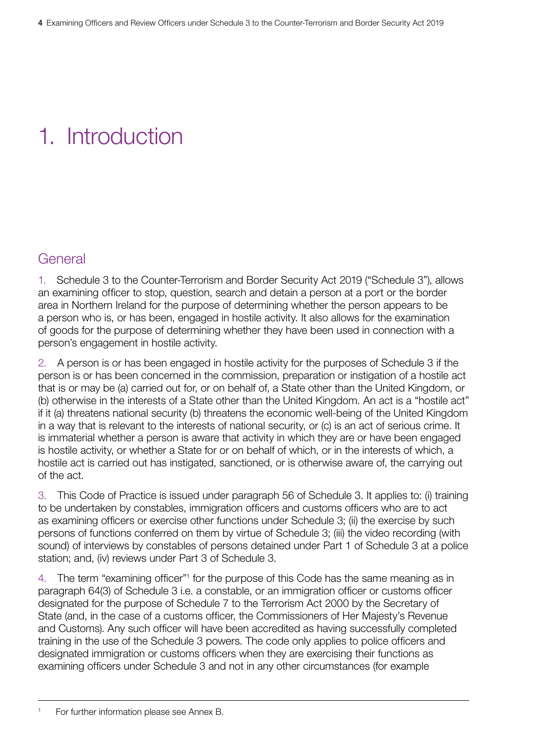# 1. Introduction

## General

1. Schedule 3 to the Counter-Terrorism and Border Security Act 2019 ("Schedule 3"), allows an examining officer to stop, question, search and detain a person at a port or the border area in Northern Ireland for the purpose of determining whether the person appears to be a person who is, or has been, engaged in hostile activity. It also allows for the examination of goods for the purpose of determining whether they have been used in connection with a person's engagement in hostile activity.

2. A person is or has been engaged in hostile activity for the purposes of Schedule 3 if the person is or has been concerned in the commission, preparation or instigation of a hostile act that is or may be (a) carried out for, or on behalf of, a State other than the United Kingdom, or (b) otherwise in the interests of a State other than the United Kingdom. An act is a "hostile act" if it (a) threatens national security (b) threatens the economic well-being of the United Kingdom in a way that is relevant to the interests of national security, or (c) is an act of serious crime. It is immaterial whether a person is aware that activity in which they are or have been engaged is hostile activity, or whether a State for or on behalf of which, or in the interests of which, a hostile act is carried out has instigated, sanctioned, or is otherwise aware of, the carrying out of the act.

3. This Code of Practice is issued under paragraph 56 of Schedule 3. It applies to: (i) training to be undertaken by constables, immigration officers and customs officers who are to act as examining officers or exercise other functions under Schedule 3; (ii) the exercise by such persons of functions conferred on them by virtue of Schedule 3; (iii) the video recording (with sound) of interviews by constables of persons detained under Part 1 of Schedule 3 at a police station; and, (iv) reviews under Part 3 of Schedule 3.

4. The term "examining officer"[1] for the purpose of this Code has the same meaning as in paragraph 64(3) of Schedule 3 i.e. a constable, or an immigration officer or customs officer designated for the purpose of Schedule 7 to the Terrorism Act 2000 by the Secretary of State (and, in the case of a customs officer, the Commissioners of Her Majesty's Revenue and Customs). Any such officer will have been accredited as having successfully completed training in the use of the Schedule 3 powers. The code only applies to police officers and designated immigration or customs officers when they are exercising their functions as examining officers under Schedule 3 and not in any other circumstances (for example

[1] For further information please see Annex B.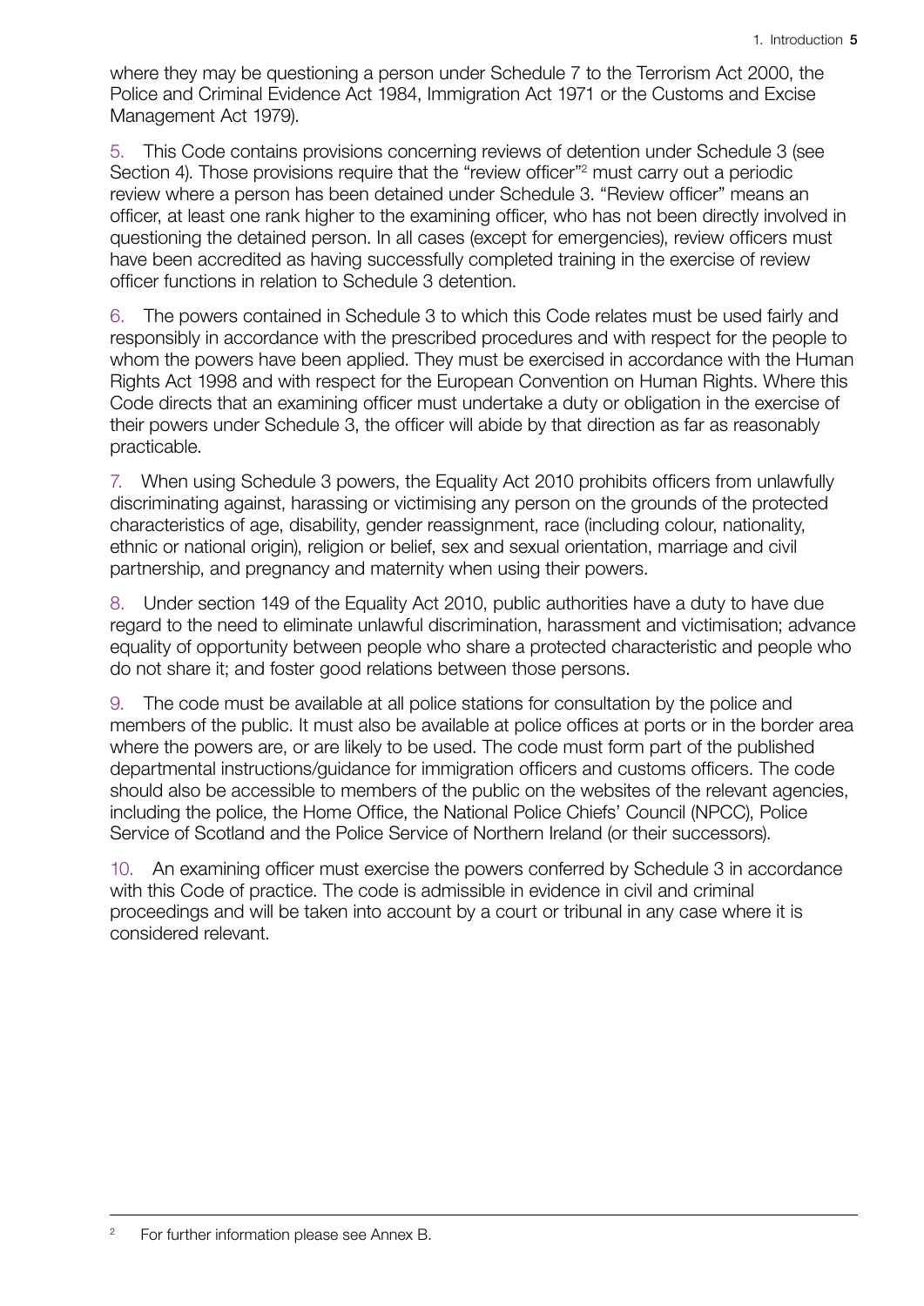where they may be questioning a person under Schedule 7 to the Terrorism Act 2000, the Police and Criminal Evidence Act 1984, Immigration Act 1971 or the Customs and Excise Management Act 1979).

5. This Code contains provisions concerning reviews of detention under Schedule 3 (see Section 4). Those provisions require that the "review officer"[2] must carry out a periodic review where a person has been detained under Schedule 3. "Review officer" means an officer, at least one rank higher to the examining officer, who has not been directly involved in questioning the detained person. In all cases (except for emergencies), review officers must have been accredited as having successfully completed training in the exercise of review officer functions in relation to Schedule 3 detention.

6. The powers contained in Schedule 3 to which this Code relates must be used fairly and responsibly in accordance with the prescribed procedures and with respect for the people to whom the powers have been applied. They must be exercised in accordance with the Human Rights Act 1998 and with respect for the European Convention on Human Rights. Where this Code directs that an examining officer must undertake a duty or obligation in the exercise of their powers under Schedule 3, the officer will abide by that direction as far as reasonably practicable.

7. When using Schedule 3 powers, the Equality Act 2010 prohibits officers from unlawfully discriminating against, harassing or victimising any person on the grounds of the protected characteristics of age, disability, gender reassignment, race (including colour, nationality, ethnic or national origin), religion or belief, sex and sexual orientation, marriage and civil partnership, and pregnancy and maternity when using their powers.

8. Under section 149 of the Equality Act 2010, public authorities have a duty to have due regard to the need to eliminate unlawful discrimination, harassment and victimisation; advance equality of opportunity between people who share a protected characteristic and people who do not share it; and foster good relations between those persons.

9. The code must be available at all police stations for consultation by the police and members of the public. It must also be available at police offices at ports or in the border area where the powers are, or are likely to be used. The code must form part of the published departmental instructions/guidance for immigration officers and customs officers. The code should also be accessible to members of the public on the websites of the relevant agencies, including the police, the Home Office, the National Police Chiefs' Council (NPCC), Police Service of Scotland and the Police Service of Northern Ireland (or their successors).

10. An examining officer must exercise the powers conferred by Schedule 3 in accordance with this Code of practice. The code is admissible in evidence in civil and criminal proceedings and will be taken into account by a court or tribunal in any case where it is considered relevant.

[2] For further information please see Annex B.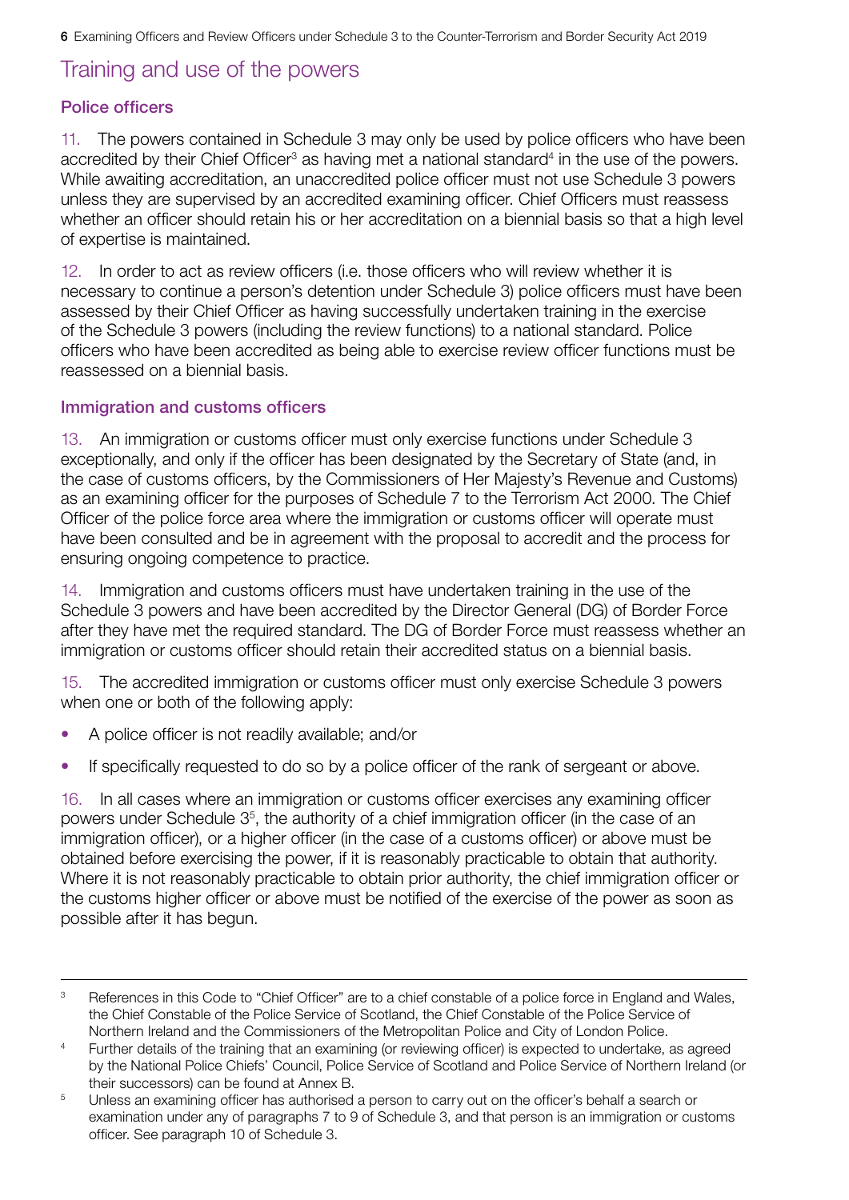## Training and use of the powers

### Police officers

11. The powers contained in Schedule 3 may only be used by police officers who have been accredited by their Chief Officer[3] as having met a national standard[4] in the use of the powers. While awaiting accreditation, an unaccredited police officer must not use Schedule 3 powers unless they are supervised by an accredited examining officer. Chief Officers must reassess whether an officer should retain his or her accreditation on a biennial basis so that a high level of expertise is maintained.

12. In order to act as review officers (i.e. those officers who will review whether it is necessary to continue a person's detention under Schedule 3) police officers must have been assessed by their Chief Officer as having successfully undertaken training in the exercise of the Schedule 3 powers (including the review functions) to a national standard. Police officers who have been accredited as being able to exercise review officer functions must be reassessed on a biennial basis.

### Immigration and customs officers

13. An immigration or customs officer must only exercise functions under Schedule 3 exceptionally, and only if the officer has been designated by the Secretary of State (and, in the case of customs officers, by the Commissioners of Her Majesty's Revenue and Customs) as an examining officer for the purposes of Schedule 7 to the Terrorism Act 2000. The Chief Officer of the police force area where the immigration or customs officer will operate must have been consulted and be in agreement with the proposal to accredit and the process for ensuring ongoing competence to practice.

14. Immigration and customs officers must have undertaken training in the use of the Schedule 3 powers and have been accredited by the Director General (DG) of Border Force after they have met the required standard. The DG of Border Force must reassess whether an immigration or customs officer should retain their accredited status on a biennial basis.

15. The accredited immigration or customs officer must only exercise Schedule 3 powers when one or both of the following apply:

- A police officer is not readily available; and/or
- If specifically requested to do so by a police officer of the rank of sergeant or above.

16. In all cases where an immigration or customs officer exercises any examining officer powers under Schedule 3[5], the authority of a chief immigration officer (in the case of an immigration officer), or a higher officer (in the case of a customs officer) or above must be obtained before exercising the power, if it is reasonably practicable to obtain that authority. Where it is not reasonably practicable to obtain prior authority, the chief immigration officer or the customs higher officer or above must be notified of the exercise of the power as soon as possible after it has begun.

---

[3] References in this Code to "Chief Officer" are to a chief constable of a police force in England and Wales, the Chief Constable of the Police Service of Scotland, the Chief Constable of the Police Service of Northern Ireland and the Commissioners of the Metropolitan Police and City of London Police.

[4] Further details of the training that an examining (or reviewing officer) is expected to undertake, as agreed by the National Police Chiefs' Council, Police Service of Scotland and Police Service of Northern Ireland (or their successors) can be found at Annex B.

[5] Unless an examining officer has authorised a person to carry out on the officer's behalf a search or examination under any of paragraphs 7 to 9 of Schedule 3, and that person is an immigration or customs officer. See paragraph 10 of Schedule 3.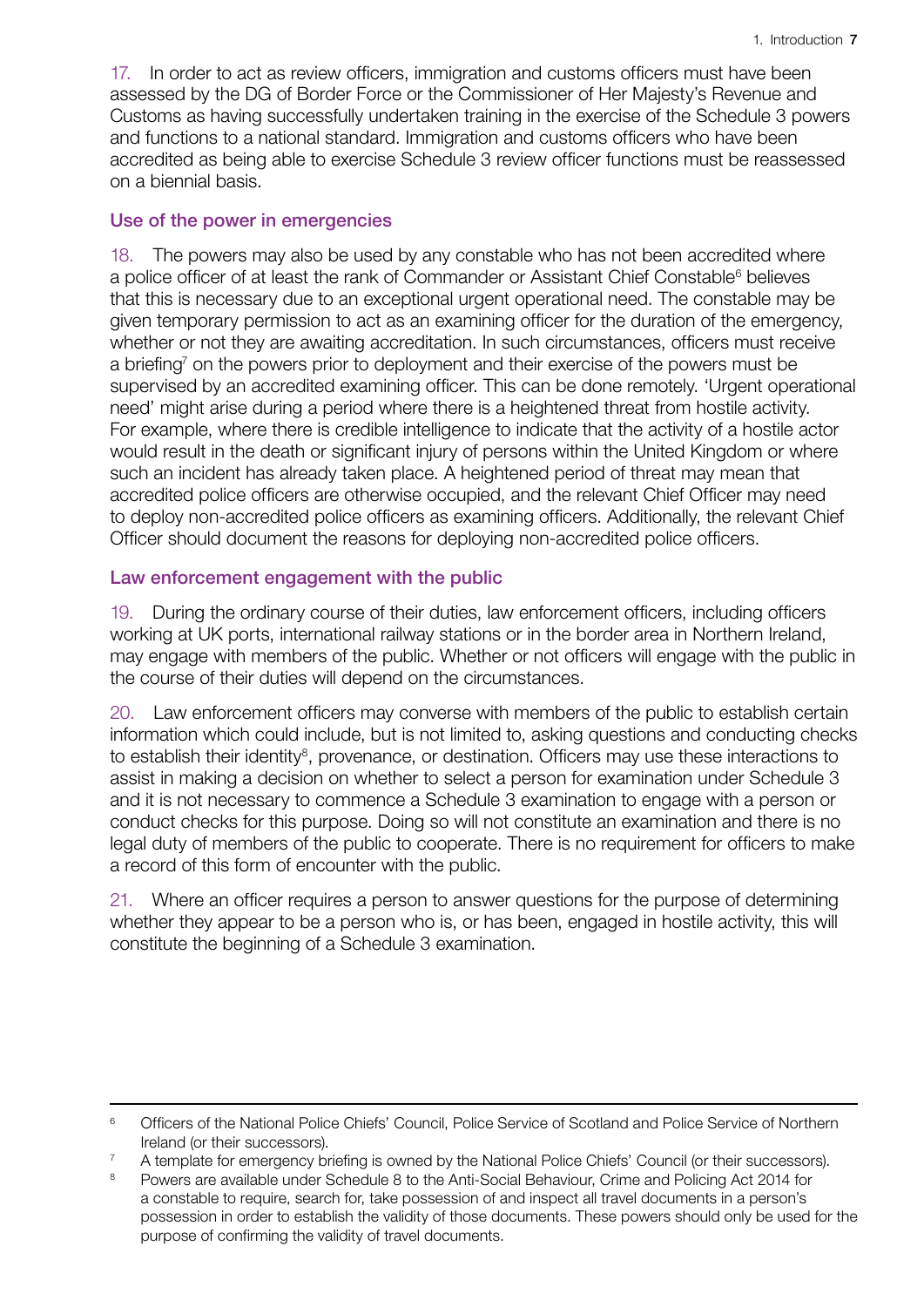17. In order to act as review officers, immigration and customs officers must have been assessed by the DG of Border Force or the Commissioner of Her Majesty's Revenue and Customs as having successfully undertaken training in the exercise of the Schedule 3 powers and functions to a national standard. Immigration and customs officers who have been accredited as being able to exercise Schedule 3 review officer functions must be reassessed on a biennial basis.

### Use of the power in emergencies

18. The powers may also be used by any constable who has not been accredited where a police officer of at least the rank of Commander or Assistant Chief Constable[6] believes that this is necessary due to an exceptional urgent operational need. The constable may be given temporary permission to act as an examining officer for the duration of the emergency, whether or not they are awaiting accreditation. In such circumstances, officers must receive a briefing[7] on the powers prior to deployment and their exercise of the powers must be supervised by an accredited examining officer. This can be done remotely. 'Urgent operational need' might arise during a period where there is a heightened threat from hostile activity. For example, where there is credible intelligence to indicate that the activity of a hostile actor would result in the death or significant injury of persons within the United Kingdom or where such an incident has already taken place. A heightened period of threat may mean that accredited police officers are otherwise occupied, and the relevant Chief Officer may need to deploy non-accredited police officers as examining officers. Additionally, the relevant Chief Officer should document the reasons for deploying non-accredited police officers.

### Law enforcement engagement with the public

19. During the ordinary course of their duties, law enforcement officers, including officers working at UK ports, international railway stations or in the border area in Northern Ireland, may engage with members of the public. Whether or not officers will engage with the public in the course of their duties will depend on the circumstances.

20. Law enforcement officers may converse with members of the public to establish certain information which could include, but is not limited to, asking questions and conducting checks to establish their identity[8], provenance, or destination. Officers may use these interactions to assist in making a decision on whether to select a person for examination under Schedule 3 and it is not necessary to commence a Schedule 3 examination to engage with a person or conduct checks for this purpose. Doing so will not constitute an examination and there is no legal duty of members of the public to cooperate. There is no requirement for officers to make a record of this form of encounter with the public.

21. Where an officer requires a person to answer questions for the purpose of determining whether they appear to be a person who is, or has been, engaged in hostile activity, this will constitute the beginning of a Schedule 3 examination.

---

[6] Officers of the National Police Chiefs' Council, Police Service of Scotland and Police Service of Northern Ireland (or their successors).

[7] A template for emergency briefing is owned by the National Police Chiefs' Council (or their successors).

[8] Powers are available under Schedule 8 to the Anti-Social Behaviour, Crime and Policing Act 2014 for a constable to require, search for, take possession of and inspect all travel documents in a person's possession in order to establish the validity of those documents. These powers should only be used for the purpose of confirming the validity of travel documents.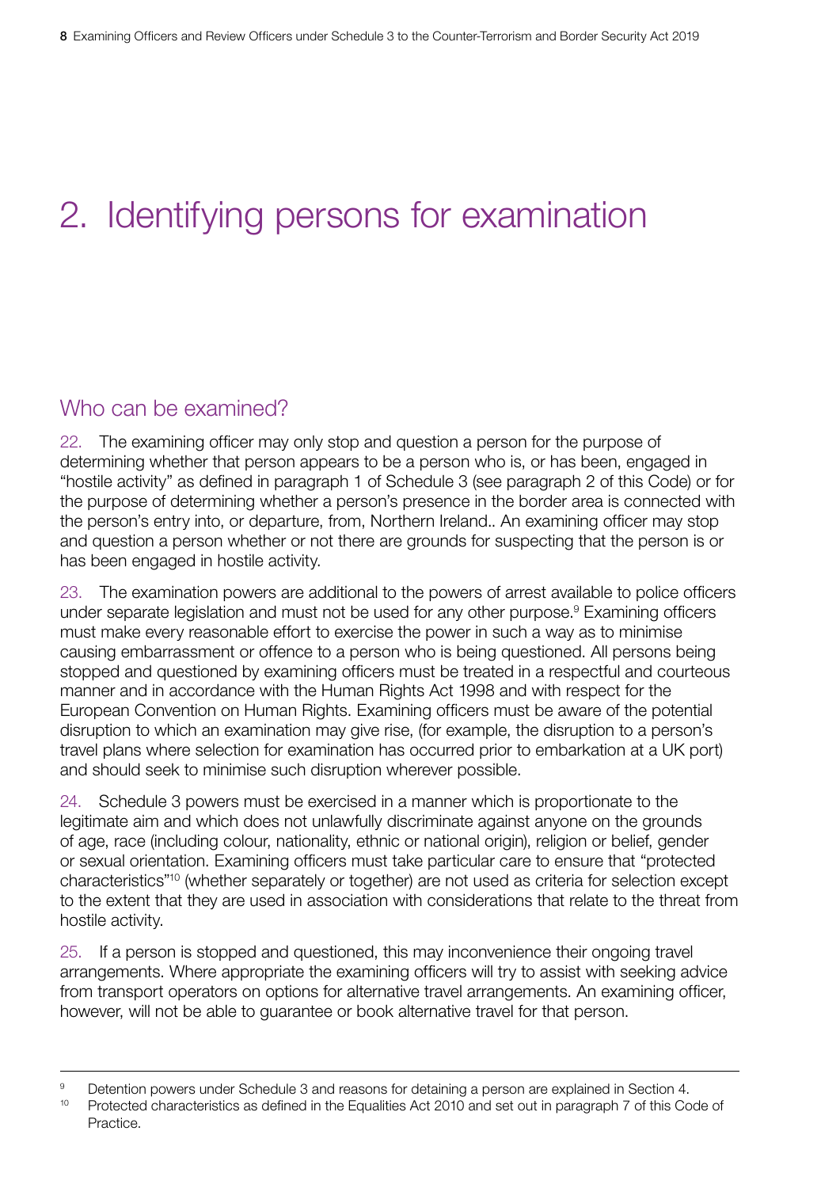# 2. Identifying persons for examination

## Who can be examined?

22. The examining officer may only stop and question a person for the purpose of determining whether that person appears to be a person who is, or has been, engaged in "hostile activity" as defined in paragraph 1 of Schedule 3 (see paragraph 2 of this Code) or for the purpose of determining whether a person's presence in the border area is connected with the person's entry into, or departure, from, Northern Ireland.. An examining officer may stop and question a person whether or not there are grounds for suspecting that the person is or has been engaged in hostile activity.

23. The examination powers are additional to the powers of arrest available to police officers under separate legislation and must not be used for any other purpose.[9] Examining officers must make every reasonable effort to exercise the power in such a way as to minimise causing embarrassment or offence to a person who is being questioned. All persons being stopped and questioned by examining officers must be treated in a respectful and courteous manner and in accordance with the Human Rights Act 1998 and with respect for the European Convention on Human Rights. Examining officers must be aware of the potential disruption to which an examination may give rise, (for example, the disruption to a person's travel plans where selection for examination has occurred prior to embarkation at a UK port) and should seek to minimise such disruption wherever possible.

24. Schedule 3 powers must be exercised in a manner which is proportionate to the legitimate aim and which does not unlawfully discriminate against anyone on the grounds of age, race (including colour, nationality, ethnic or national origin), religion or belief, gender or sexual orientation. Examining officers must take particular care to ensure that "protected characteristics"[10] (whether separately or together) are not used as criteria for selection except to the extent that they are used in association with considerations that relate to the threat from hostile activity.

25. If a person is stopped and questioned, this may inconvenience their ongoing travel arrangements. Where appropriate the examining officers will try to assist with seeking advice from transport operators on options for alternative travel arrangements. An examining officer, however, will not be able to guarantee or book alternative travel for that person.

---

[9] Detention powers under Schedule 3 and reasons for detaining a person are explained in Section 4.

[10] Protected characteristics as defined in the Equalities Act 2010 and set out in paragraph 7 of this Code of Practice.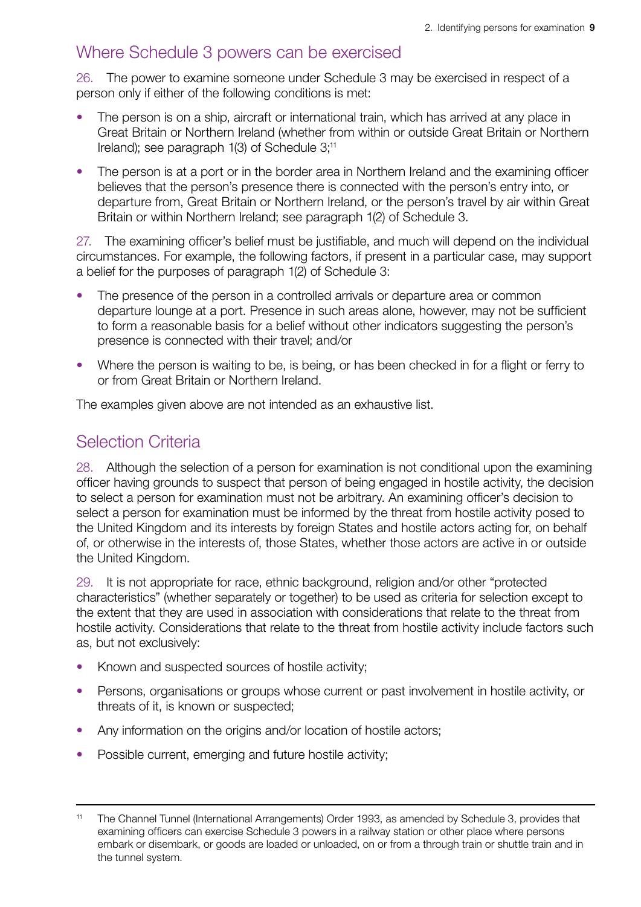## Where Schedule 3 powers can be exercised

26. The power to examine someone under Schedule 3 may be exercised in respect of a person only if either of the following conditions is met:

- The person is on a ship, aircraft or international train, which has arrived at any place in Great Britain or Northern Ireland (whether from within or outside Great Britain or Northern Ireland); see paragraph 1(3) of Schedule 3;[11]
- The person is at a port or in the border area in Northern Ireland and the examining officer believes that the person's presence there is connected with the person's entry into, or departure from, Great Britain or Northern Ireland, or the person's travel by air within Great Britain or within Northern Ireland; see paragraph 1(2) of Schedule 3.

27. The examining officer's belief must be justifiable, and much will depend on the individual circumstances. For example, the following factors, if present in a particular case, may support a belief for the purposes of paragraph 1(2) of Schedule 3:

- The presence of the person in a controlled arrivals or departure area or common departure lounge at a port. Presence in such areas alone, however, may not be sufficient to form a reasonable basis for a belief without other indicators suggesting the person's presence is connected with their travel; and/or
- Where the person is waiting to be, is being, or has been checked in for a flight or ferry to or from Great Britain or Northern Ireland.

The examples given above are not intended as an exhaustive list.

## Selection Criteria

28. Although the selection of a person for examination is not conditional upon the examining officer having grounds to suspect that person of being engaged in hostile activity, the decision to select a person for examination must not be arbitrary. An examining officer's decision to select a person for examination must be informed by the threat from hostile activity posed to the United Kingdom and its interests by foreign States and hostile actors acting for, on behalf of, or otherwise in the interests of, those States, whether those actors are active in or outside the United Kingdom.

29. It is not appropriate for race, ethnic background, religion and/or other "protected characteristics" (whether separately or together) to be used as criteria for selection except to the extent that they are used in association with considerations that relate to the threat from hostile activity. Considerations that relate to the threat from hostile activity include factors such as, but not exclusively:

- Known and suspected sources of hostile activity;
- Persons, organisations or groups whose current or past involvement in hostile activity, or threats of it, is known or suspected;
- Any information on the origins and/or location of hostile actors;
- Possible current, emerging and future hostile activity;

[11] The Channel Tunnel (International Arrangements) Order 1993, as amended by Schedule 3, provides that examining officers can exercise Schedule 3 powers in a railway station or other place where persons embark or disembark, or goods are loaded or unloaded, on or from a through train or shuttle train and in the tunnel system.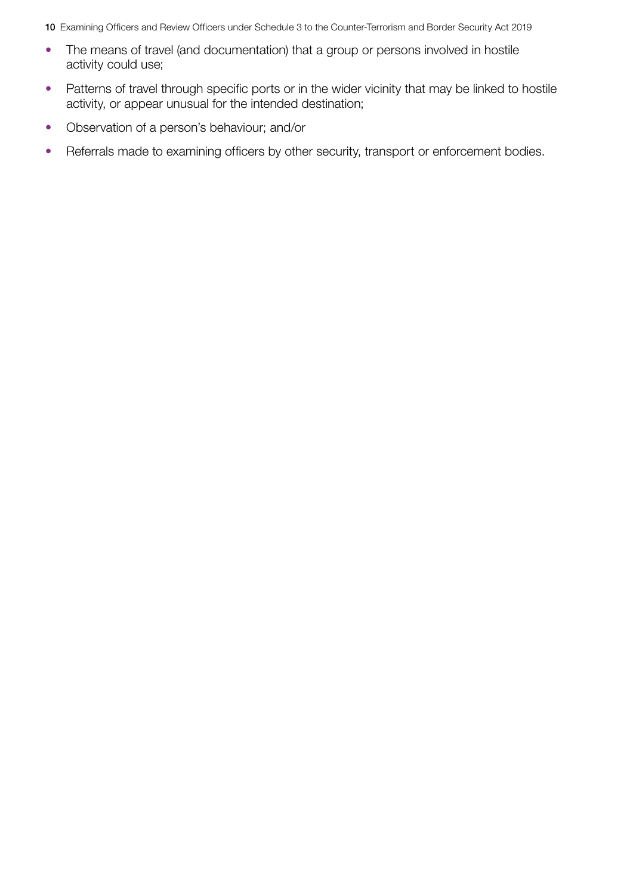- The means of travel (and documentation) that a group or persons involved in hostile activity could use;
- Patterns of travel through specific ports or in the wider vicinity that may be linked to hostile activity, or appear unusual for the intended destination;
- Observation of a person's behaviour; and/or
- Referrals made to examining officers by other security, transport or enforcement bodies.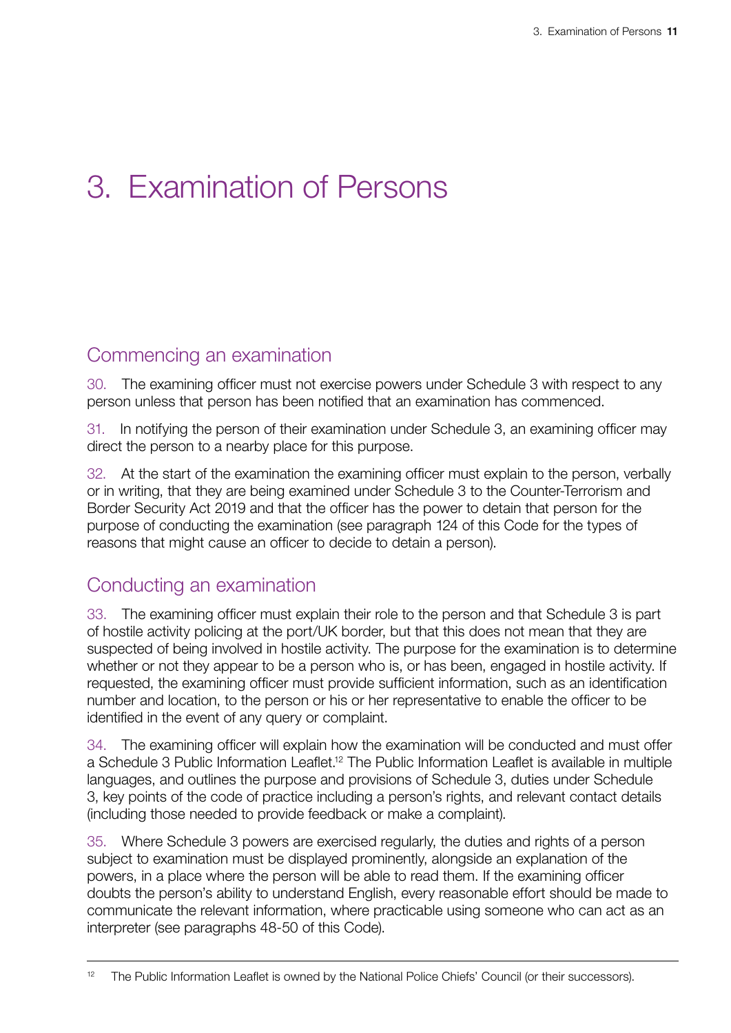# 3. Examination of Persons

## Commencing an examination

30. The examining officer must not exercise powers under Schedule 3 with respect to any person unless that person has been notified that an examination has commenced.

31. In notifying the person of their examination under Schedule 3, an examining officer may direct the person to a nearby place for this purpose.

32. At the start of the examination the examining officer must explain to the person, verbally or in writing, that they are being examined under Schedule 3 to the Counter-Terrorism and Border Security Act 2019 and that the officer has the power to detain that person for the purpose of conducting the examination (see paragraph 124 of this Code for the types of reasons that might cause an officer to decide to detain a person).

## Conducting an examination

33. The examining officer must explain their role to the person and that Schedule 3 is part of hostile activity policing at the port/UK border, but that this does not mean that they are suspected of being involved in hostile activity. The purpose for the examination is to determine whether or not they appear to be a person who is, or has been, engaged in hostile activity. If requested, the examining officer must provide sufficient information, such as an identification number and location, to the person or his or her representative to enable the officer to be identified in the event of any query or complaint.

34. The examining officer will explain how the examination will be conducted and must offer a Schedule 3 Public Information Leaflet.[12] The Public Information Leaflet is available in multiple languages, and outlines the purpose and provisions of Schedule 3, duties under Schedule 3, key points of the code of practice including a person's rights, and relevant contact details (including those needed to provide feedback or make a complaint).

35. Where Schedule 3 powers are exercised regularly, the duties and rights of a person subject to examination must be displayed prominently, alongside an explanation of the powers, in a place where the person will be able to read them. If the examining officer doubts the person's ability to understand English, every reasonable effort should be made to communicate the relevant information, where practicable using someone who can act as an interpreter (see paragraphs 48-50 of this Code).

---

[12] The Public Information Leaflet is owned by the National Police Chiefs' Council (or their successors).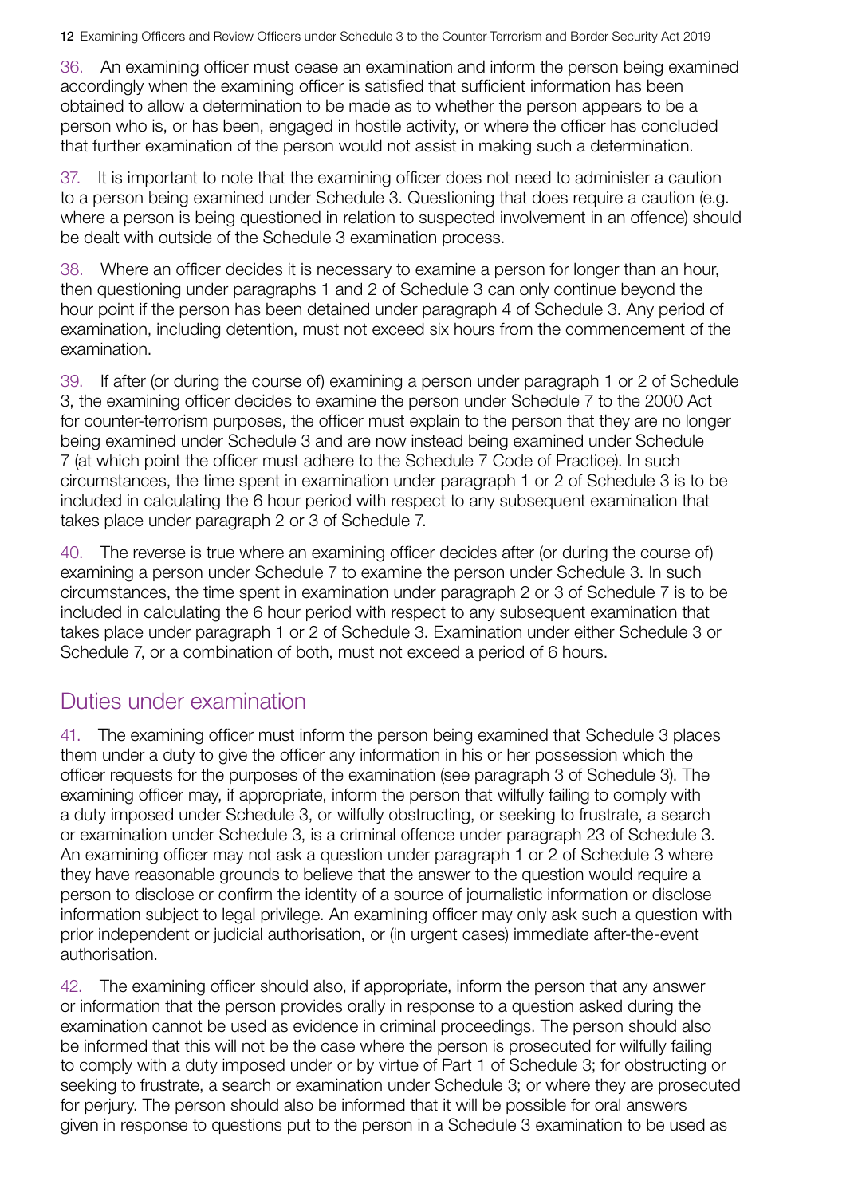36. An examining officer must cease an examination and inform the person being examined accordingly when the examining officer is satisfied that sufficient information has been obtained to allow a determination to be made as to whether the person appears to be a person who is, or has been, engaged in hostile activity, or where the officer has concluded that further examination of the person would not assist in making such a determination.

37. It is important to note that the examining officer does not need to administer a caution to a person being examined under Schedule 3. Questioning that does require a caution (e.g. where a person is being questioned in relation to suspected involvement in an offence) should be dealt with outside of the Schedule 3 examination process.

38. Where an officer decides it is necessary to examine a person for longer than an hour, then questioning under paragraphs 1 and 2 of Schedule 3 can only continue beyond the hour point if the person has been detained under paragraph 4 of Schedule 3. Any period of examination, including detention, must not exceed six hours from the commencement of the examination.

39. If after (or during the course of) examining a person under paragraph 1 or 2 of Schedule 3, the examining officer decides to examine the person under Schedule 7 to the 2000 Act for counter-terrorism purposes, the officer must explain to the person that they are no longer being examined under Schedule 3 and are now instead being examined under Schedule 7 (at which point the officer must adhere to the Schedule 7 Code of Practice). In such circumstances, the time spent in examination under paragraph 1 or 2 of Schedule 3 is to be included in calculating the 6 hour period with respect to any subsequent examination that takes place under paragraph 2 or 3 of Schedule 7.

40. The reverse is true where an examining officer decides after (or during the course of) examining a person under Schedule 7 to examine the person under Schedule 3. In such circumstances, the time spent in examination under paragraph 2 or 3 of Schedule 7 is to be included in calculating the 6 hour period with respect to any subsequent examination that takes place under paragraph 1 or 2 of Schedule 3. Examination under either Schedule 3 or Schedule 7, or a combination of both, must not exceed a period of 6 hours.

## Duties under examination

41. The examining officer must inform the person being examined that Schedule 3 places them under a duty to give the officer any information in his or her possession which the officer requests for the purposes of the examination (see paragraph 3 of Schedule 3). The examining officer may, if appropriate, inform the person that wilfully failing to comply with a duty imposed under Schedule 3, or wilfully obstructing, or seeking to frustrate, a search or examination under Schedule 3, is a criminal offence under paragraph 23 of Schedule 3. An examining officer may not ask a question under paragraph 1 or 2 of Schedule 3 where they have reasonable grounds to believe that the answer to the question would require a person to disclose or confirm the identity of a source of journalistic information or disclose information subject to legal privilege. An examining officer may only ask such a question with prior independent or judicial authorisation, or (in urgent cases) immediate after-the-event authorisation.

42. The examining officer should also, if appropriate, inform the person that any answer or information that the person provides orally in response to a question asked during the examination cannot be used as evidence in criminal proceedings. The person should also be informed that this will not be the case where the person is prosecuted for wilfully failing to comply with a duty imposed under or by virtue of Part 1 of Schedule 3; for obstructing or seeking to frustrate, a search or examination under Schedule 3; or where they are prosecuted for perjury. The person should also be informed that it will be possible for oral answers given in response to questions put to the person in a Schedule 3 examination to be used as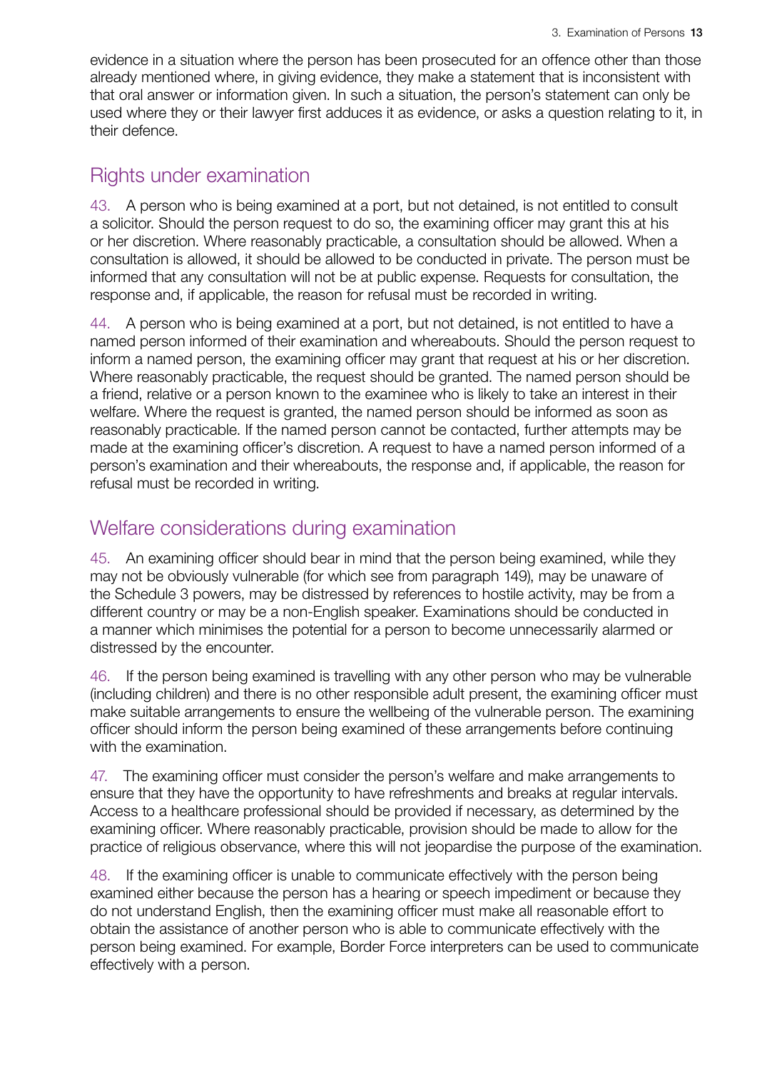evidence in a situation where the person has been prosecuted for an offence other than those already mentioned where, in giving evidence, they make a statement that is inconsistent with that oral answer or information given. In such a situation, the person's statement can only be used where they or their lawyer first adduces it as evidence, or asks a question relating to it, in their defence.

## Rights under examination

43. A person who is being examined at a port, but not detained, is not entitled to consult a solicitor. Should the person request to do so, the examining officer may grant this at his or her discretion. Where reasonably practicable, a consultation should be allowed. When a consultation is allowed, it should be allowed to be conducted in private. The person must be informed that any consultation will not be at public expense. Requests for consultation, the response and, if applicable, the reason for refusal must be recorded in writing.

44. A person who is being examined at a port, but not detained, is not entitled to have a named person informed of their examination and whereabouts. Should the person request to inform a named person, the examining officer may grant that request at his or her discretion. Where reasonably practicable, the request should be granted. The named person should be a friend, relative or a person known to the examinee who is likely to take an interest in their welfare. Where the request is granted, the named person should be informed as soon as reasonably practicable. If the named person cannot be contacted, further attempts may be made at the examining officer's discretion. A request to have a named person informed of a person's examination and their whereabouts, the response and, if applicable, the reason for refusal must be recorded in writing.

## Welfare considerations during examination

45. An examining officer should bear in mind that the person being examined, while they may not be obviously vulnerable (for which see from paragraph 149), may be unaware of the Schedule 3 powers, may be distressed by references to hostile activity, may be from a different country or may be a non-English speaker. Examinations should be conducted in a manner which minimises the potential for a person to become unnecessarily alarmed or distressed by the encounter.

46. If the person being examined is travelling with any other person who may be vulnerable (including children) and there is no other responsible adult present, the examining officer must make suitable arrangements to ensure the wellbeing of the vulnerable person. The examining officer should inform the person being examined of these arrangements before continuing with the examination.

47. The examining officer must consider the person's welfare and make arrangements to ensure that they have the opportunity to have refreshments and breaks at regular intervals. Access to a healthcare professional should be provided if necessary, as determined by the examining officer. Where reasonably practicable, provision should be made to allow for the practice of religious observance, where this will not jeopardise the purpose of the examination.

48. If the examining officer is unable to communicate effectively with the person being examined either because the person has a hearing or speech impediment or because they do not understand English, then the examining officer must make all reasonable effort to obtain the assistance of another person who is able to communicate effectively with the person being examined. For example, Border Force interpreters can be used to communicate effectively with a person.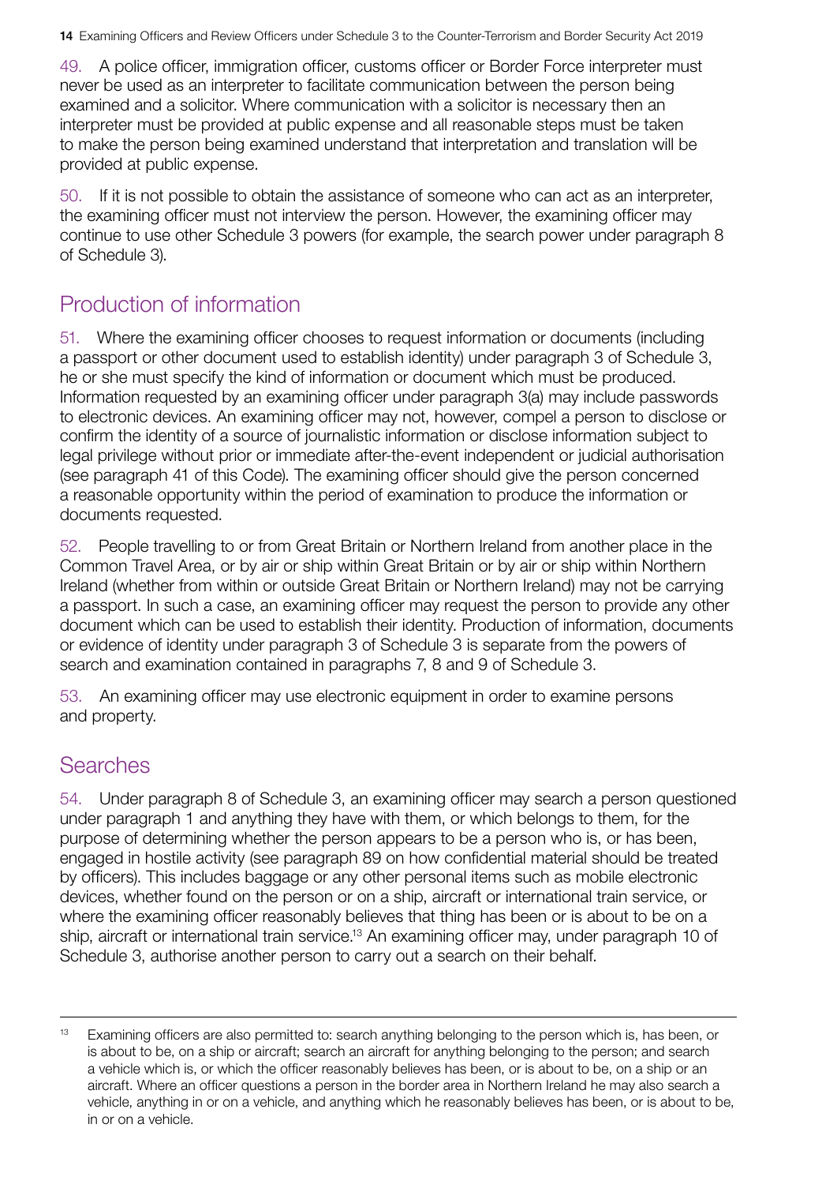49. A police officer, immigration officer, customs officer or Border Force interpreter must never be used as an interpreter to facilitate communication between the person being examined and a solicitor. Where communication with a solicitor is necessary then an interpreter must be provided at public expense and all reasonable steps must be taken to make the person being examined understand that interpretation and translation will be provided at public expense.

50. If it is not possible to obtain the assistance of someone who can act as an interpreter, the examining officer must not interview the person. However, the examining officer may continue to use other Schedule 3 powers (for example, the search power under paragraph 8 of Schedule 3).

## Production of information

51. Where the examining officer chooses to request information or documents (including a passport or other document used to establish identity) under paragraph 3 of Schedule 3, he or she must specify the kind of information or document which must be produced. Information requested by an examining officer under paragraph 3(a) may include passwords to electronic devices. An examining officer may not, however, compel a person to disclose or confirm the identity of a source of journalistic information or disclose information subject to legal privilege without prior or immediate after-the-event independent or judicial authorisation (see paragraph 41 of this Code). The examining officer should give the person concerned a reasonable opportunity within the period of examination to produce the information or documents requested.

52. People travelling to or from Great Britain or Northern Ireland from another place in the Common Travel Area, or by air or ship within Great Britain or by air or ship within Northern Ireland (whether from within or outside Great Britain or Northern Ireland) may not be carrying a passport. In such a case, an examining officer may request the person to provide any other document which can be used to establish their identity. Production of information, documents or evidence of identity under paragraph 3 of Schedule 3 is separate from the powers of search and examination contained in paragraphs 7, 8 and 9 of Schedule 3.

53. An examining officer may use electronic equipment in order to examine persons and property.

## Searches

54. Under paragraph 8 of Schedule 3, an examining officer may search a person questioned under paragraph 1 and anything they have with them, or which belongs to them, for the purpose of determining whether the person appears to be a person who is, or has been, engaged in hostile activity (see paragraph 89 on how confidential material should be treated by officers). This includes baggage or any other personal items such as mobile electronic devices, whether found on the person or on a ship, aircraft or international train service, or where the examining officer reasonably believes that thing has been or is about to be on a ship, aircraft or international train service.[13] An examining officer may, under paragraph 10 of Schedule 3, authorise another person to carry out a search on their behalf.

[13] Examining officers are also permitted to: search anything belonging to the person which is, has been, or is about to be, on a ship or aircraft; search an aircraft for anything belonging to the person; and search a vehicle which is, or which the officer reasonably believes has been, or is about to be, on a ship or an aircraft. Where an officer questions a person in the border area in Northern Ireland he may also search a vehicle, anything in or on a vehicle, and anything which he reasonably believes has been, or is about to be, in or on a vehicle.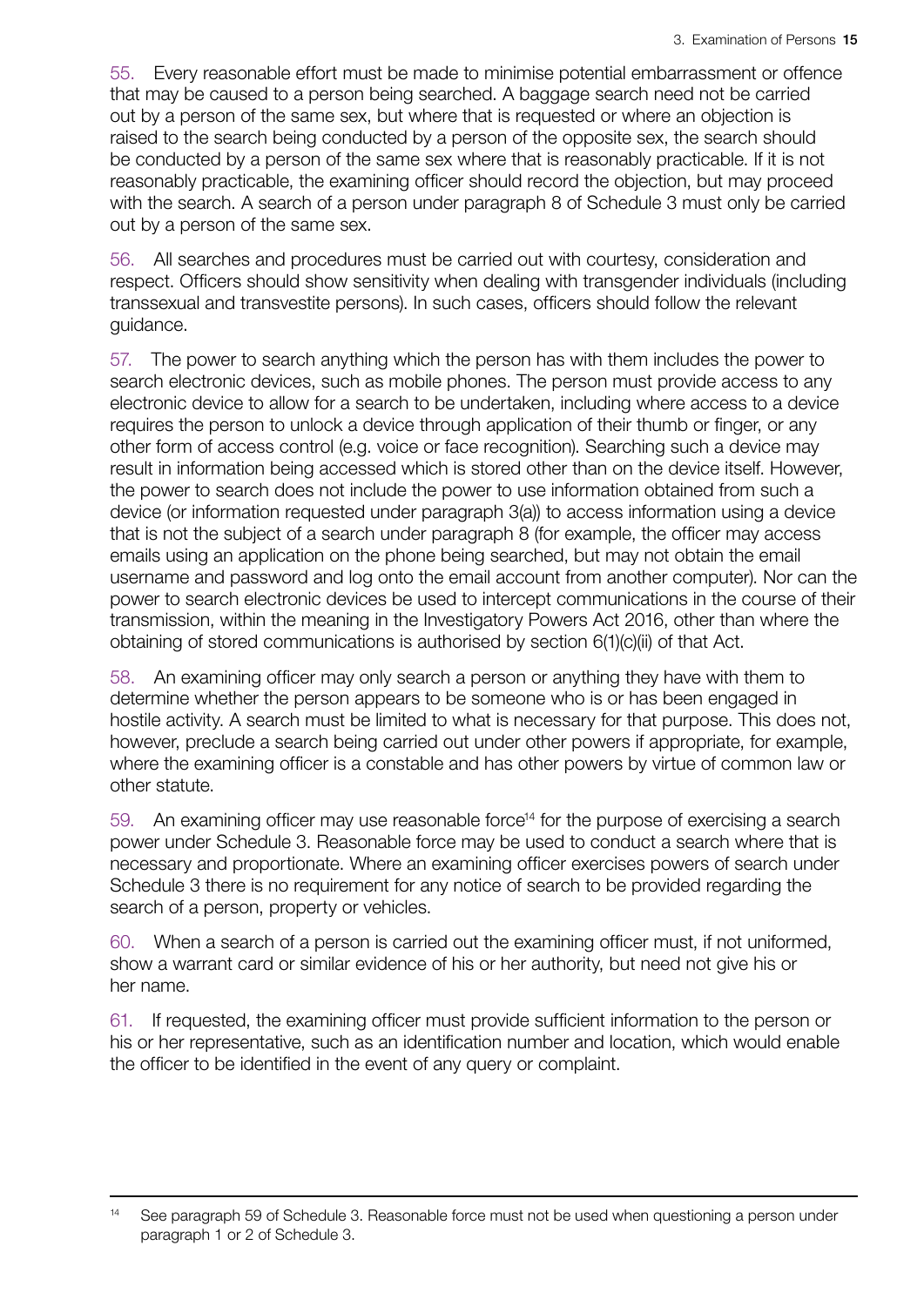55. Every reasonable effort must be made to minimise potential embarrassment or offence that may be caused to a person being searched. A baggage search need not be carried out by a person of the same sex, but where that is requested or where an objection is raised to the search being conducted by a person of the opposite sex, the search should be conducted by a person of the same sex where that is reasonably practicable. If it is not reasonably practicable, the examining officer should record the objection, but may proceed with the search. A search of a person under paragraph 8 of Schedule 3 must only be carried out by a person of the same sex.

56. All searches and procedures must be carried out with courtesy, consideration and respect. Officers should show sensitivity when dealing with transgender individuals (including transsexual and transvestite persons). In such cases, officers should follow the relevant guidance.

57. The power to search anything which the person has with them includes the power to search electronic devices, such as mobile phones. The person must provide access to any electronic device to allow for a search to be undertaken, including where access to a device requires the person to unlock a device through application of their thumb or finger, or any other form of access control (e.g. voice or face recognition). Searching such a device may result in information being accessed which is stored other than on the device itself. However, the power to search does not include the power to use information obtained from such a device (or information requested under paragraph 3(a)) to access information using a device that is not the subject of a search under paragraph 8 (for example, the officer may access emails using an application on the phone being searched, but may not obtain the email username and password and log onto the email account from another computer). Nor can the power to search electronic devices be used to intercept communications in the course of their transmission, within the meaning in the Investigatory Powers Act 2016, other than where the obtaining of stored communications is authorised by section 6(1)(c)(ii) of that Act.

58. An examining officer may only search a person or anything they have with them to determine whether the person appears to be someone who is or has been engaged in hostile activity. A search must be limited to what is necessary for that purpose. This does not, however, preclude a search being carried out under other powers if appropriate, for example, where the examining officer is a constable and has other powers by virtue of common law or other statute.

59. An examining officer may use reasonable force[14] for the purpose of exercising a search power under Schedule 3. Reasonable force may be used to conduct a search where that is necessary and proportionate. Where an examining officer exercises powers of search under Schedule 3 there is no requirement for any notice of search to be provided regarding the search of a person, property or vehicles.

60. When a search of a person is carried out the examining officer must, if not uniformed, show a warrant card or similar evidence of his or her authority, but need not give his or her name.

61. If requested, the examining officer must provide sufficient information to the person or his or her representative, such as an identification number and location, which would enable the officer to be identified in the event of any query or complaint.

[14] See paragraph 59 of Schedule 3. Reasonable force must not be used when questioning a person under paragraph 1 or 2 of Schedule 3.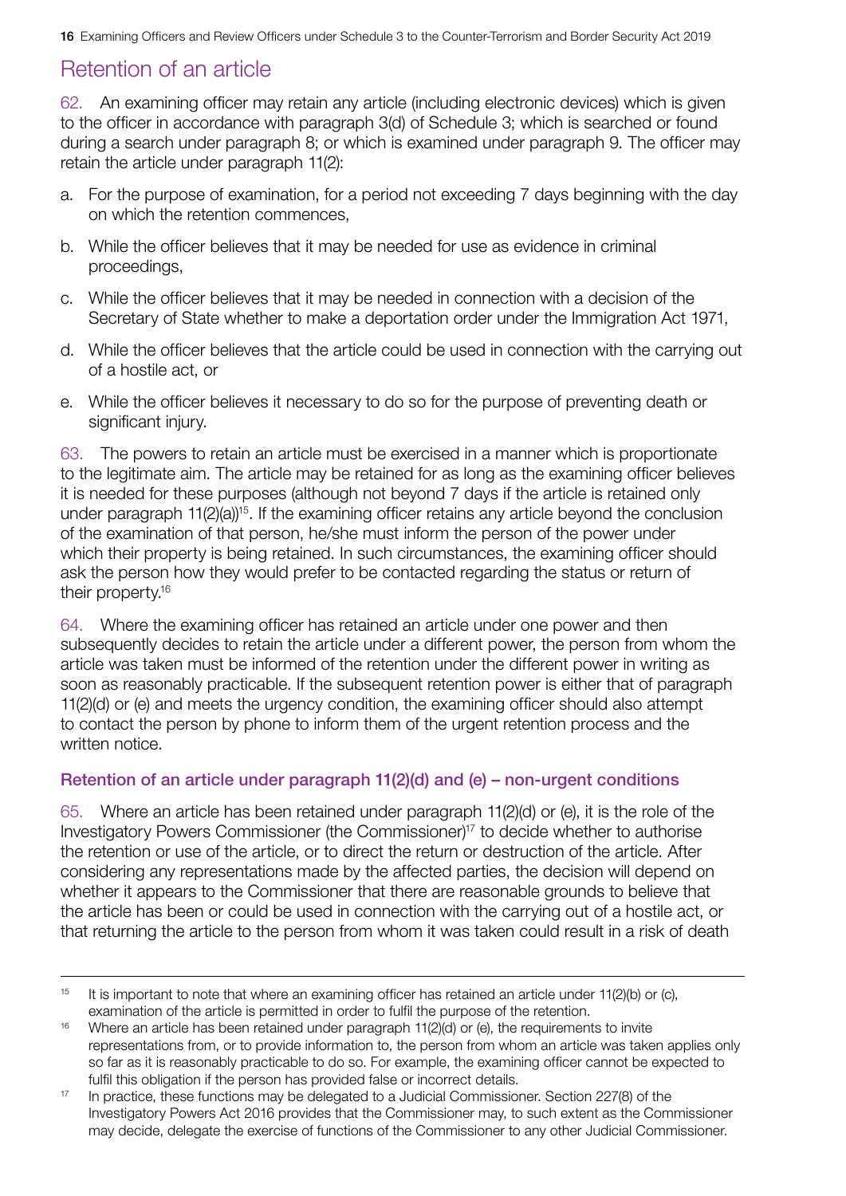## Retention of an article

62. An examining officer may retain any article (including electronic devices) which is given to the officer in accordance with paragraph 3(d) of Schedule 3; which is searched or found during a search under paragraph 8; or which is examined under paragraph 9. The officer may retain the article under paragraph 11(2):

a. For the purpose of examination, for a period not exceeding 7 days beginning with the day on which the retention commences,

b. While the officer believes that it may be needed for use as evidence in criminal proceedings,

c. While the officer believes that it may be needed in connection with a decision of the Secretary of State whether to make a deportation order under the Immigration Act 1971,

d. While the officer believes that the article could be used in connection with the carrying out of a hostile act, or

e. While the officer believes it necessary to do so for the purpose of preventing death or significant injury.

63. The powers to retain an article must be exercised in a manner which is proportionate to the legitimate aim. The article may be retained for as long as the examining officer believes it is needed for these purposes (although not beyond 7 days if the article is retained only under paragraph 11(2)(a))[15]. If the examining officer retains any article beyond the conclusion of the examination of that person, he/she must inform the person of the power under which their property is being retained. In such circumstances, the examining officer should ask the person how they would prefer to be contacted regarding the status or return of their property.[16]

64. Where the examining officer has retained an article under one power and then subsequently decides to retain the article under a different power, the person from whom the article was taken must be informed of the retention under the different power in writing as soon as reasonably practicable. If the subsequent retention power is either that of paragraph 11(2)(d) or (e) and meets the urgency condition, the examining officer should also attempt to contact the person by phone to inform them of the urgent retention process and the written notice.

### Retention of an article under paragraph 11(2)(d) and (e) – non-urgent conditions

65. Where an article has been retained under paragraph 11(2)(d) or (e), it is the role of the Investigatory Powers Commissioner (the Commissioner)[17] to decide whether to authorise the retention or use of the article, or to direct the return or destruction of the article. After considering any representations made by the affected parties, the decision will depend on whether it appears to the Commissioner that there are reasonable grounds to believe that the article has been or could be used in connection with the carrying out of a hostile act, or that returning the article to the person from whom it was taken could result in a risk of death

---

[15] It is important to note that where an examining officer has retained an article under 11(2)(b) or (c), examination of the article is permitted in order to fulfil the purpose of the retention.

[16] Where an article has been retained under paragraph 11(2)(d) or (e), the requirements to invite representations from, or to provide information to, the person from whom an article was taken applies only so far as it is reasonably practicable to do so. For example, the examining officer cannot be expected to fulfil this obligation if the person has provided false or incorrect details.

[17] In practice, these functions may be delegated to a Judicial Commissioner. Section 227(8) of the Investigatory Powers Act 2016 provides that the Commissioner may, to such extent as the Commissioner may decide, delegate the exercise of functions of the Commissioner to any other Judicial Commissioner.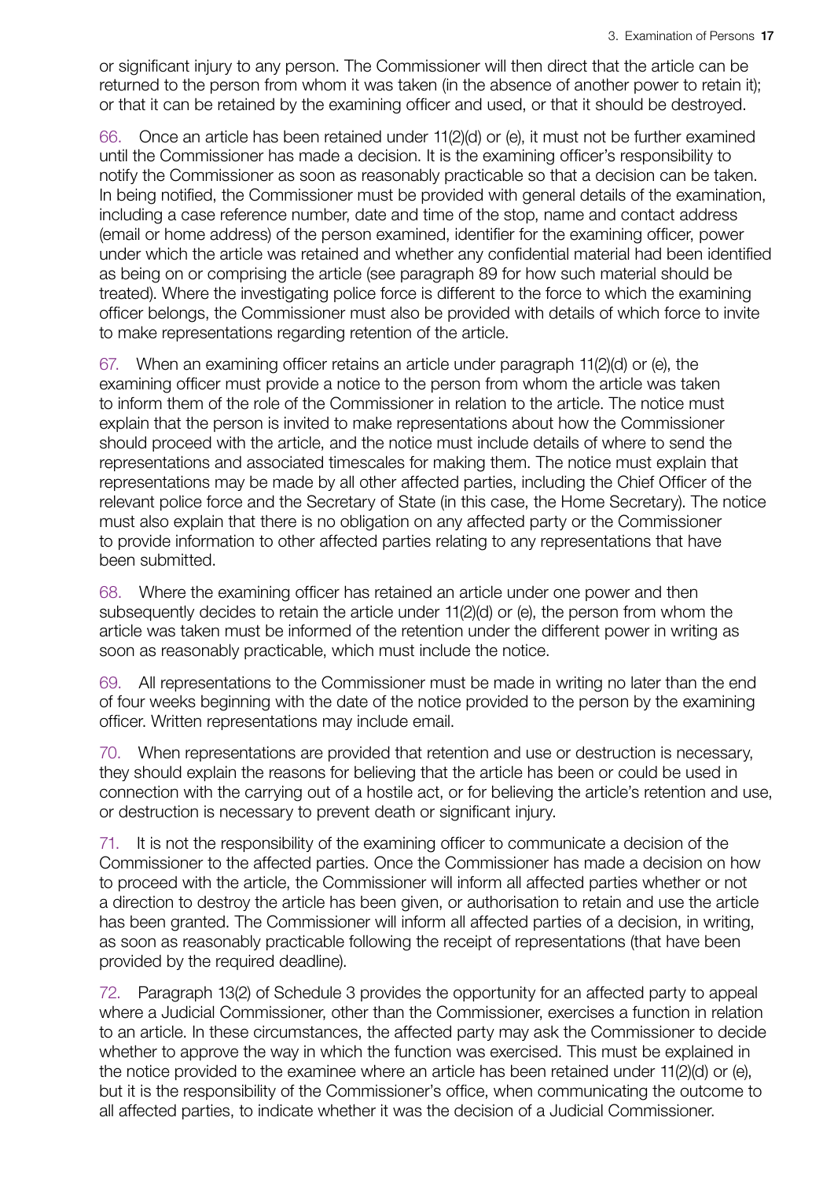or significant injury to any person. The Commissioner will then direct that the article can be returned to the person from whom it was taken (in the absence of another power to retain it); or that it can be retained by the examining officer and used, or that it should be destroyed.

66. Once an article has been retained under 11(2)(d) or (e), it must not be further examined until the Commissioner has made a decision. It is the examining officer's responsibility to notify the Commissioner as soon as reasonably practicable so that a decision can be taken. In being notified, the Commissioner must be provided with general details of the examination, including a case reference number, date and time of the stop, name and contact address (email or home address) of the person examined, identifier for the examining officer, power under which the article was retained and whether any confidential material had been identified as being on or comprising the article (see paragraph 89 for how such material should be treated). Where the investigating police force is different to the force to which the examining officer belongs, the Commissioner must also be provided with details of which force to invite to make representations regarding retention of the article.

67. When an examining officer retains an article under paragraph 11(2)(d) or (e), the examining officer must provide a notice to the person from whom the article was taken to inform them of the role of the Commissioner in relation to the article. The notice must explain that the person is invited to make representations about how the Commissioner should proceed with the article, and the notice must include details of where to send the representations and associated timescales for making them. The notice must explain that representations may be made by all other affected parties, including the Chief Officer of the relevant police force and the Secretary of State (in this case, the Home Secretary). The notice must also explain that there is no obligation on any affected party or the Commissioner to provide information to other affected parties relating to any representations that have been submitted.

68. Where the examining officer has retained an article under one power and then subsequently decides to retain the article under 11(2)(d) or (e), the person from whom the article was taken must be informed of the retention under the different power in writing as soon as reasonably practicable, which must include the notice.

69. All representations to the Commissioner must be made in writing no later than the end of four weeks beginning with the date of the notice provided to the person by the examining officer. Written representations may include email.

70. When representations are provided that retention and use or destruction is necessary, they should explain the reasons for believing that the article has been or could be used in connection with the carrying out of a hostile act, or for believing the article's retention and use, or destruction is necessary to prevent death or significant injury.

71. It is not the responsibility of the examining officer to communicate a decision of the Commissioner to the affected parties. Once the Commissioner has made a decision on how to proceed with the article, the Commissioner will inform all affected parties whether or not a direction to destroy the article has been given, or authorisation to retain and use the article has been granted. The Commissioner will inform all affected parties of a decision, in writing, as soon as reasonably practicable following the receipt of representations (that have been provided by the required deadline).

72. Paragraph 13(2) of Schedule 3 provides the opportunity for an affected party to appeal where a Judicial Commissioner, other than the Commissioner, exercises a function in relation to an article. In these circumstances, the affected party may ask the Commissioner to decide whether to approve the way in which the function was exercised. This must be explained in the notice provided to the examinee where an article has been retained under 11(2)(d) or (e), but it is the responsibility of the Commissioner's office, when communicating the outcome to all affected parties, to indicate whether it was the decision of a Judicial Commissioner.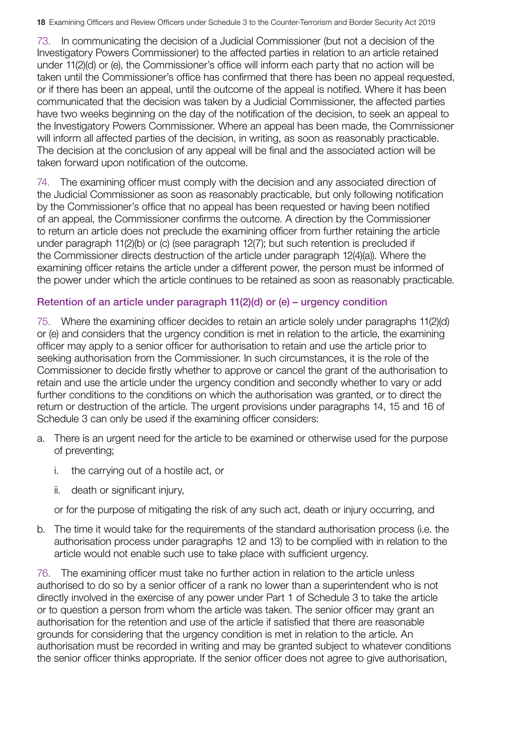73. In communicating the decision of a Judicial Commissioner (but not a decision of the Investigatory Powers Commissioner) to the affected parties in relation to an article retained under 11(2)(d) or (e), the Commissioner's office will inform each party that no action will be taken until the Commissioner's office has confirmed that there has been no appeal requested, or if there has been an appeal, until the outcome of the appeal is notified. Where it has been communicated that the decision was taken by a Judicial Commissioner, the affected parties have two weeks beginning on the day of the notification of the decision, to seek an appeal to the Investigatory Powers Commissioner. Where an appeal has been made, the Commissioner will inform all affected parties of the decision, in writing, as soon as reasonably practicable. The decision at the conclusion of any appeal will be final and the associated action will be taken forward upon notification of the outcome.

74. The examining officer must comply with the decision and any associated direction of the Judicial Commissioner as soon as reasonably practicable, but only following notification by the Commissioner's office that no appeal has been requested or having been notified of an appeal, the Commissioner confirms the outcome. A direction by the Commissioner to return an article does not preclude the examining officer from further retaining the article under paragraph 11(2)(b) or (c) (see paragraph 12(7); but such retention is precluded if the Commissioner directs destruction of the article under paragraph 12(4)(a)). Where the examining officer retains the article under a different power, the person must be informed of the power under which the article continues to be retained as soon as reasonably practicable.

### Retention of an article under paragraph 11(2)(d) or (e) – urgency condition

75. Where the examining officer decides to retain an article solely under paragraphs 11(2)(d) or (e) and considers that the urgency condition is met in relation to the article, the examining officer may apply to a senior officer for authorisation to retain and use the article prior to seeking authorisation from the Commissioner. In such circumstances, it is the role of the Commissioner to decide firstly whether to approve or cancel the grant of the authorisation to retain and use the article under the urgency condition and secondly whether to vary or add further conditions to the conditions on which the authorisation was granted, or to direct the return or destruction of the article. The urgent provisions under paragraphs 14, 15 and 16 of Schedule 3 can only be used if the examining officer considers:

a. There is an urgent need for the article to be examined or otherwise used for the purpose of preventing;

   i. the carrying out of a hostile act, or

   ii. death or significant injury,

   or for the purpose of mitigating the risk of any such act, death or injury occurring, and

b. The time it would take for the requirements of the standard authorisation process (i.e. the authorisation process under paragraphs 12 and 13) to be complied with in relation to the article would not enable such use to take place with sufficient urgency.

76. The examining officer must take no further action in relation to the article unless authorised to do so by a senior officer of a rank no lower than a superintendent who is not directly involved in the exercise of any power under Part 1 of Schedule 3 to take the article or to question a person from whom the article was taken. The senior officer may grant an authorisation for the retention and use of the article if satisfied that there are reasonable grounds for considering that the urgency condition is met in relation to the article. An authorisation must be recorded in writing and may be granted subject to whatever conditions the senior officer thinks appropriate. If the senior officer does not agree to give authorisation,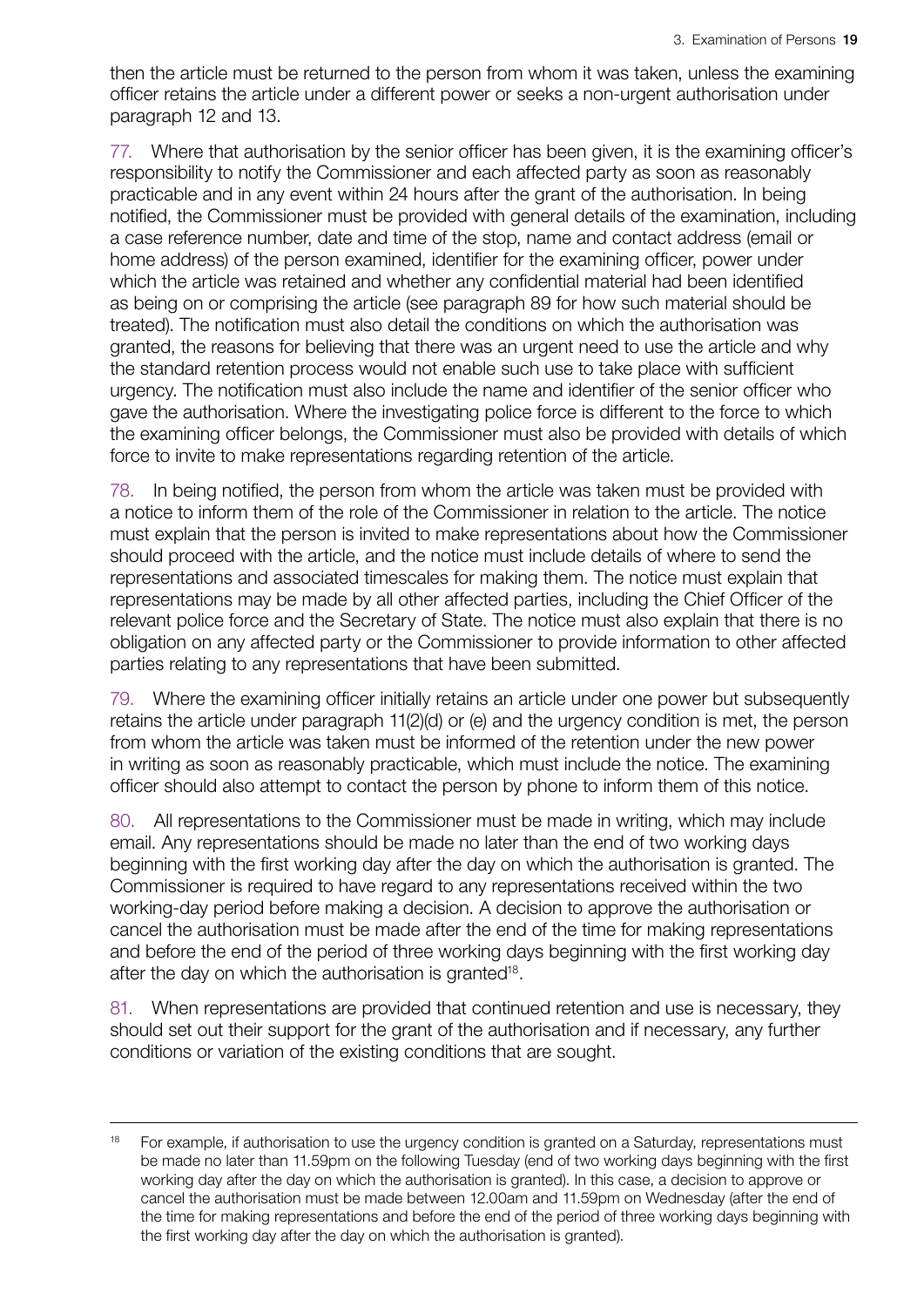then the article must be returned to the person from whom it was taken, unless the examining officer retains the article under a different power or seeks a non-urgent authorisation under paragraph 12 and 13.

77. Where that authorisation by the senior officer has been given, it is the examining officer's responsibility to notify the Commissioner and each affected party as soon as reasonably practicable and in any event within 24 hours after the grant of the authorisation. In being notified, the Commissioner must be provided with general details of the examination, including a case reference number, date and time of the stop, name and contact address (email or home address) of the person examined, identifier for the examining officer, power under which the article was retained and whether any confidential material had been identified as being on or comprising the article (see paragraph 89 for how such material should be treated). The notification must also detail the conditions on which the authorisation was granted, the reasons for believing that there was an urgent need to use the article and why the standard retention process would not enable such use to take place with sufficient urgency. The notification must also include the name and identifier of the senior officer who gave the authorisation. Where the investigating police force is different to the force to which the examining officer belongs, the Commissioner must also be provided with details of which force to invite to make representations regarding retention of the article.

78. In being notified, the person from whom the article was taken must be provided with a notice to inform them of the role of the Commissioner in relation to the article. The notice must explain that the person is invited to make representations about how the Commissioner should proceed with the article, and the notice must include details of where to send the representations and associated timescales for making them. The notice must explain that representations may be made by all other affected parties, including the Chief Officer of the relevant police force and the Secretary of State. The notice must also explain that there is no obligation on any affected party or the Commissioner to provide information to other affected parties relating to any representations that have been submitted.

79. Where the examining officer initially retains an article under one power but subsequently retains the article under paragraph 11(2)(d) or (e) and the urgency condition is met, the person from whom the article was taken must be informed of the retention under the new power in writing as soon as reasonably practicable, which must include the notice. The examining officer should also attempt to contact the person by phone to inform them of this notice.

80. All representations to the Commissioner must be made in writing, which may include email. Any representations should be made no later than the end of two working days beginning with the first working day after the day on which the authorisation is granted. The Commissioner is required to have regard to any representations received within the two working-day period before making a decision. A decision to approve the authorisation or cancel the authorisation must be made after the end of the time for making representations and before the end of the period of three working days beginning with the first working day after the day on which the authorisation is granted[18].

81. When representations are provided that continued retention and use is necessary, they should set out their support for the grant of the authorisation and if necessary, any further conditions or variation of the existing conditions that are sought.

---

[18] For example, if authorisation to use the urgency condition is granted on a Saturday, representations must be made no later than 11.59pm on the following Tuesday (end of two working days beginning with the first working day after the day on which the authorisation is granted). In this case, a decision to approve or cancel the authorisation must be made between 12.00am and 11.59pm on Wednesday (after the end of the time for making representations and before the end of the period of three working days beginning with the first working day after the day on which the authorisation is granted).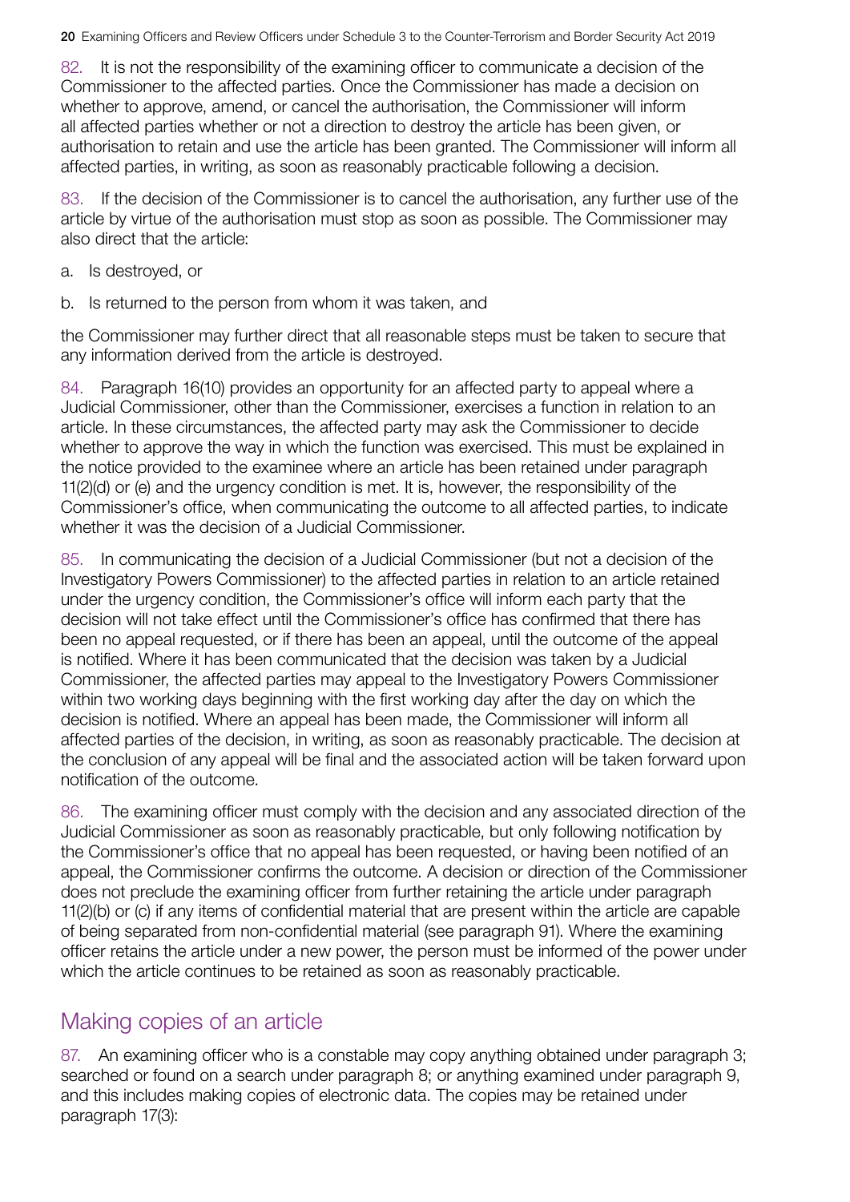82. It is not the responsibility of the examining officer to communicate a decision of the Commissioner to the affected parties. Once the Commissioner has made a decision on whether to approve, amend, or cancel the authorisation, the Commissioner will inform all affected parties whether or not a direction to destroy the article has been given, or authorisation to retain and use the article has been granted. The Commissioner will inform all affected parties, in writing, as soon as reasonably practicable following a decision.

83. If the decision of the Commissioner is to cancel the authorisation, any further use of the article by virtue of the authorisation must stop as soon as possible. The Commissioner may also direct that the article:

a. Is destroyed, or

b. Is returned to the person from whom it was taken, and

the Commissioner may further direct that all reasonable steps must be taken to secure that any information derived from the article is destroyed.

84. Paragraph 16(10) provides an opportunity for an affected party to appeal where a Judicial Commissioner, other than the Commissioner, exercises a function in relation to an article. In these circumstances, the affected party may ask the Commissioner to decide whether to approve the way in which the function was exercised. This must be explained in the notice provided to the examinee where an article has been retained under paragraph 11(2)(d) or (e) and the urgency condition is met. It is, however, the responsibility of the Commissioner's office, when communicating the outcome to all affected parties, to indicate whether it was the decision of a Judicial Commissioner.

85. In communicating the decision of a Judicial Commissioner (but not a decision of the Investigatory Powers Commissioner) to the affected parties in relation to an article retained under the urgency condition, the Commissioner's office will inform each party that the decision will not take effect until the Commissioner's office has confirmed that there has been no appeal requested, or if there has been an appeal, until the outcome of the appeal is notified. Where it has been communicated that the decision was taken by a Judicial Commissioner, the affected parties may appeal to the Investigatory Powers Commissioner within two working days beginning with the first working day after the day on which the decision is notified. Where an appeal has been made, the Commissioner will inform all affected parties of the decision, in writing, as soon as reasonably practicable. The decision at the conclusion of any appeal will be final and the associated action will be taken forward upon notification of the outcome.

86. The examining officer must comply with the decision and any associated direction of the Judicial Commissioner as soon as reasonably practicable, but only following notification by the Commissioner's office that no appeal has been requested, or having been notified of an appeal, the Commissioner confirms the outcome. A decision or direction of the Commissioner does not preclude the examining officer from further retaining the article under paragraph 11(2)(b) or (c) if any items of confidential material that are present within the article are capable of being separated from non-confidential material (see paragraph 91). Where the examining officer retains the article under a new power, the person must be informed of the power under which the article continues to be retained as soon as reasonably practicable.

## Making copies of an article

87. An examining officer who is a constable may copy anything obtained under paragraph 3; searched or found on a search under paragraph 8; or anything examined under paragraph 9, and this includes making copies of electronic data. The copies may be retained under paragraph 17(3):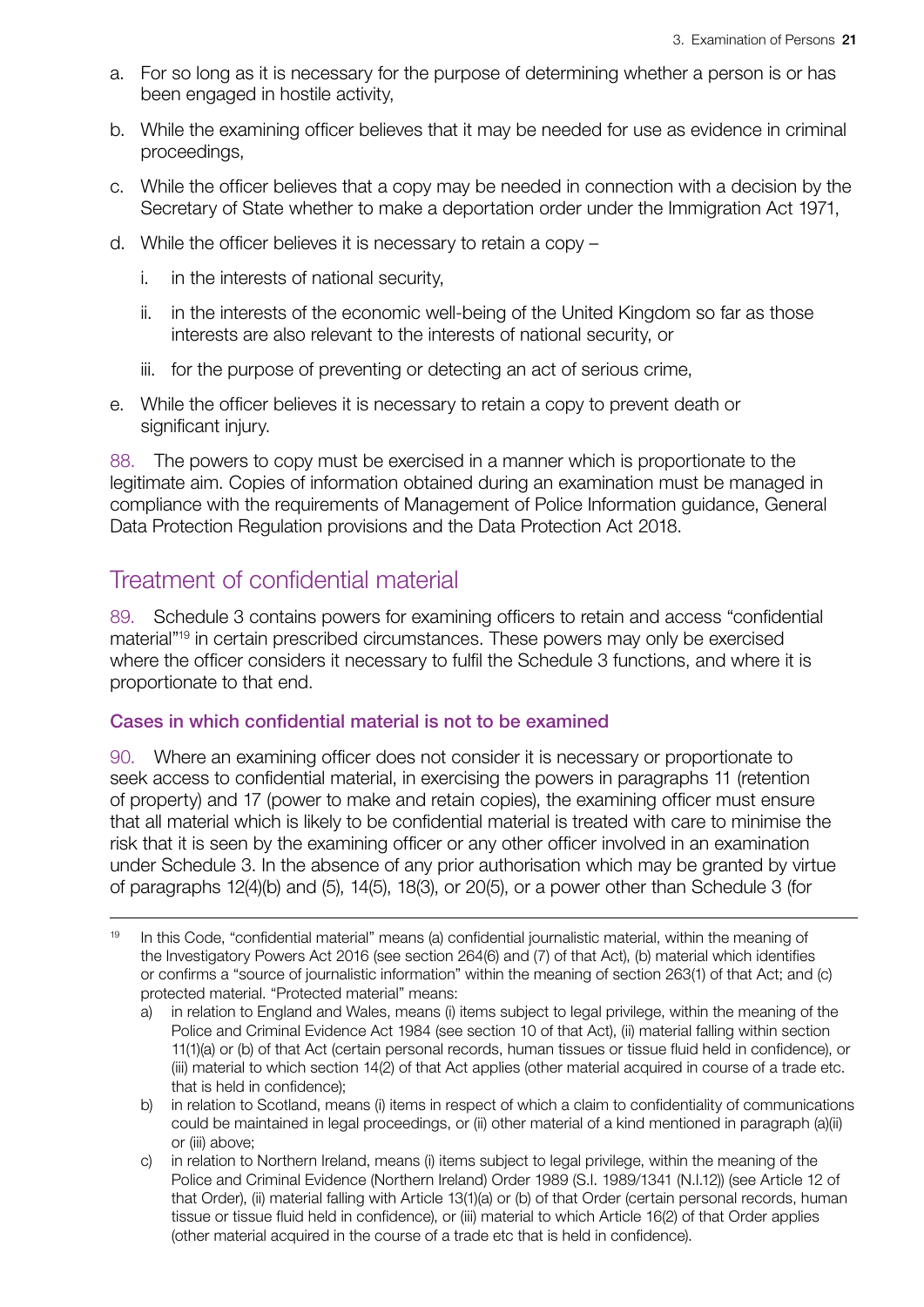a. For so long as it is necessary for the purpose of determining whether a person is or has been engaged in hostile activity,

b. While the examining officer believes that it may be needed for use as evidence in criminal proceedings,

c. While the officer believes that a copy may be needed in connection with a decision by the Secretary of State whether to make a deportation order under the Immigration Act 1971,

d. While the officer believes it is necessary to retain a copy –

   i. in the interests of national security,

   ii. in the interests of the economic well-being of the United Kingdom so far as those interests are also relevant to the interests of national security, or

   iii. for the purpose of preventing or detecting an act of serious crime,

e. While the officer believes it is necessary to retain a copy to prevent death or significant injury.

88. The powers to copy must be exercised in a manner which is proportionate to the legitimate aim. Copies of information obtained during an examination must be managed in compliance with the requirements of Management of Police Information guidance, General Data Protection Regulation provisions and the Data Protection Act 2018.

## Treatment of confidential material

89. Schedule 3 contains powers for examining officers to retain and access "confidential material"[19] in certain prescribed circumstances. These powers may only be exercised where the officer considers it necessary to fulfil the Schedule 3 functions, and where it is proportionate to that end.

### Cases in which confidential material is not to be examined

90. Where an examining officer does not consider it is necessary or proportionate to seek access to confidential material, in exercising the powers in paragraphs 11 (retention of property) and 17 (power to make and retain copies), the examining officer must ensure that all material which is likely to be confidential material is treated with care to minimise the risk that it is seen by the examining officer or any other officer involved in an examination under Schedule 3. In the absence of any prior authorisation which may be granted by virtue of paragraphs 12(4)(b) and (5), 14(5), 18(3), or 20(5), or a power other than Schedule 3 (for

---

[19] In this Code, "confidential material" means (a) confidential journalistic material, within the meaning of the Investigatory Powers Act 2016 (see section 264(6) and (7) of that Act), (b) material which identifies or confirms a "source of journalistic information" within the meaning of section 263(1) of that Act; and (c) protected material. "Protected material" means:

a) in relation to England and Wales, means (i) items subject to legal privilege, within the meaning of the Police and Criminal Evidence Act 1984 (see section 10 of that Act), (ii) material falling within section 11(1)(a) or (b) of that Act (certain personal records, human tissues or tissue fluid held in confidence), or (iii) material to which section 14(2) of that Act applies (other material acquired in course of a trade etc. that is held in confidence);

b) in relation to Scotland, means (i) items in respect of which a claim to confidentiality of communications could be maintained in legal proceedings, or (ii) other material of a kind mentioned in paragraph (a)(ii) or (iii) above;

c) in relation to Northern Ireland, means (i) items subject to legal privilege, within the meaning of the Police and Criminal Evidence (Northern Ireland) Order 1989 (S.I. 1989/1341 (N.I.12)) (see Article 12 of that Order), (ii) material falling with Article 13(1)(a) or (b) of that Order (certain personal records, human tissue or tissue fluid held in confidence), or (iii) material to which Article 16(2) of that Order applies (other material acquired in the course of a trade etc that is held in confidence).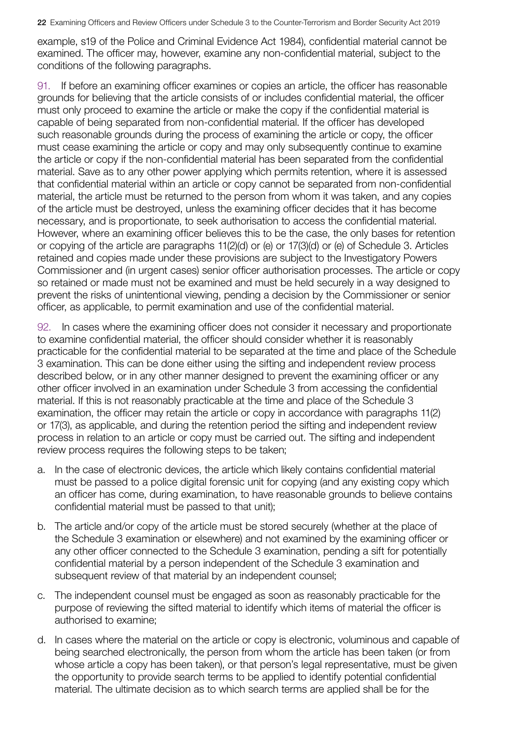example, s19 of the Police and Criminal Evidence Act 1984), confidential material cannot be examined. The officer may, however, examine any non-confidential material, subject to the conditions of the following paragraphs.

91. If before an examining officer examines or copies an article, the officer has reasonable grounds for believing that the article consists of or includes confidential material, the officer must only proceed to examine the article or make the copy if the confidential material is capable of being separated from non-confidential material. If the officer has developed such reasonable grounds during the process of examining the article or copy, the officer must cease examining the article or copy and may only subsequently continue to examine the article or copy if the non-confidential material has been separated from the confidential material. Save as to any other power applying which permits retention, where it is assessed that confidential material within an article or copy cannot be separated from non-confidential material, the article must be returned to the person from whom it was taken, and any copies of the article must be destroyed, unless the examining officer decides that it has become necessary, and is proportionate, to seek authorisation to access the confidential material. However, where an examining officer believes this to be the case, the only bases for retention or copying of the article are paragraphs 11(2)(d) or (e) or 17(3)(d) or (e) of Schedule 3. Articles retained and copies made under these provisions are subject to the Investigatory Powers Commissioner and (in urgent cases) senior officer authorisation processes. The article or copy so retained or made must not be examined and must be held securely in a way designed to prevent the risks of unintentional viewing, pending a decision by the Commissioner or senior officer, as applicable, to permit examination and use of the confidential material.

92. In cases where the examining officer does not consider it necessary and proportionate to examine confidential material, the officer should consider whether it is reasonably practicable for the confidential material to be separated at the time and place of the Schedule 3 examination. This can be done either using the sifting and independent review process described below, or in any other manner designed to prevent the examining officer or any other officer involved in an examination under Schedule 3 from accessing the confidential material. If this is not reasonably practicable at the time and place of the Schedule 3 examination, the officer may retain the article or copy in accordance with paragraphs 11(2) or 17(3), as applicable, and during the retention period the sifting and independent review process in relation to an article or copy must be carried out. The sifting and independent review process requires the following steps to be taken;

a. In the case of electronic devices, the article which likely contains confidential material must be passed to a police digital forensic unit for copying (and any existing copy which an officer has come, during examination, to have reasonable grounds to believe contains confidential material must be passed to that unit);

b. The article and/or copy of the article must be stored securely (whether at the place of the Schedule 3 examination or elsewhere) and not examined by the examining officer or any other officer connected to the Schedule 3 examination, pending a sift for potentially confidential material by a person independent of the Schedule 3 examination and subsequent review of that material by an independent counsel;

c. The independent counsel must be engaged as soon as reasonably practicable for the purpose of reviewing the sifted material to identify which items of material the officer is authorised to examine;

d. In cases where the material on the article or copy is electronic, voluminous and capable of being searched electronically, the person from whom the article has been taken (or from whose article a copy has been taken), or that person's legal representative, must be given the opportunity to provide search terms to be applied to identify potential confidential material. The ultimate decision as to which search terms are applied shall be for the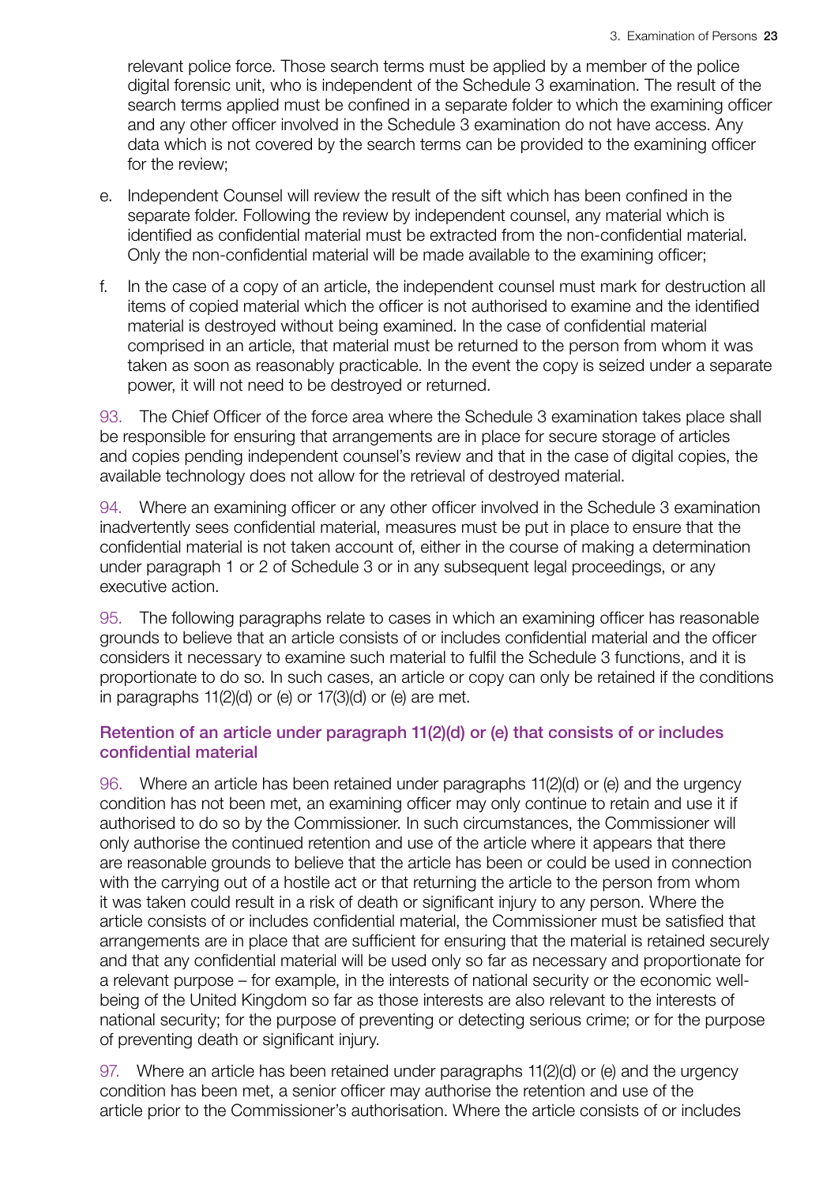relevant police force. Those search terms must be applied by a member of the police digital forensic unit, who is independent of the Schedule 3 examination. The result of the search terms applied must be confined in a separate folder to which the examining officer and any other officer involved in the Schedule 3 examination do not have access. Any data which is not covered by the search terms can be provided to the examining officer for the review;

e. Independent Counsel will review the result of the sift which has been confined in the separate folder. Following the review by independent counsel, any material which is identified as confidential material must be extracted from the non-confidential material. Only the non-confidential material will be made available to the examining officer;

f. In the case of a copy of an article, the independent counsel must mark for destruction all items of copied material which the officer is not authorised to examine and the identified material is destroyed without being examined. In the case of confidential material comprised in an article, that material must be returned to the person from whom it was taken as soon as reasonably practicable. In the event the copy is seized under a separate power, it will not need to be destroyed or returned.

93. The Chief Officer of the force area where the Schedule 3 examination takes place shall be responsible for ensuring that arrangements are in place for secure storage of articles and copies pending independent counsel's review and that in the case of digital copies, the available technology does not allow for the retrieval of destroyed material.

94. Where an examining officer or any other officer involved in the Schedule 3 examination inadvertently sees confidential material, measures must be put in place to ensure that the confidential material is not taken account of, either in the course of making a determination under paragraph 1 or 2 of Schedule 3 or in any subsequent legal proceedings, or any executive action.

95. The following paragraphs relate to cases in which an examining officer has reasonable grounds to believe that an article consists of or includes confidential material and the officer considers it necessary to examine such material to fulfil the Schedule 3 functions, and it is proportionate to do so. In such cases, an article or copy can only be retained if the conditions in paragraphs 11(2)(d) or (e) or 17(3)(d) or (e) are met.

### Retention of an article under paragraph 11(2)(d) or (e) that consists of or includes confidential material

96. Where an article has been retained under paragraphs 11(2)(d) or (e) and the urgency condition has not been met, an examining officer may only continue to retain and use it if authorised to do so by the Commissioner. In such circumstances, the Commissioner will only authorise the continued retention and use of the article where it appears that there are reasonable grounds to believe that the article has been or could be used in connection with the carrying out of a hostile act or that returning the article to the person from whom it was taken could result in a risk of death or significant injury to any person. Where the article consists of or includes confidential material, the Commissioner must be satisfied that arrangements are in place that are sufficient for ensuring that the material is retained securely and that any confidential material will be used only so far as necessary and proportionate for a relevant purpose – for example, in the interests of national security or the economic well-being of the United Kingdom so far as those interests are also relevant to the interests of national security; for the purpose of preventing or detecting serious crime; or for the purpose of preventing death or significant injury.

97. Where an article has been retained under paragraphs 11(2)(d) or (e) and the urgency condition has been met, a senior officer may authorise the retention and use of the article prior to the Commissioner's authorisation. Where the article consists of or includes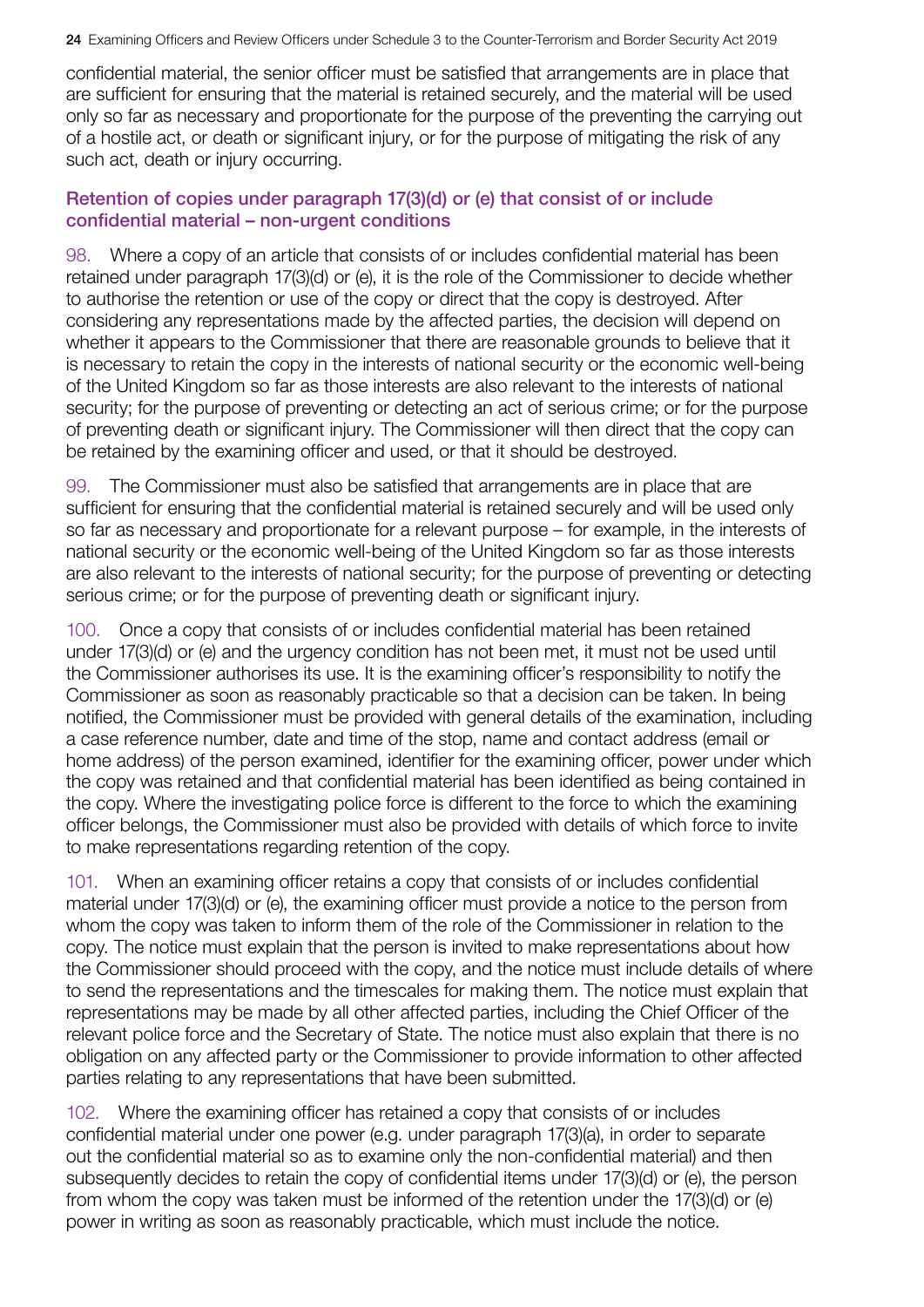confidential material, the senior officer must be satisfied that arrangements are in place that are sufficient for ensuring that the material is retained securely, and the material will be used only so far as necessary and proportionate for the purpose of the preventing the carrying out of a hostile act, or death or significant injury, or for the purpose of mitigating the risk of any such act, death or injury occurring.

### Retention of copies under paragraph 17(3)(d) or (e) that consist of or include confidential material – non-urgent conditions

98. Where a copy of an article that consists of or includes confidential material has been retained under paragraph 17(3)(d) or (e), it is the role of the Commissioner to decide whether to authorise the retention or use of the copy or direct that the copy is destroyed. After considering any representations made by the affected parties, the decision will depend on whether it appears to the Commissioner that there are reasonable grounds to believe that it is necessary to retain the copy in the interests of national security or the economic well-being of the United Kingdom so far as those interests are also relevant to the interests of national security; for the purpose of preventing or detecting an act of serious crime; or for the purpose of preventing death or significant injury. The Commissioner will then direct that the copy can be retained by the examining officer and used, or that it should be destroyed.

99. The Commissioner must also be satisfied that arrangements are in place that are sufficient for ensuring that the confidential material is retained securely and will be used only so far as necessary and proportionate for a relevant purpose – for example, in the interests of national security or the economic well-being of the United Kingdom so far as those interests are also relevant to the interests of national security; for the purpose of preventing or detecting serious crime; or for the purpose of preventing death or significant injury.

100. Once a copy that consists of or includes confidential material has been retained under 17(3)(d) or (e) and the urgency condition has not been met, it must not be used until the Commissioner authorises its use. It is the examining officer's responsibility to notify the Commissioner as soon as reasonably practicable so that a decision can be taken. In being notified, the Commissioner must be provided with general details of the examination, including a case reference number, date and time of the stop, name and contact address (email or home address) of the person examined, identifier for the examining officer, power under which the copy was retained and that confidential material has been identified as being contained in the copy. Where the investigating police force is different to the force to which the examining officer belongs, the Commissioner must also be provided with details of which force to invite to make representations regarding retention of the copy.

101. When an examining officer retains a copy that consists of or includes confidential material under 17(3)(d) or (e), the examining officer must provide a notice to the person from whom the copy was taken to inform them of the role of the Commissioner in relation to the copy. The notice must explain that the person is invited to make representations about how the Commissioner should proceed with the copy, and the notice must include details of where to send the representations and the timescales for making them. The notice must explain that representations may be made by all other affected parties, including the Chief Officer of the relevant police force and the Secretary of State. The notice must also explain that there is no obligation on any affected party or the Commissioner to provide information to other affected parties relating to any representations that have been submitted.

102. Where the examining officer has retained a copy that consists of or includes confidential material under one power (e.g. under paragraph 17(3)(a), in order to separate out the confidential material so as to examine only the non-confidential material) and then subsequently decides to retain the copy of confidential items under 17(3)(d) or (e), the person from whom the copy was taken must be informed of the retention under the 17(3)(d) or (e) power in writing as soon as reasonably practicable, which must include the notice.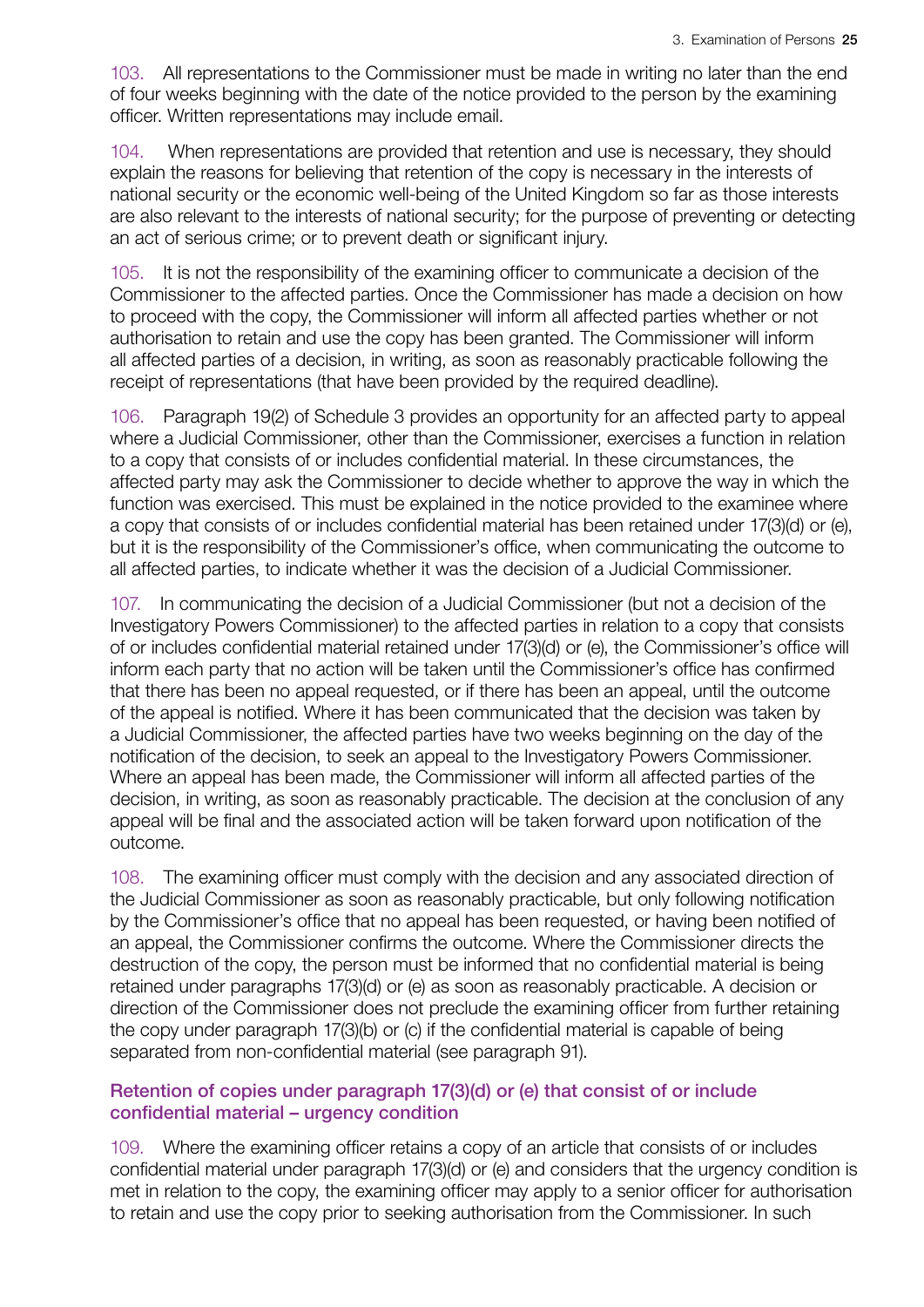103. All representations to the Commissioner must be made in writing no later than the end of four weeks beginning with the date of the notice provided to the person by the examining officer. Written representations may include email.

104. When representations are provided that retention and use is necessary, they should explain the reasons for believing that retention of the copy is necessary in the interests of national security or the economic well-being of the United Kingdom so far as those interests are also relevant to the interests of national security; for the purpose of preventing or detecting an act of serious crime; or to prevent death or significant injury.

105. It is not the responsibility of the examining officer to communicate a decision of the Commissioner to the affected parties. Once the Commissioner has made a decision on how to proceed with the copy, the Commissioner will inform all affected parties whether or not authorisation to retain and use the copy has been granted. The Commissioner will inform all affected parties of a decision, in writing, as soon as reasonably practicable following the receipt of representations (that have been provided by the required deadline).

106. Paragraph 19(2) of Schedule 3 provides an opportunity for an affected party to appeal where a Judicial Commissioner, other than the Commissioner, exercises a function in relation to a copy that consists of or includes confidential material. In these circumstances, the affected party may ask the Commissioner to decide whether to approve the way in which the function was exercised. This must be explained in the notice provided to the examinee where a copy that consists of or includes confidential material has been retained under 17(3)(d) or (e), but it is the responsibility of the Commissioner's office, when communicating the outcome to all affected parties, to indicate whether it was the decision of a Judicial Commissioner.

107. In communicating the decision of a Judicial Commissioner (but not a decision of the Investigatory Powers Commissioner) to the affected parties in relation to a copy that consists of or includes confidential material retained under 17(3)(d) or (e), the Commissioner's office will inform each party that no action will be taken until the Commissioner's office has confirmed that there has been no appeal requested, or if there has been an appeal, until the outcome of the appeal is notified. Where it has been communicated that the decision was taken by a Judicial Commissioner, the affected parties have two weeks beginning on the day of the notification of the decision, to seek an appeal to the Investigatory Powers Commissioner. Where an appeal has been made, the Commissioner will inform all affected parties of the decision, in writing, as soon as reasonably practicable. The decision at the conclusion of any appeal will be final and the associated action will be taken forward upon notification of the outcome.

108. The examining officer must comply with the decision and any associated direction of the Judicial Commissioner as soon as reasonably practicable, but only following notification by the Commissioner's office that no appeal has been requested, or having been notified of an appeal, the Commissioner confirms the outcome. Where the Commissioner directs the destruction of the copy, the person must be informed that no confidential material is being retained under paragraphs 17(3)(d) or (e) as soon as reasonably practicable. A decision or direction of the Commissioner does not preclude the examining officer from further retaining the copy under paragraph 17(3)(b) or (c) if the confidential material is capable of being separated from non-confidential material (see paragraph 91).

### Retention of copies under paragraph 17(3)(d) or (e) that consist of or include confidential material – urgency condition

109. Where the examining officer retains a copy of an article that consists of or includes confidential material under paragraph 17(3)(d) or (e) and considers that the urgency condition is met in relation to the copy, the examining officer may apply to a senior officer for authorisation to retain and use the copy prior to seeking authorisation from the Commissioner. In such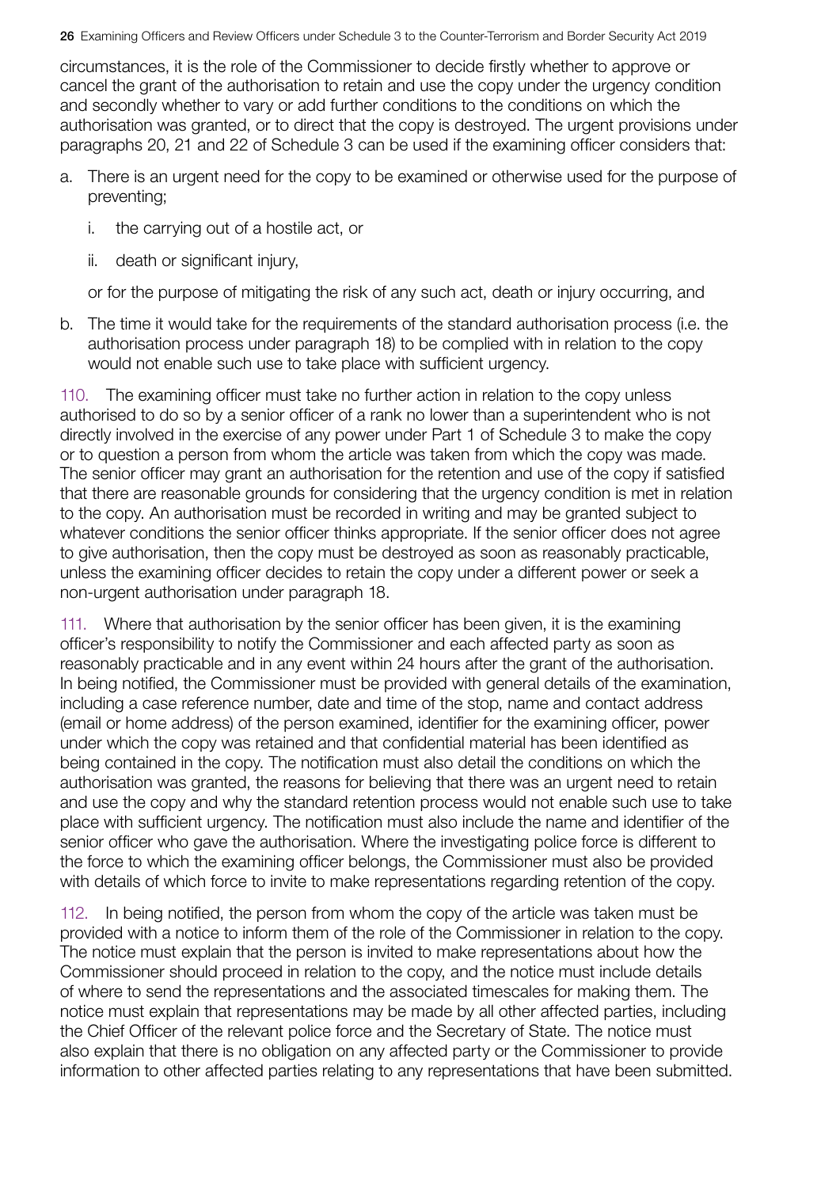circumstances, it is the role of the Commissioner to decide firstly whether to approve or cancel the grant of the authorisation to retain and use the copy under the urgency condition and secondly whether to vary or add further conditions to the conditions on which the authorisation was granted, or to direct that the copy is destroyed. The urgent provisions under paragraphs 20, 21 and 22 of Schedule 3 can be used if the examining officer considers that:

a. There is an urgent need for the copy to be examined or otherwise used for the purpose of preventing;

    i. the carrying out of a hostile act, or

    ii. death or significant injury,

    or for the purpose of mitigating the risk of any such act, death or injury occurring, and

b. The time it would take for the requirements of the standard authorisation process (i.e. the authorisation process under paragraph 18) to be complied with in relation to the copy would not enable such use to take place with sufficient urgency.

110. The examining officer must take no further action in relation to the copy unless authorised to do so by a senior officer of a rank no lower than a superintendent who is not directly involved in the exercise of any power under Part 1 of Schedule 3 to make the copy or to question a person from whom the article was taken from which the copy was made. The senior officer may grant an authorisation for the retention and use of the copy if satisfied that there are reasonable grounds for considering that the urgency condition is met in relation to the copy. An authorisation must be recorded in writing and may be granted subject to whatever conditions the senior officer thinks appropriate. If the senior officer does not agree to give authorisation, then the copy must be destroyed as soon as reasonably practicable, unless the examining officer decides to retain the copy under a different power or seek a non-urgent authorisation under paragraph 18.

111. Where that authorisation by the senior officer has been given, it is the examining officer's responsibility to notify the Commissioner and each affected party as soon as reasonably practicable and in any event within 24 hours after the grant of the authorisation. In being notified, the Commissioner must be provided with general details of the examination, including a case reference number, date and time of the stop, name and contact address (email or home address) of the person examined, identifier for the examining officer, power under which the copy was retained and that confidential material has been identified as being contained in the copy. The notification must also detail the conditions on which the authorisation was granted, the reasons for believing that there was an urgent need to retain and use the copy and why the standard retention process would not enable such use to take place with sufficient urgency. The notification must also include the name and identifier of the senior officer who gave the authorisation. Where the investigating police force is different to the force to which the examining officer belongs, the Commissioner must also be provided with details of which force to invite to make representations regarding retention of the copy.

112. In being notified, the person from whom the copy of the article was taken must be provided with a notice to inform them of the role of the Commissioner in relation to the copy. The notice must explain that the person is invited to make representations about how the Commissioner should proceed in relation to the copy, and the notice must include details of where to send the representations and the associated timescales for making them. The notice must explain that representations may be made by all other affected parties, including the Chief Officer of the relevant police force and the Secretary of State. The notice must also explain that there is no obligation on any affected party or the Commissioner to provide information to other affected parties relating to any representations that have been submitted.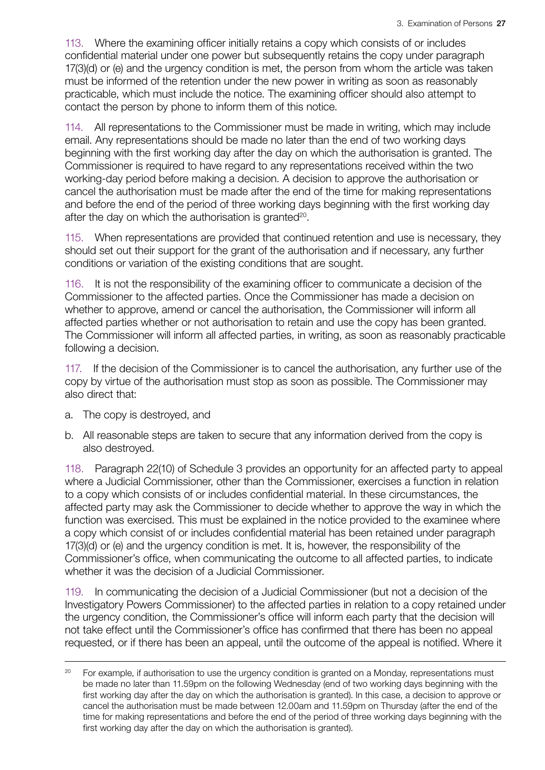113. Where the examining officer initially retains a copy which consists of or includes confidential material under one power but subsequently retains the copy under paragraph 17(3)(d) or (e) and the urgency condition is met, the person from whom the article was taken must be informed of the retention under the new power in writing as soon as reasonably practicable, which must include the notice. The examining officer should also attempt to contact the person by phone to inform them of this notice.

114. All representations to the Commissioner must be made in writing, which may include email. Any representations should be made no later than the end of two working days beginning with the first working day after the day on which the authorisation is granted. The Commissioner is required to have regard to any representations received within the two working-day period before making a decision. A decision to approve the authorisation or cancel the authorisation must be made after the end of the time for making representations and before the end of the period of three working days beginning with the first working day after the day on which the authorisation is granted[20].

115. When representations are provided that continued retention and use is necessary, they should set out their support for the grant of the authorisation and if necessary, any further conditions or variation of the existing conditions that are sought.

116. It is not the responsibility of the examining officer to communicate a decision of the Commissioner to the affected parties. Once the Commissioner has made a decision on whether to approve, amend or cancel the authorisation, the Commissioner will inform all affected parties whether or not authorisation to retain and use the copy has been granted. The Commissioner will inform all affected parties, in writing, as soon as reasonably practicable following a decision.

117. If the decision of the Commissioner is to cancel the authorisation, any further use of the copy by virtue of the authorisation must stop as soon as possible. The Commissioner may also direct that:

a. The copy is destroyed, and

b. All reasonable steps are taken to secure that any information derived from the copy is also destroyed.

118. Paragraph 22(10) of Schedule 3 provides an opportunity for an affected party to appeal where a Judicial Commissioner, other than the Commissioner, exercises a function in relation to a copy which consists of or includes confidential material. In these circumstances, the affected party may ask the Commissioner to decide whether to approve the way in which the function was exercised. This must be explained in the notice provided to the examinee where a copy which consist of or includes confidential material has been retained under paragraph 17(3)(d) or (e) and the urgency condition is met. It is, however, the responsibility of the Commissioner's office, when communicating the outcome to all affected parties, to indicate whether it was the decision of a Judicial Commissioner.

119. In communicating the decision of a Judicial Commissioner (but not a decision of the Investigatory Powers Commissioner) to the affected parties in relation to a copy retained under the urgency condition, the Commissioner's office will inform each party that the decision will not take effect until the Commissioner's office has confirmed that there has been no appeal requested, or if there has been an appeal, until the outcome of the appeal is notified. Where it

---

[20] For example, if authorisation to use the urgency condition is granted on a Monday, representations must be made no later than 11.59pm on the following Wednesday (end of two working days beginning with the first working day after the day on which the authorisation is granted). In this case, a decision to approve or cancel the authorisation must be made between 12.00am and 11.59pm on Thursday (after the end of the time for making representations and before the end of the period of three working days beginning with the first working day after the day on which the authorisation is granted).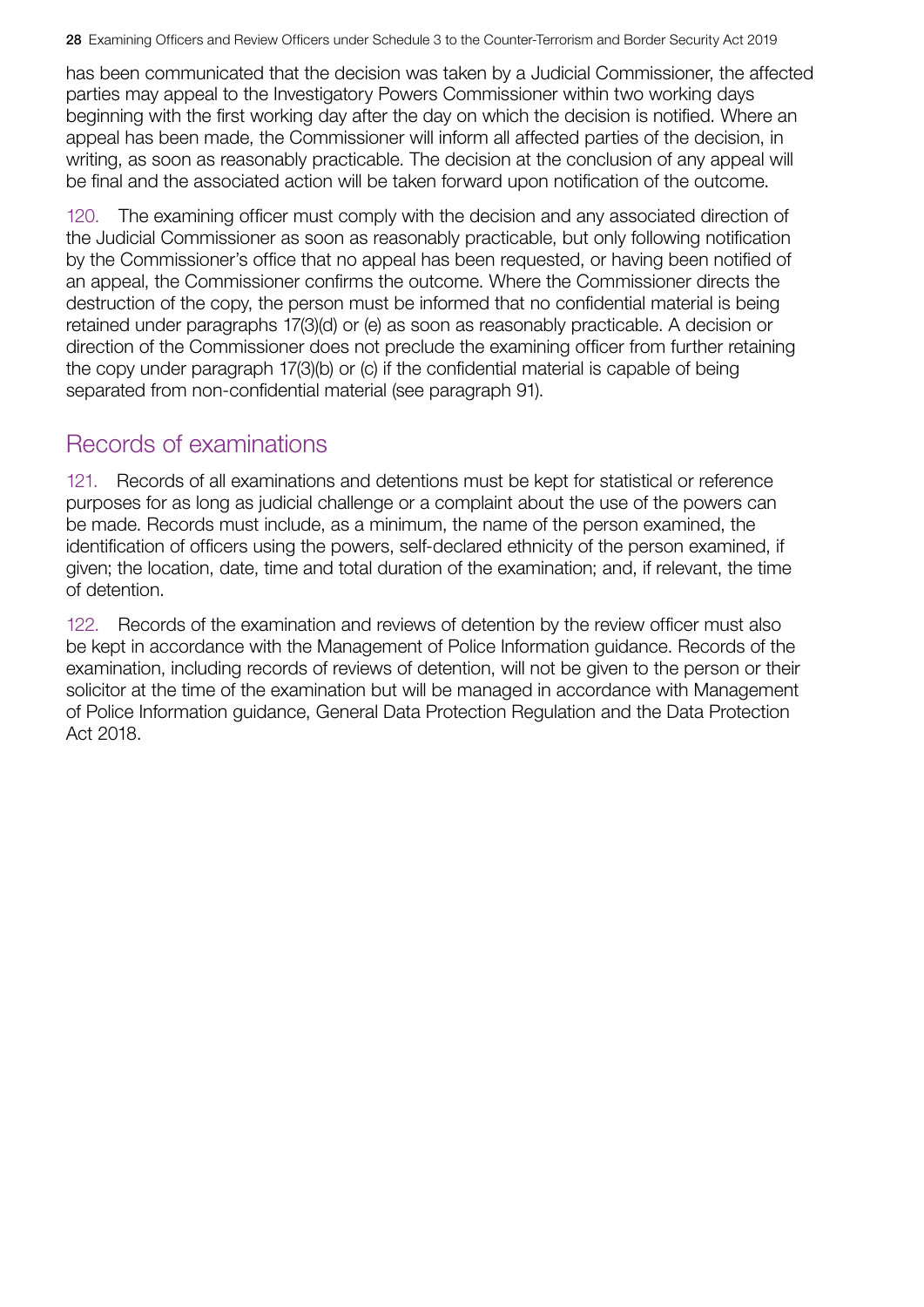has been communicated that the decision was taken by a Judicial Commissioner, the affected parties may appeal to the Investigatory Powers Commissioner within two working days beginning with the first working day after the day on which the decision is notified. Where an appeal has been made, the Commissioner will inform all affected parties of the decision, in writing, as soon as reasonably practicable. The decision at the conclusion of any appeal will be final and the associated action will be taken forward upon notification of the outcome.

120. The examining officer must comply with the decision and any associated direction of the Judicial Commissioner as soon as reasonably practicable, but only following notification by the Commissioner's office that no appeal has been requested, or having been notified of an appeal, the Commissioner confirms the outcome. Where the Commissioner directs the destruction of the copy, the person must be informed that no confidential material is being retained under paragraphs 17(3)(d) or (e) as soon as reasonably practicable. A decision or direction of the Commissioner does not preclude the examining officer from further retaining the copy under paragraph 17(3)(b) or (c) if the confidential material is capable of being separated from non-confidential material (see paragraph 91).

## Records of examinations

121. Records of all examinations and detentions must be kept for statistical or reference purposes for as long as judicial challenge or a complaint about the use of the powers can be made. Records must include, as a minimum, the name of the person examined, the identification of officers using the powers, self-declared ethnicity of the person examined, if given; the location, date, time and total duration of the examination; and, if relevant, the time of detention.

122. Records of the examination and reviews of detention by the review officer must also be kept in accordance with the Management of Police Information guidance. Records of the examination, including records of reviews of detention, will not be given to the person or their solicitor at the time of the examination but will be managed in accordance with Management of Police Information guidance, General Data Protection Regulation and the Data Protection Act 2018.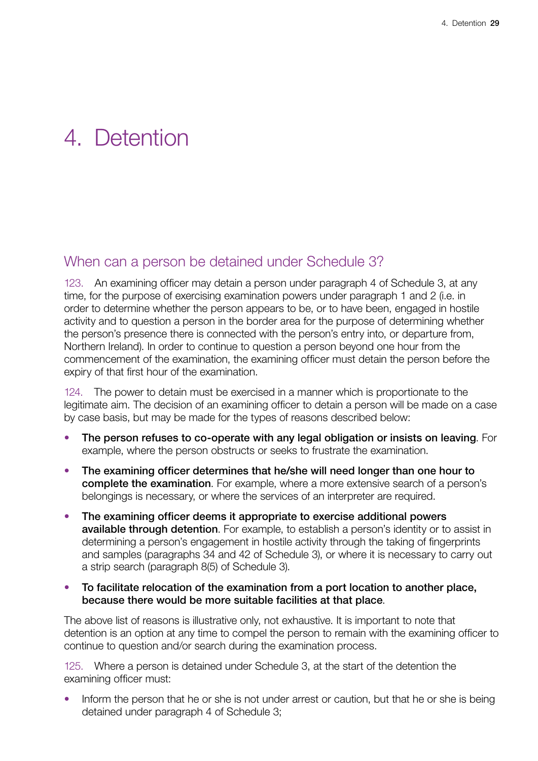# 4. Detention

## When can a person be detained under Schedule 3?

123. An examining officer may detain a person under paragraph 4 of Schedule 3, at any time, for the purpose of exercising examination powers under paragraph 1 and 2 (i.e. in order to determine whether the person appears to be, or to have been, engaged in hostile activity and to question a person in the border area for the purpose of determining whether the person's presence there is connected with the person's entry into, or departure from, Northern Ireland). In order to continue to question a person beyond one hour from the commencement of the examination, the examining officer must detain the person before the expiry of that first hour of the examination.

124. The power to detain must be exercised in a manner which is proportionate to the legitimate aim. The decision of an examining officer to detain a person will be made on a case by case basis, but may be made for the types of reasons described below:

- **The person refuses to co-operate with any legal obligation or insists on leaving**. For example, where the person obstructs or seeks to frustrate the examination.
- **The examining officer determines that he/she will need longer than one hour to complete the examination**. For example, where a more extensive search of a person's belongings is necessary, or where the services of an interpreter are required.
- **The examining officer deems it appropriate to exercise additional powers available through detention**. For example, to establish a person's identity or to assist in determining a person's engagement in hostile activity through the taking of fingerprints and samples (paragraphs 34 and 42 of Schedule 3), or where it is necessary to carry out a strip search (paragraph 8(5) of Schedule 3).
- **To facilitate relocation of the examination from a port location to another place, because there would be more suitable facilities at that place**.

The above list of reasons is illustrative only, not exhaustive. It is important to note that detention is an option at any time to compel the person to remain with the examining officer to continue to question and/or search during the examination process.

125. Where a person is detained under Schedule 3, at the start of the detention the examining officer must:

- Inform the person that he or she is not under arrest or caution, but that he or she is being detained under paragraph 4 of Schedule 3;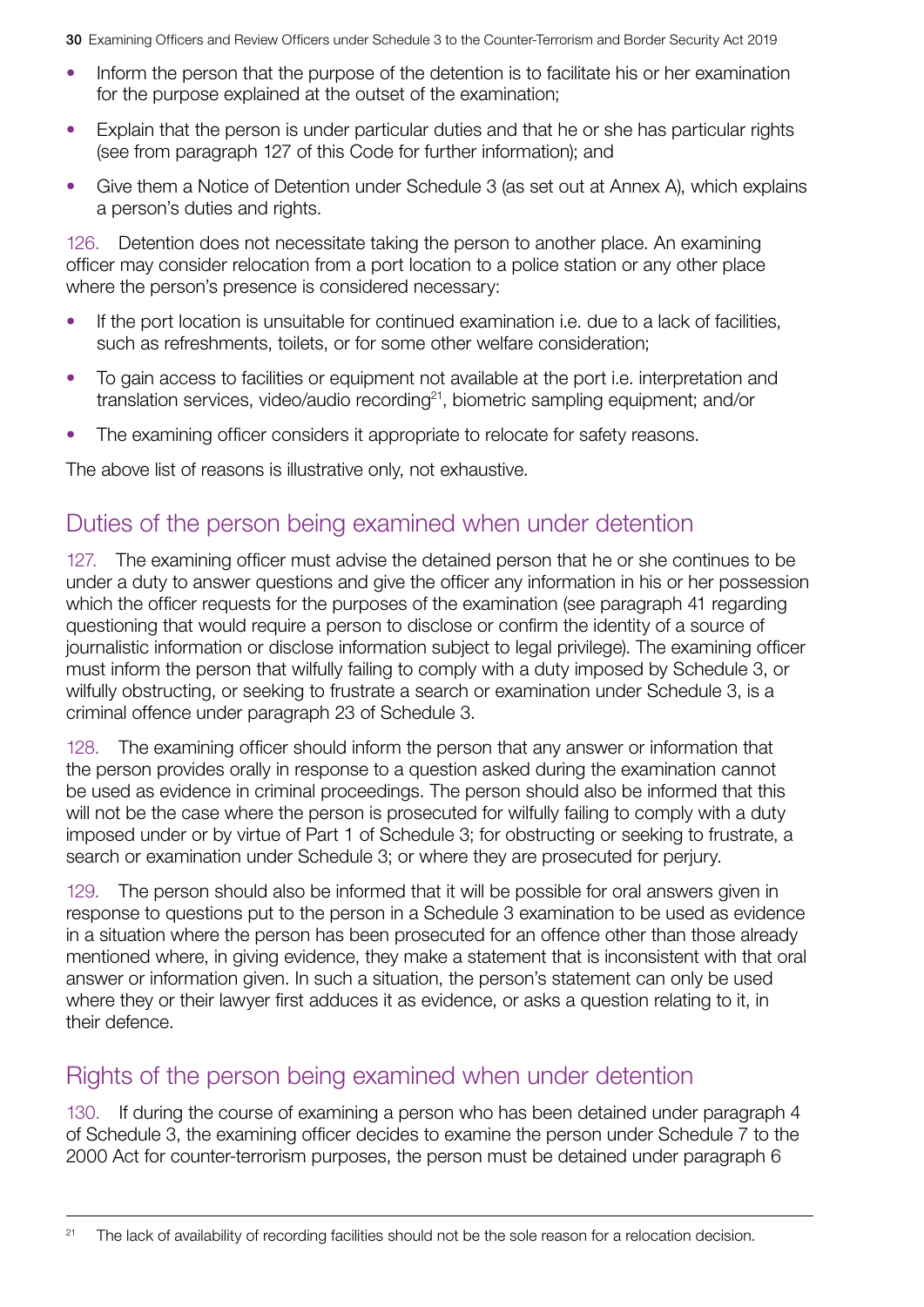- Inform the person that the purpose of the detention is to facilitate his or her examination for the purpose explained at the outset of the examination;
- Explain that the person is under particular duties and that he or she has particular rights (see from paragraph 127 of this Code for further information); and
- Give them a Notice of Detention under Schedule 3 (as set out at Annex A), which explains a person's duties and rights.

126. Detention does not necessitate taking the person to another place. An examining officer may consider relocation from a port location to a police station or any other place where the person's presence is considered necessary:

- If the port location is unsuitable for continued examination i.e. due to a lack of facilities, such as refreshments, toilets, or for some other welfare consideration;
- To gain access to facilities or equipment not available at the port i.e. interpretation and translation services, video/audio recording[21], biometric sampling equipment; and/or
- The examining officer considers it appropriate to relocate for safety reasons.

The above list of reasons is illustrative only, not exhaustive.

## Duties of the person being examined when under detention

127. The examining officer must advise the detained person that he or she continues to be under a duty to answer questions and give the officer any information in his or her possession which the officer requests for the purposes of the examination (see paragraph 41 regarding questioning that would require a person to disclose or confirm the identity of a source of journalistic information or disclose information subject to legal privilege). The examining officer must inform the person that wilfully failing to comply with a duty imposed by Schedule 3, or wilfully obstructing, or seeking to frustrate a search or examination under Schedule 3, is a criminal offence under paragraph 23 of Schedule 3.

128. The examining officer should inform the person that any answer or information that the person provides orally in response to a question asked during the examination cannot be used as evidence in criminal proceedings. The person should also be informed that this will not be the case where the person is prosecuted for wilfully failing to comply with a duty imposed under or by virtue of Part 1 of Schedule 3; for obstructing or seeking to frustrate, a search or examination under Schedule 3; or where they are prosecuted for perjury.

129. The person should also be informed that it will be possible for oral answers given in response to questions put to the person in a Schedule 3 examination to be used as evidence in a situation where the person has been prosecuted for an offence other than those already mentioned where, in giving evidence, they make a statement that is inconsistent with that oral answer or information given. In such a situation, the person's statement can only be used where they or their lawyer first adduces it as evidence, or asks a question relating to it, in their defence.

## Rights of the person being examined when under detention

130. If during the course of examining a person who has been detained under paragraph 4 of Schedule 3, the examining officer decides to examine the person under Schedule 7 to the 2000 Act for counter-terrorism purposes, the person must be detained under paragraph 6

[21] The lack of availability of recording facilities should not be the sole reason for a relocation decision.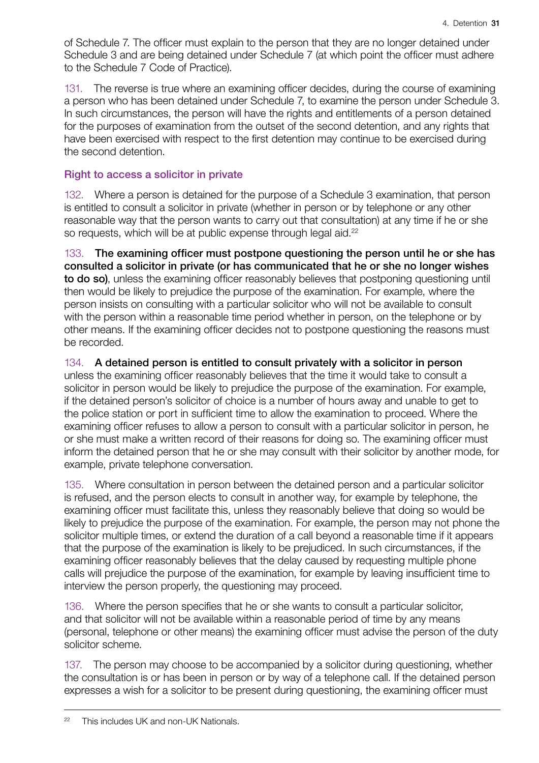of Schedule 7. The officer must explain to the person that they are no longer detained under Schedule 3 and are being detained under Schedule 7 (at which point the officer must adhere to the Schedule 7 Code of Practice).

131. The reverse is true where an examining officer decides, during the course of examining a person who has been detained under Schedule 7, to examine the person under Schedule 3. In such circumstances, the person will have the rights and entitlements of a person detained for the purposes of examination from the outset of the second detention, and any rights that have been exercised with respect to the first detention may continue to be exercised during the second detention.

### Right to access a solicitor in private

132. Where a person is detained for the purpose of a Schedule 3 examination, that person is entitled to consult a solicitor in private (whether in person or by telephone or any other reasonable way that the person wants to carry out that consultation) at any time if he or she so requests, which will be at public expense through legal aid.[22]

133. **The examining officer must postpone questioning the person until he or she has consulted a solicitor in private (or has communicated that he or she no longer wishes to do so)**, unless the examining officer reasonably believes that postponing questioning until then would be likely to prejudice the purpose of the examination. For example, where the person insists on consulting with a particular solicitor who will not be available to consult with the person within a reasonable time period whether in person, on the telephone or by other means. If the examining officer decides not to postpone questioning the reasons must be recorded.

134. **A detained person is entitled to consult privately with a solicitor in person** unless the examining officer reasonably believes that the time it would take to consult a solicitor in person would be likely to prejudice the purpose of the examination. For example, if the detained person's solicitor of choice is a number of hours away and unable to get to the police station or port in sufficient time to allow the examination to proceed. Where the examining officer refuses to allow a person to consult with a particular solicitor in person, he or she must make a written record of their reasons for doing so. The examining officer must inform the detained person that he or she may consult with their solicitor by another mode, for example, private telephone conversation.

135. Where consultation in person between the detained person and a particular solicitor is refused, and the person elects to consult in another way, for example by telephone, the examining officer must facilitate this, unless they reasonably believe that doing so would be likely to prejudice the purpose of the examination. For example, the person may not phone the solicitor multiple times, or extend the duration of a call beyond a reasonable time if it appears that the purpose of the examination is likely to be prejudiced. In such circumstances, if the examining officer reasonably believes that the delay caused by requesting multiple phone calls will prejudice the purpose of the examination, for example by leaving insufficient time to interview the person properly, the questioning may proceed.

136. Where the person specifies that he or she wants to consult a particular solicitor, and that solicitor will not be available within a reasonable period of time by any means (personal, telephone or other means) the examining officer must advise the person of the duty solicitor scheme.

137. The person may choose to be accompanied by a solicitor during questioning, whether the consultation is or has been in person or by way of a telephone call. If the detained person expresses a wish for a solicitor to be present during questioning, the examining officer must

[22] This includes UK and non-UK Nationals.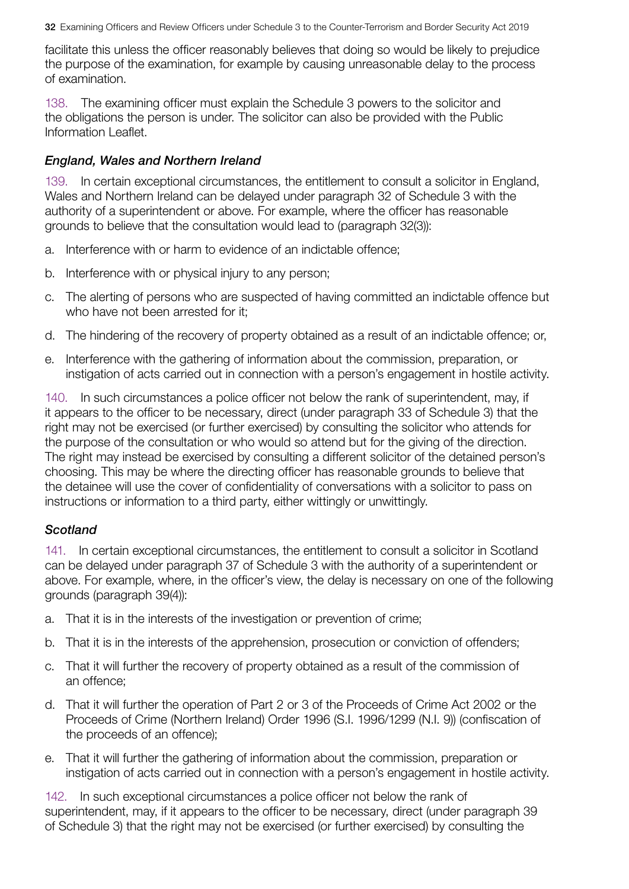facilitate this unless the officer reasonably believes that doing so would be likely to prejudice the purpose of the examination, for example by causing unreasonable delay to the process of examination.

138. The examining officer must explain the Schedule 3 powers to the solicitor and the obligations the person is under. The solicitor can also be provided with the Public Information Leaflet.

### *England, Wales and Northern Ireland*

139. In certain exceptional circumstances, the entitlement to consult a solicitor in England, Wales and Northern Ireland can be delayed under paragraph 32 of Schedule 3 with the authority of a superintendent or above. For example, where the officer has reasonable grounds to believe that the consultation would lead to (paragraph 32(3)):

a. Interference with or harm to evidence of an indictable offence;

b. Interference with or physical injury to any person;

c. The alerting of persons who are suspected of having committed an indictable offence but who have not been arrested for it;

d. The hindering of the recovery of property obtained as a result of an indictable offence; or,

e. Interference with the gathering of information about the commission, preparation, or instigation of acts carried out in connection with a person's engagement in hostile activity.

140. In such circumstances a police officer not below the rank of superintendent, may, if it appears to the officer to be necessary, direct (under paragraph 33 of Schedule 3) that the right may not be exercised (or further exercised) by consulting the solicitor who attends for the purpose of the consultation or who would so attend but for the giving of the direction. The right may instead be exercised by consulting a different solicitor of the detained person's choosing. This may be where the directing officer has reasonable grounds to believe that the detainee will use the cover of confidentiality of conversations with a solicitor to pass on instructions or information to a third party, either wittingly or unwittingly.

### *Scotland*

141. In certain exceptional circumstances, the entitlement to consult a solicitor in Scotland can be delayed under paragraph 37 of Schedule 3 with the authority of a superintendent or above. For example, where, in the officer's view, the delay is necessary on one of the following grounds (paragraph 39(4)):

a. That it is in the interests of the investigation or prevention of crime;

b. That it is in the interests of the apprehension, prosecution or conviction of offenders;

c. That it will further the recovery of property obtained as a result of the commission of an offence;

d. That it will further the operation of Part 2 or 3 of the Proceeds of Crime Act 2002 or the Proceeds of Crime (Northern Ireland) Order 1996 (S.I. 1996/1299 (N.I. 9)) (confiscation of the proceeds of an offence);

e. That it will further the gathering of information about the commission, preparation or instigation of acts carried out in connection with a person's engagement in hostile activity.

142. In such exceptional circumstances a police officer not below the rank of superintendent, may, if it appears to the officer to be necessary, direct (under paragraph 39 of Schedule 3) that the right may not be exercised (or further exercised) by consulting the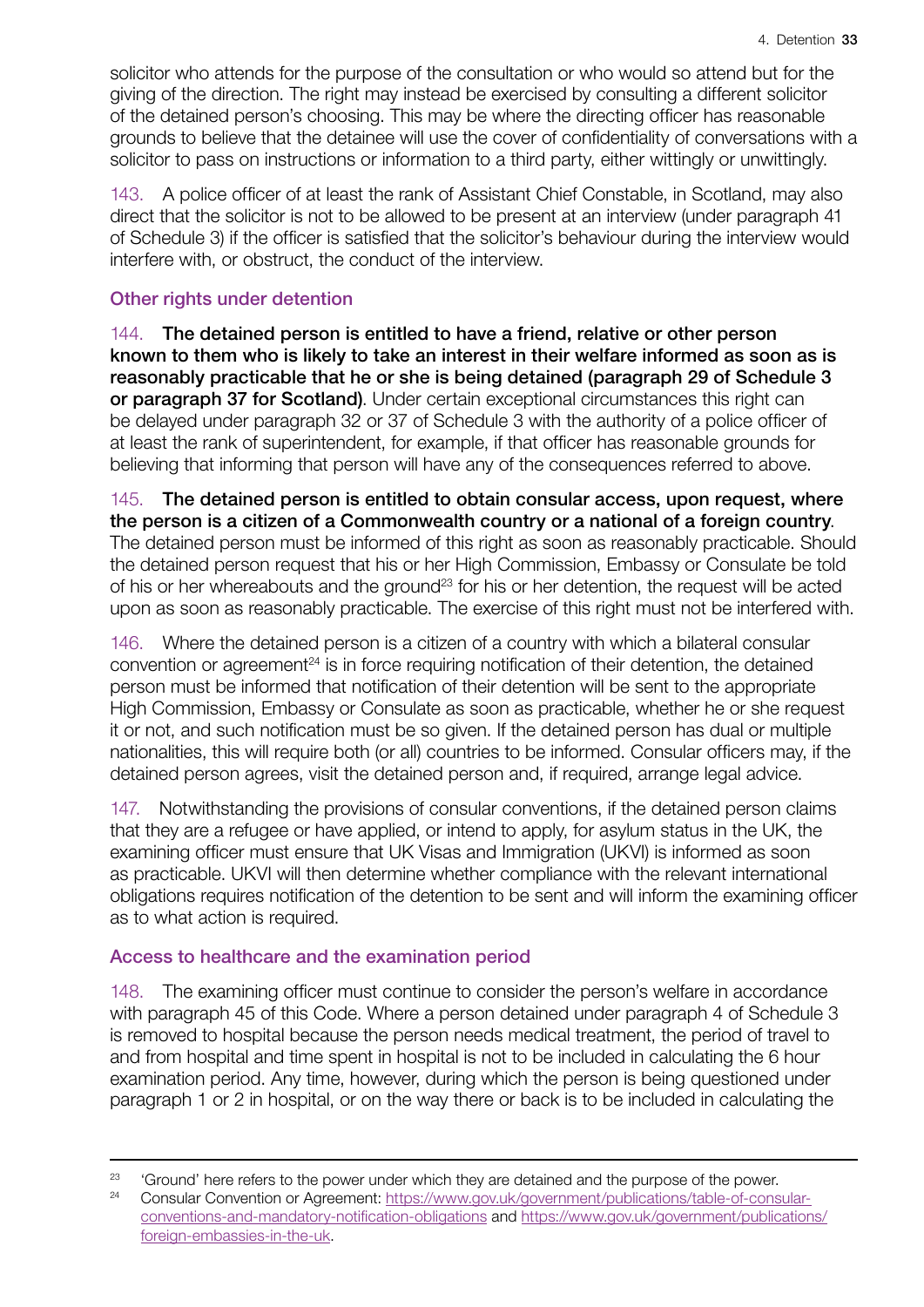solicitor who attends for the purpose of the consultation or who would so attend but for the giving of the direction. The right may instead be exercised by consulting a different solicitor of the detained person's choosing. This may be where the directing officer has reasonable grounds to believe that the detainee will use the cover of confidentiality of conversations with a solicitor to pass on instructions or information to a third party, either wittingly or unwittingly.

143. A police officer of at least the rank of Assistant Chief Constable, in Scotland, may also direct that the solicitor is not to be allowed to be present at an interview (under paragraph 41 of Schedule 3) if the officer is satisfied that the solicitor's behaviour during the interview would interfere with, or obstruct, the conduct of the interview.

### Other rights under detention

144. **The detained person is entitled to have a friend, relative or other person known to them who is likely to take an interest in their welfare informed as soon as is reasonably practicable that he or she is being detained (paragraph 29 of Schedule 3 or paragraph 37 for Scotland)**. Under certain exceptional circumstances this right can be delayed under paragraph 32 or 37 of Schedule 3 with the authority of a police officer of at least the rank of superintendent, for example, if that officer has reasonable grounds for believing that informing that person will have any of the consequences referred to above.

145. **The detained person is entitled to obtain consular access, upon request, where the person is a citizen of a Commonwealth country or a national of a foreign country**. The detained person must be informed of this right as soon as reasonably practicable. Should the detained person request that his or her High Commission, Embassy or Consulate be told of his or her whereabouts and the ground[23] for his or her detention, the request will be acted upon as soon as reasonably practicable. The exercise of this right must not be interfered with.

146. Where the detained person is a citizen of a country with which a bilateral consular convention or agreement[24] is in force requiring notification of their detention, the detained person must be informed that notification of their detention will be sent to the appropriate High Commission, Embassy or Consulate as soon as practicable, whether he or she request it or not, and such notification must be so given. If the detained person has dual or multiple nationalities, this will require both (or all) countries to be informed. Consular officers may, if the detained person agrees, visit the detained person and, if required, arrange legal advice.

147. Notwithstanding the provisions of consular conventions, if the detained person claims that they are a refugee or have applied, or intend to apply, for asylum status in the UK, the examining officer must ensure that UK Visas and Immigration (UKVI) is informed as soon as practicable. UKVI will then determine whether compliance with the relevant international obligations requires notification of the detention to be sent and will inform the examining officer as to what action is required.

### Access to healthcare and the examination period

148. The examining officer must continue to consider the person's welfare in accordance with paragraph 45 of this Code. Where a person detained under paragraph 4 of Schedule 3 is removed to hospital because the person needs medical treatment, the period of travel to and from hospital and time spent in hospital is not to be included in calculating the 6 hour examination period. Any time, however, during which the person is being questioned under paragraph 1 or 2 in hospital, or on the way there or back is to be included in calculating the

---

[23] 'Ground' here refers to the power under which they are detained and the purpose of the power.

[24] Consular Convention or Agreement: https://www.gov.uk/government/publications/table-of-consular-conventions-and-mandatory-notification-obligations and https://www.gov.uk/government/publications/foreign-embassies-in-the-uk.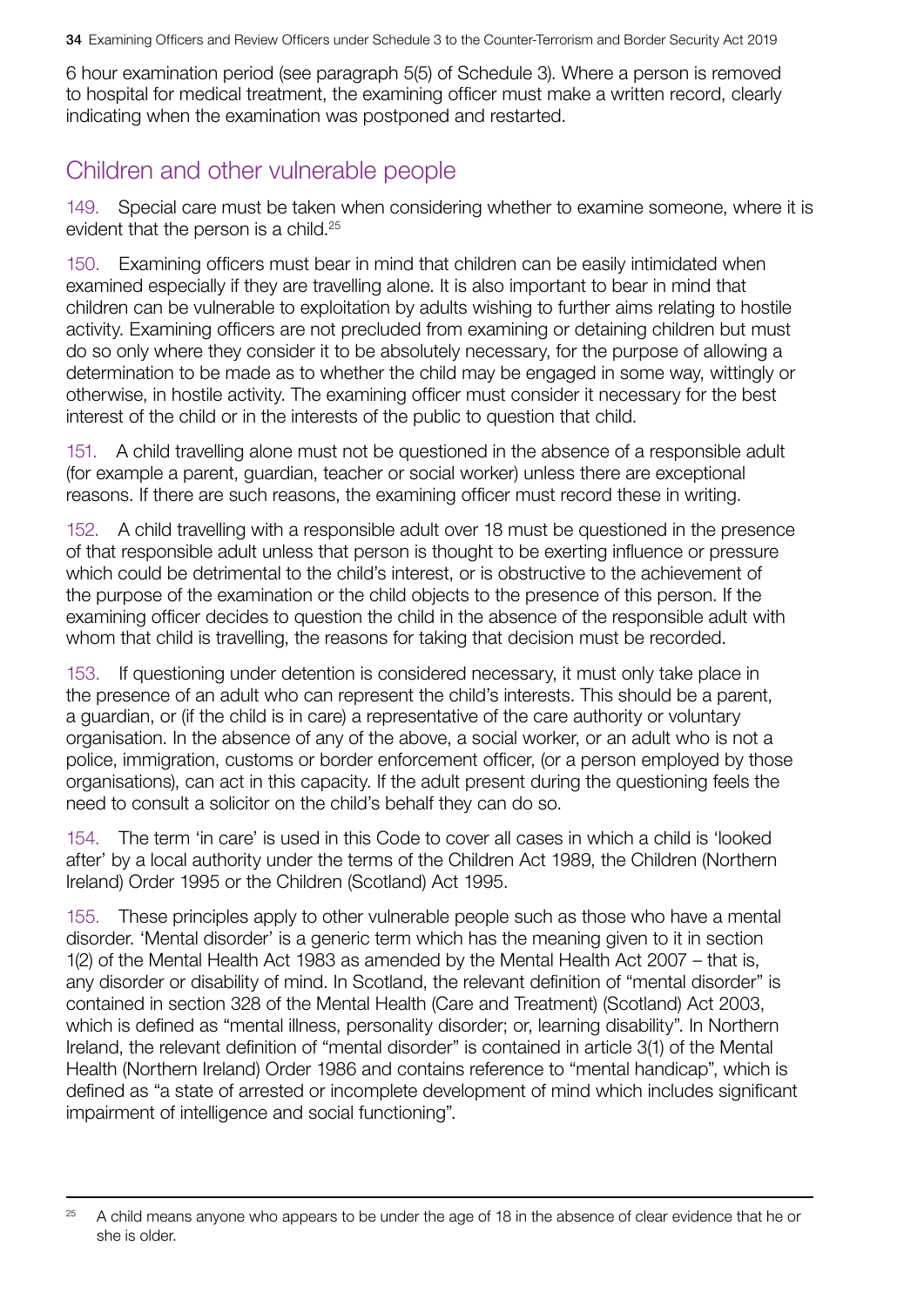6 hour examination period (see paragraph 5(5) of Schedule 3). Where a person is removed to hospital for medical treatment, the examining officer must make a written record, clearly indicating when the examination was postponed and restarted.

## Children and other vulnerable people

149. Special care must be taken when considering whether to examine someone, where it is evident that the person is a child.[25]

150. Examining officers must bear in mind that children can be easily intimidated when examined especially if they are travelling alone. It is also important to bear in mind that children can be vulnerable to exploitation by adults wishing to further aims relating to hostile activity. Examining officers are not precluded from examining or detaining children but must do so only where they consider it to be absolutely necessary, for the purpose of allowing a determination to be made as to whether the child may be engaged in some way, wittingly or otherwise, in hostile activity. The examining officer must consider it necessary for the best interest of the child or in the interests of the public to question that child.

151. A child travelling alone must not be questioned in the absence of a responsible adult (for example a parent, guardian, teacher or social worker) unless there are exceptional reasons. If there are such reasons, the examining officer must record these in writing.

152. A child travelling with a responsible adult over 18 must be questioned in the presence of that responsible adult unless that person is thought to be exerting influence or pressure which could be detrimental to the child's interest, or is obstructive to the achievement of the purpose of the examination or the child objects to the presence of this person. If the examining officer decides to question the child in the absence of the responsible adult with whom that child is travelling, the reasons for taking that decision must be recorded.

153. If questioning under detention is considered necessary, it must only take place in the presence of an adult who can represent the child's interests. This should be a parent, a guardian, or (if the child is in care) a representative of the care authority or voluntary organisation. In the absence of any of the above, a social worker, or an adult who is not a police, immigration, customs or border enforcement officer, (or a person employed by those organisations), can act in this capacity. If the adult present during the questioning feels the need to consult a solicitor on the child's behalf they can do so.

154. The term 'in care' is used in this Code to cover all cases in which a child is 'looked after' by a local authority under the terms of the Children Act 1989, the Children (Northern Ireland) Order 1995 or the Children (Scotland) Act 1995.

155. These principles apply to other vulnerable people such as those who have a mental disorder. 'Mental disorder' is a generic term which has the meaning given to it in section 1(2) of the Mental Health Act 1983 as amended by the Mental Health Act 2007 – that is, any disorder or disability of mind. In Scotland, the relevant definition of "mental disorder" is contained in section 328 of the Mental Health (Care and Treatment) (Scotland) Act 2003, which is defined as "mental illness, personality disorder; or, learning disability". In Northern Ireland, the relevant definition of "mental disorder" is contained in article 3(1) of the Mental Health (Northern Ireland) Order 1986 and contains reference to "mental handicap", which is defined as "a state of arrested or incomplete development of mind which includes significant impairment of intelligence and social functioning".

---

[25] A child means anyone who appears to be under the age of 18 in the absence of clear evidence that he or she is older.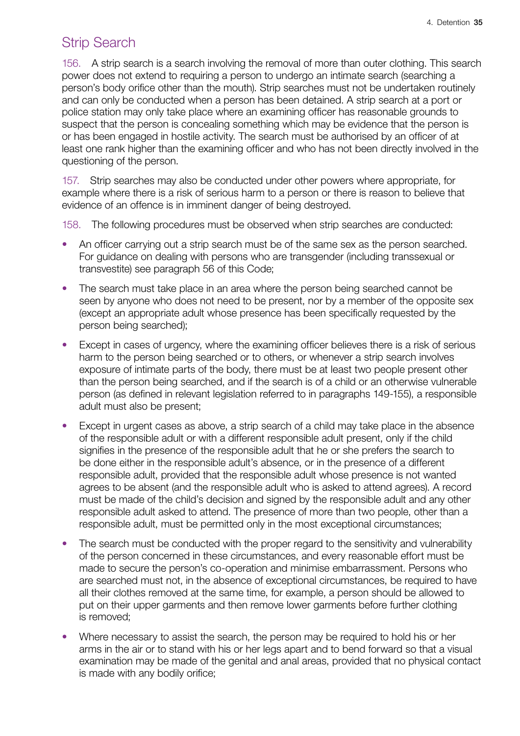## Strip Search

156. A strip search is a search involving the removal of more than outer clothing. This search power does not extend to requiring a person to undergo an intimate search (searching a person's body orifice other than the mouth). Strip searches must not be undertaken routinely and can only be conducted when a person has been detained. A strip search at a port or police station may only take place where an examining officer has reasonable grounds to suspect that the person is concealing something which may be evidence that the person is or has been engaged in hostile activity. The search must be authorised by an officer of at least one rank higher than the examining officer and who has not been directly involved in the questioning of the person.

157. Strip searches may also be conducted under other powers where appropriate, for example where there is a risk of serious harm to a person or there is reason to believe that evidence of an offence is in imminent danger of being destroyed.

158. The following procedures must be observed when strip searches are conducted:

- An officer carrying out a strip search must be of the same sex as the person searched. For guidance on dealing with persons who are transgender (including transsexual or transvestite) see paragraph 56 of this Code;
- The search must take place in an area where the person being searched cannot be seen by anyone who does not need to be present, nor by a member of the opposite sex (except an appropriate adult whose presence has been specifically requested by the person being searched);
- Except in cases of urgency, where the examining officer believes there is a risk of serious harm to the person being searched or to others, or whenever a strip search involves exposure of intimate parts of the body, there must be at least two people present other than the person being searched, and if the search is of a child or an otherwise vulnerable person (as defined in relevant legislation referred to in paragraphs 149-155), a responsible adult must also be present;
- Except in urgent cases as above, a strip search of a child may take place in the absence of the responsible adult or with a different responsible adult present, only if the child signifies in the presence of the responsible adult that he or she prefers the search to be done either in the responsible adult's absence, or in the presence of a different responsible adult, provided that the responsible adult whose presence is not wanted agrees to be absent (and the responsible adult who is asked to attend agrees). A record must be made of the child's decision and signed by the responsible adult and any other responsible adult asked to attend. The presence of more than two people, other than a responsible adult, must be permitted only in the most exceptional circumstances;
- The search must be conducted with the proper regard to the sensitivity and vulnerability of the person concerned in these circumstances, and every reasonable effort must be made to secure the person's co-operation and minimise embarrassment. Persons who are searched must not, in the absence of exceptional circumstances, be required to have all their clothes removed at the same time, for example, a person should be allowed to put on their upper garments and then remove lower garments before further clothing is removed;
- Where necessary to assist the search, the person may be required to hold his or her arms in the air or to stand with his or her legs apart and to bend forward so that a visual examination may be made of the genital and anal areas, provided that no physical contact is made with any bodily orifice;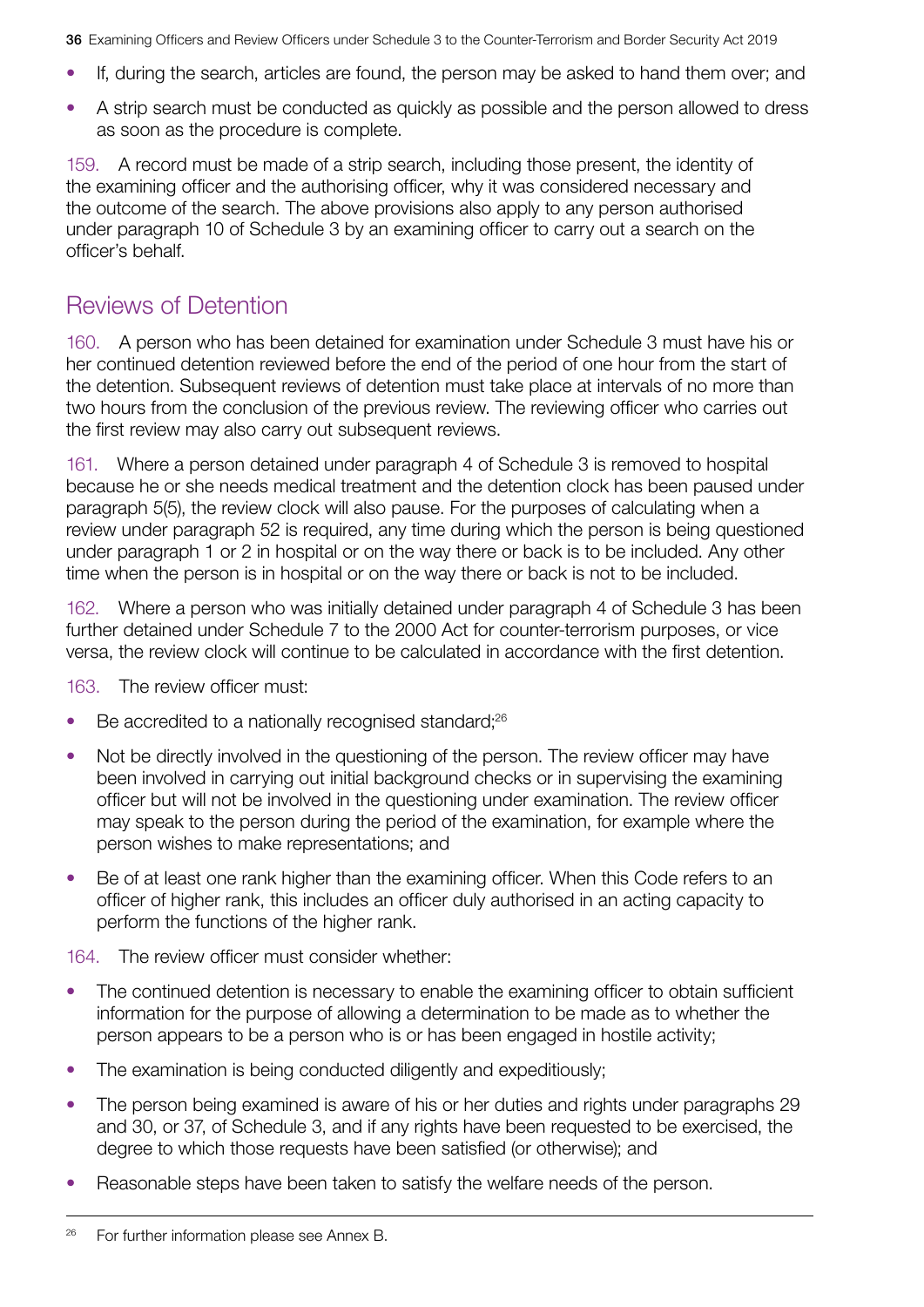- If, during the search, articles are found, the person may be asked to hand them over; and
- A strip search must be conducted as quickly as possible and the person allowed to dress as soon as the procedure is complete.

159. A record must be made of a strip search, including those present, the identity of the examining officer and the authorising officer, why it was considered necessary and the outcome of the search. The above provisions also apply to any person authorised under paragraph 10 of Schedule 3 by an examining officer to carry out a search on the officer's behalf.

## Reviews of Detention

160. A person who has been detained for examination under Schedule 3 must have his or her continued detention reviewed before the end of the period of one hour from the start of the detention. Subsequent reviews of detention must take place at intervals of no more than two hours from the conclusion of the previous review. The reviewing officer who carries out the first review may also carry out subsequent reviews.

161. Where a person detained under paragraph 4 of Schedule 3 is removed to hospital because he or she needs medical treatment and the detention clock has been paused under paragraph 5(5), the review clock will also pause. For the purposes of calculating when a review under paragraph 52 is required, any time during which the person is being questioned under paragraph 1 or 2 in hospital or on the way there or back is to be included. Any other time when the person is in hospital or on the way there or back is not to be included.

162. Where a person who was initially detained under paragraph 4 of Schedule 3 has been further detained under Schedule 7 to the 2000 Act for counter-terrorism purposes, or vice versa, the review clock will continue to be calculated in accordance with the first detention.

163. The review officer must:

- Be accredited to a nationally recognised standard;[26]
- Not be directly involved in the questioning of the person. The review officer may have been involved in carrying out initial background checks or in supervising the examining officer but will not be involved in the questioning under examination. The review officer may speak to the person during the period of the examination, for example where the person wishes to make representations; and
- Be of at least one rank higher than the examining officer. When this Code refers to an officer of higher rank, this includes an officer duly authorised in an acting capacity to perform the functions of the higher rank.

164. The review officer must consider whether:

- The continued detention is necessary to enable the examining officer to obtain sufficient information for the purpose of allowing a determination to be made as to whether the person appears to be a person who is or has been engaged in hostile activity;
- The examination is being conducted diligently and expeditiously;
- The person being examined is aware of his or her duties and rights under paragraphs 29 and 30, or 37, of Schedule 3, and if any rights have been requested to be exercised, the degree to which those requests have been satisfied (or otherwise); and
- Reasonable steps have been taken to satisfy the welfare needs of the person.

---

[26] For further information please see Annex B.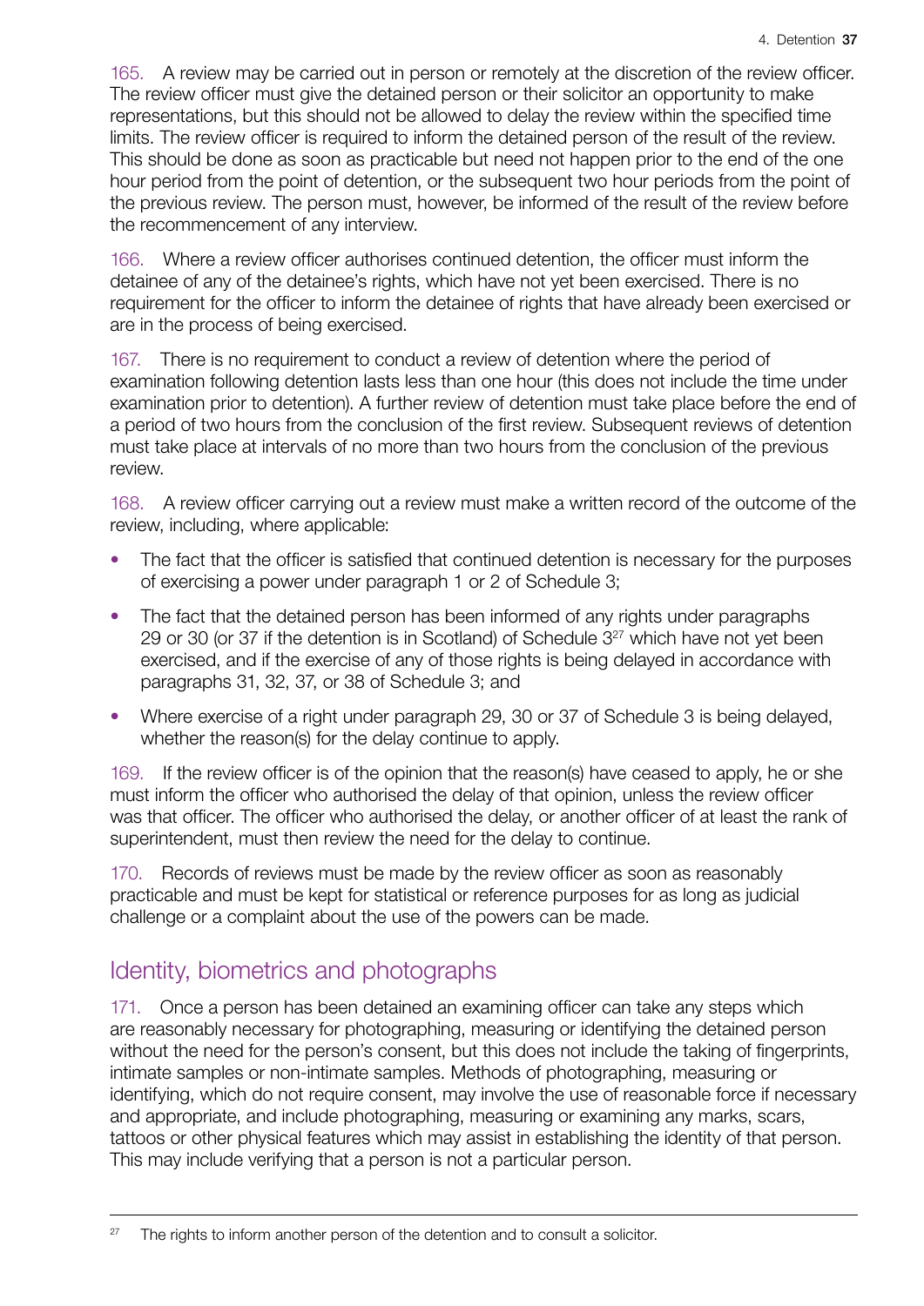165. A review may be carried out in person or remotely at the discretion of the review officer. The review officer must give the detained person or their solicitor an opportunity to make representations, but this should not be allowed to delay the review within the specified time limits. The review officer is required to inform the detained person of the result of the review. This should be done as soon as practicable but need not happen prior to the end of the one hour period from the point of detention, or the subsequent two hour periods from the point of the previous review. The person must, however, be informed of the result of the review before the recommencement of any interview.

166. Where a review officer authorises continued detention, the officer must inform the detainee of any of the detainee's rights, which have not yet been exercised. There is no requirement for the officer to inform the detainee of rights that have already been exercised or are in the process of being exercised.

167. There is no requirement to conduct a review of detention where the period of examination following detention lasts less than one hour (this does not include the time under examination prior to detention). A further review of detention must take place before the end of a period of two hours from the conclusion of the first review. Subsequent reviews of detention must take place at intervals of no more than two hours from the conclusion of the previous review.

168. A review officer carrying out a review must make a written record of the outcome of the review, including, where applicable:

- The fact that the officer is satisfied that continued detention is necessary for the purposes of exercising a power under paragraph 1 or 2 of Schedule 3;
- The fact that the detained person has been informed of any rights under paragraphs 29 or 30 (or 37 if the detention is in Scotland) of Schedule 3[27] which have not yet been exercised, and if the exercise of any of those rights is being delayed in accordance with paragraphs 31, 32, 37, or 38 of Schedule 3; and
- Where exercise of a right under paragraph 29, 30 or 37 of Schedule 3 is being delayed, whether the reason(s) for the delay continue to apply.

169. If the review officer is of the opinion that the reason(s) have ceased to apply, he or she must inform the officer who authorised the delay of that opinion, unless the review officer was that officer. The officer who authorised the delay, or another officer of at least the rank of superintendent, must then review the need for the delay to continue.

170. Records of reviews must be made by the review officer as soon as reasonably practicable and must be kept for statistical or reference purposes for as long as judicial challenge or a complaint about the use of the powers can be made.

## Identity, biometrics and photographs

171. Once a person has been detained an examining officer can take any steps which are reasonably necessary for photographing, measuring or identifying the detained person without the need for the person's consent, but this does not include the taking of fingerprints, intimate samples or non-intimate samples. Methods of photographing, measuring or identifying, which do not require consent, may involve the use of reasonable force if necessary and appropriate, and include photographing, measuring or examining any marks, scars, tattoos or other physical features which may assist in establishing the identity of that person. This may include verifying that a person is not a particular person.

[27] The rights to inform another person of the detention and to consult a solicitor.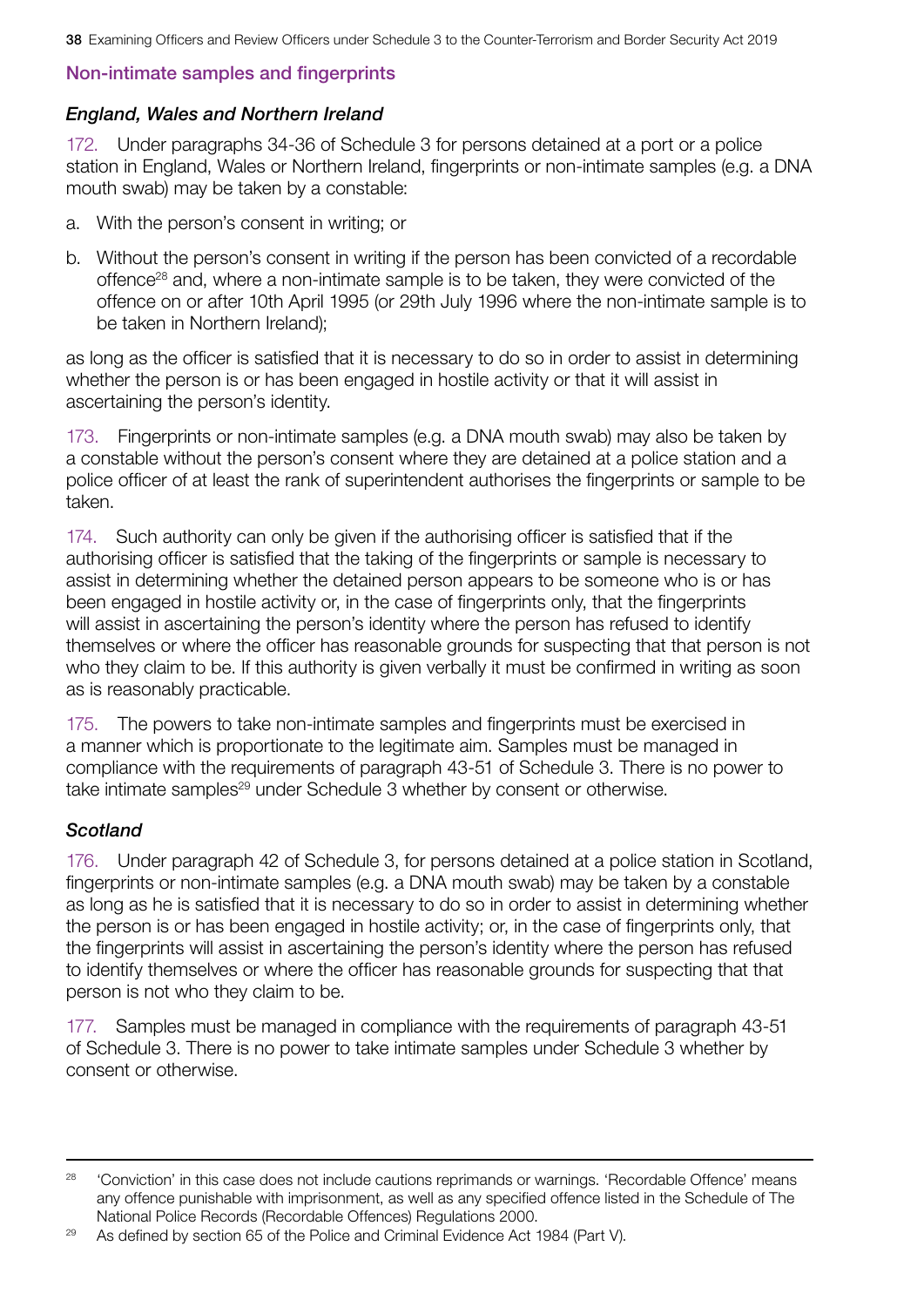## Non-intimate samples and fingerprints

### *England, Wales and Northern Ireland*

172. Under paragraphs 34-36 of Schedule 3 for persons detained at a port or a police station in England, Wales or Northern Ireland, fingerprints or non-intimate samples (e.g. a DNA mouth swab) may be taken by a constable:

a. With the person's consent in writing; or

b. Without the person's consent in writing if the person has been convicted of a recordable offence[28] and, where a non-intimate sample is to be taken, they were convicted of the offence on or after 10th April 1995 (or 29th July 1996 where the non-intimate sample is to be taken in Northern Ireland);

as long as the officer is satisfied that it is necessary to do so in order to assist in determining whether the person is or has been engaged in hostile activity or that it will assist in ascertaining the person's identity.

173. Fingerprints or non-intimate samples (e.g. a DNA mouth swab) may also be taken by a constable without the person's consent where they are detained at a police station and a police officer of at least the rank of superintendent authorises the fingerprints or sample to be taken.

174. Such authority can only be given if the authorising officer is satisfied that if the authorising officer is satisfied that the taking of the fingerprints or sample is necessary to assist in determining whether the detained person appears to be someone who is or has been engaged in hostile activity or, in the case of fingerprints only, that the fingerprints will assist in ascertaining the person's identity where the person has refused to identify themselves or where the officer has reasonable grounds for suspecting that that person is not who they claim to be. If this authority is given verbally it must be confirmed in writing as soon as is reasonably practicable.

175. The powers to take non-intimate samples and fingerprints must be exercised in a manner which is proportionate to the legitimate aim. Samples must be managed in compliance with the requirements of paragraph 43-51 of Schedule 3. There is no power to take intimate samples[29] under Schedule 3 whether by consent or otherwise.

### *Scotland*

176. Under paragraph 42 of Schedule 3, for persons detained at a police station in Scotland, fingerprints or non-intimate samples (e.g. a DNA mouth swab) may be taken by a constable as long as he is satisfied that it is necessary to do so in order to assist in determining whether the person is or has been engaged in hostile activity; or, in the case of fingerprints only, that the fingerprints will assist in ascertaining the person's identity where the person has refused to identify themselves or where the officer has reasonable grounds for suspecting that that person is not who they claim to be.

177. Samples must be managed in compliance with the requirements of paragraph 43-51 of Schedule 3. There is no power to take intimate samples under Schedule 3 whether by consent or otherwise.

---

[28] 'Conviction' in this case does not include cautions reprimands or warnings. 'Recordable Offence' means any offence punishable with imprisonment, as well as any specified offence listed in the Schedule of The National Police Records (Recordable Offences) Regulations 2000.

[29] As defined by section 65 of the Police and Criminal Evidence Act 1984 (Part V).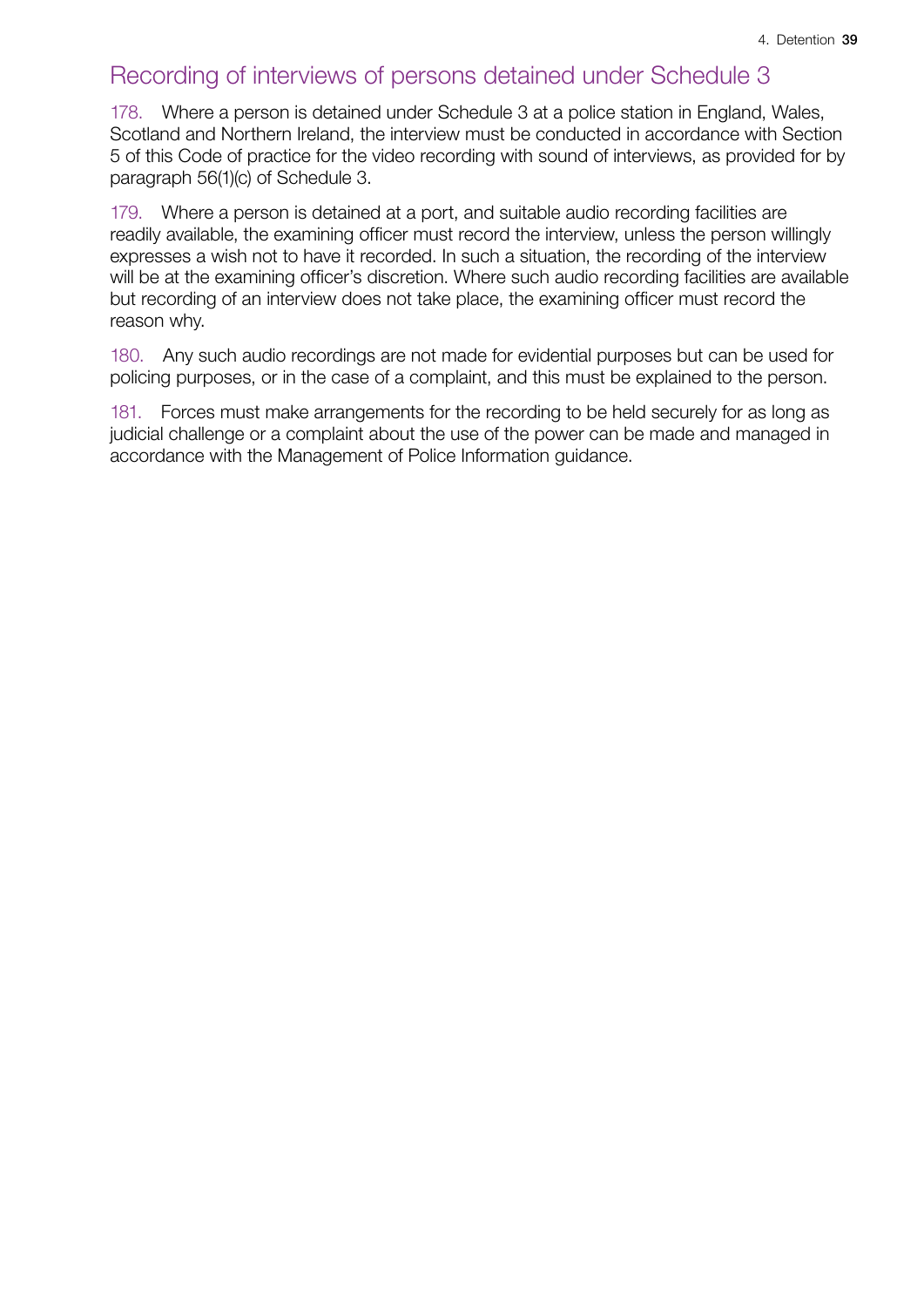## Recording of interviews of persons detained under Schedule 3

178. Where a person is detained under Schedule 3 at a police station in England, Wales, Scotland and Northern Ireland, the interview must be conducted in accordance with Section 5 of this Code of practice for the video recording with sound of interviews, as provided for by paragraph 56(1)(c) of Schedule 3.

179. Where a person is detained at a port, and suitable audio recording facilities are readily available, the examining officer must record the interview, unless the person willingly expresses a wish not to have it recorded. In such a situation, the recording of the interview will be at the examining officer's discretion. Where such audio recording facilities are available but recording of an interview does not take place, the examining officer must record the reason why.

180. Any such audio recordings are not made for evidential purposes but can be used for policing purposes, or in the case of a complaint, and this must be explained to the person.

181. Forces must make arrangements for the recording to be held securely for as long as judicial challenge or a complaint about the use of the power can be made and managed in accordance with the Management of Police Information guidance.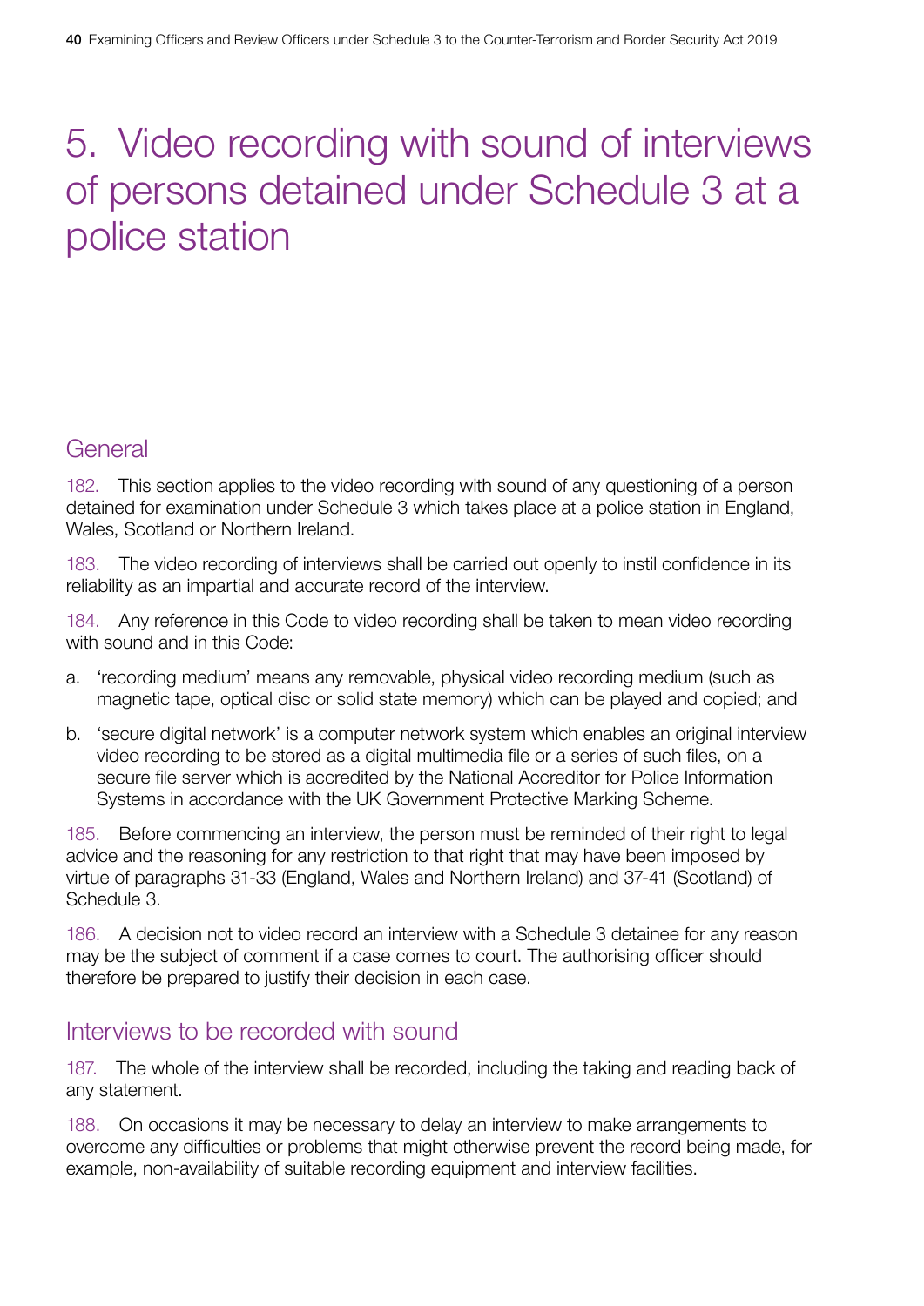# 5. Video recording with sound of interviews of persons detained under Schedule 3 at a police station

## General

182. This section applies to the video recording with sound of any questioning of a person detained for examination under Schedule 3 which takes place at a police station in England, Wales, Scotland or Northern Ireland.

183. The video recording of interviews shall be carried out openly to instil confidence in its reliability as an impartial and accurate record of the interview.

184. Any reference in this Code to video recording shall be taken to mean video recording with sound and in this Code:

a. 'recording medium' means any removable, physical video recording medium (such as magnetic tape, optical disc or solid state memory) which can be played and copied; and

b. 'secure digital network' is a computer network system which enables an original interview video recording to be stored as a digital multimedia file or a series of such files, on a secure file server which is accredited by the National Accreditor for Police Information Systems in accordance with the UK Government Protective Marking Scheme.

185. Before commencing an interview, the person must be reminded of their right to legal advice and the reasoning for any restriction to that right that may have been imposed by virtue of paragraphs 31-33 (England, Wales and Northern Ireland) and 37-41 (Scotland) of Schedule 3.

186. A decision not to video record an interview with a Schedule 3 detainee for any reason may be the subject of comment if a case comes to court. The authorising officer should therefore be prepared to justify their decision in each case.

## Interviews to be recorded with sound

187. The whole of the interview shall be recorded, including the taking and reading back of any statement.

188. On occasions it may be necessary to delay an interview to make arrangements to overcome any difficulties or problems that might otherwise prevent the record being made, for example, non-availability of suitable recording equipment and interview facilities.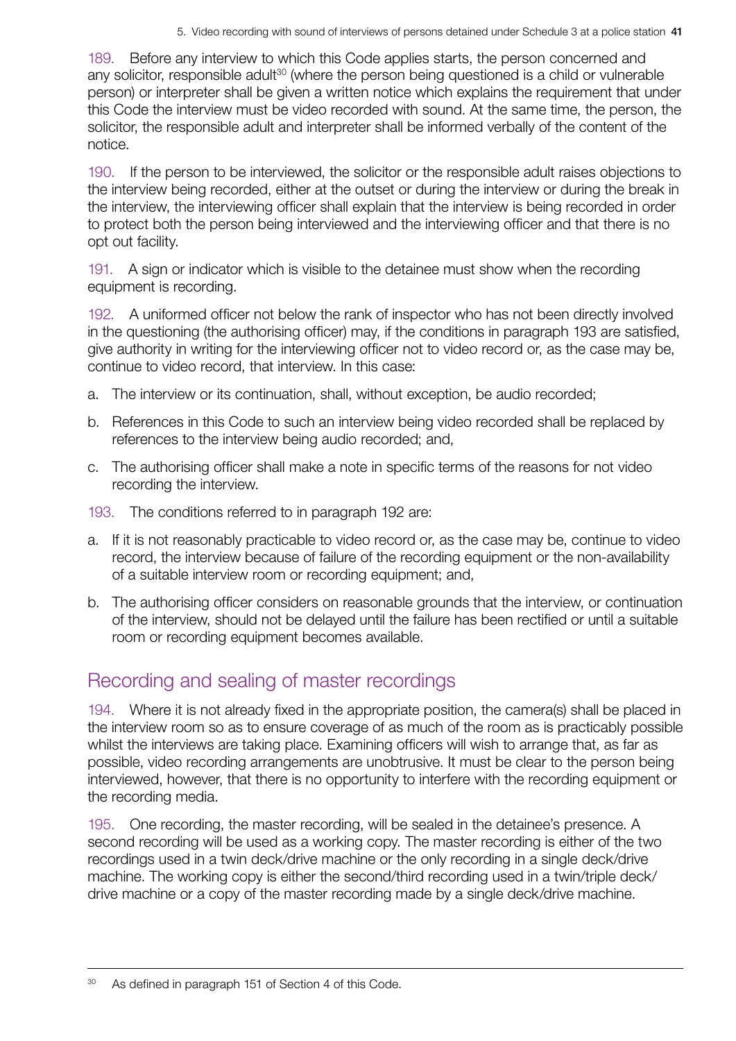189. Before any interview to which this Code applies starts, the person concerned and any solicitor, responsible adult[30] (where the person being questioned is a child or vulnerable person) or interpreter shall be given a written notice which explains the requirement that under this Code the interview must be video recorded with sound. At the same time, the person, the solicitor, the responsible adult and interpreter shall be informed verbally of the content of the notice.

190. If the person to be interviewed, the solicitor or the responsible adult raises objections to the interview being recorded, either at the outset or during the interview or during the break in the interview, the interviewing officer shall explain that the interview is being recorded in order to protect both the person being interviewed and the interviewing officer and that there is no opt out facility.

191. A sign or indicator which is visible to the detainee must show when the recording equipment is recording.

192. A uniformed officer not below the rank of inspector who has not been directly involved in the questioning (the authorising officer) may, if the conditions in paragraph 193 are satisfied, give authority in writing for the interviewing officer not to video record or, as the case may be, continue to video record, that interview. In this case:

a. The interview or its continuation, shall, without exception, be audio recorded;

b. References in this Code to such an interview being video recorded shall be replaced by references to the interview being audio recorded; and,

c. The authorising officer shall make a note in specific terms of the reasons for not video recording the interview.

193. The conditions referred to in paragraph 192 are:

a. If it is not reasonably practicable to video record or, as the case may be, continue to video record, the interview because of failure of the recording equipment or the non-availability of a suitable interview room or recording equipment; and,

b. The authorising officer considers on reasonable grounds that the interview, or continuation of the interview, should not be delayed until the failure has been rectified or until a suitable room or recording equipment becomes available.

## Recording and sealing of master recordings

194. Where it is not already fixed in the appropriate position, the camera(s) shall be placed in the interview room so as to ensure coverage of as much of the room as is practicably possible whilst the interviews are taking place. Examining officers will wish to arrange that, as far as possible, video recording arrangements are unobtrusive. It must be clear to the person being interviewed, however, that there is no opportunity to interfere with the recording equipment or the recording media.

195. One recording, the master recording, will be sealed in the detainee's presence. A second recording will be used as a working copy. The master recording is either of the two recordings used in a twin deck/drive machine or the only recording in a single deck/drive machine. The working copy is either the second/third recording used in a twin/triple deck/drive machine or a copy of the master recording made by a single deck/drive machine.

---

[30] As defined in paragraph 151 of Section 4 of this Code.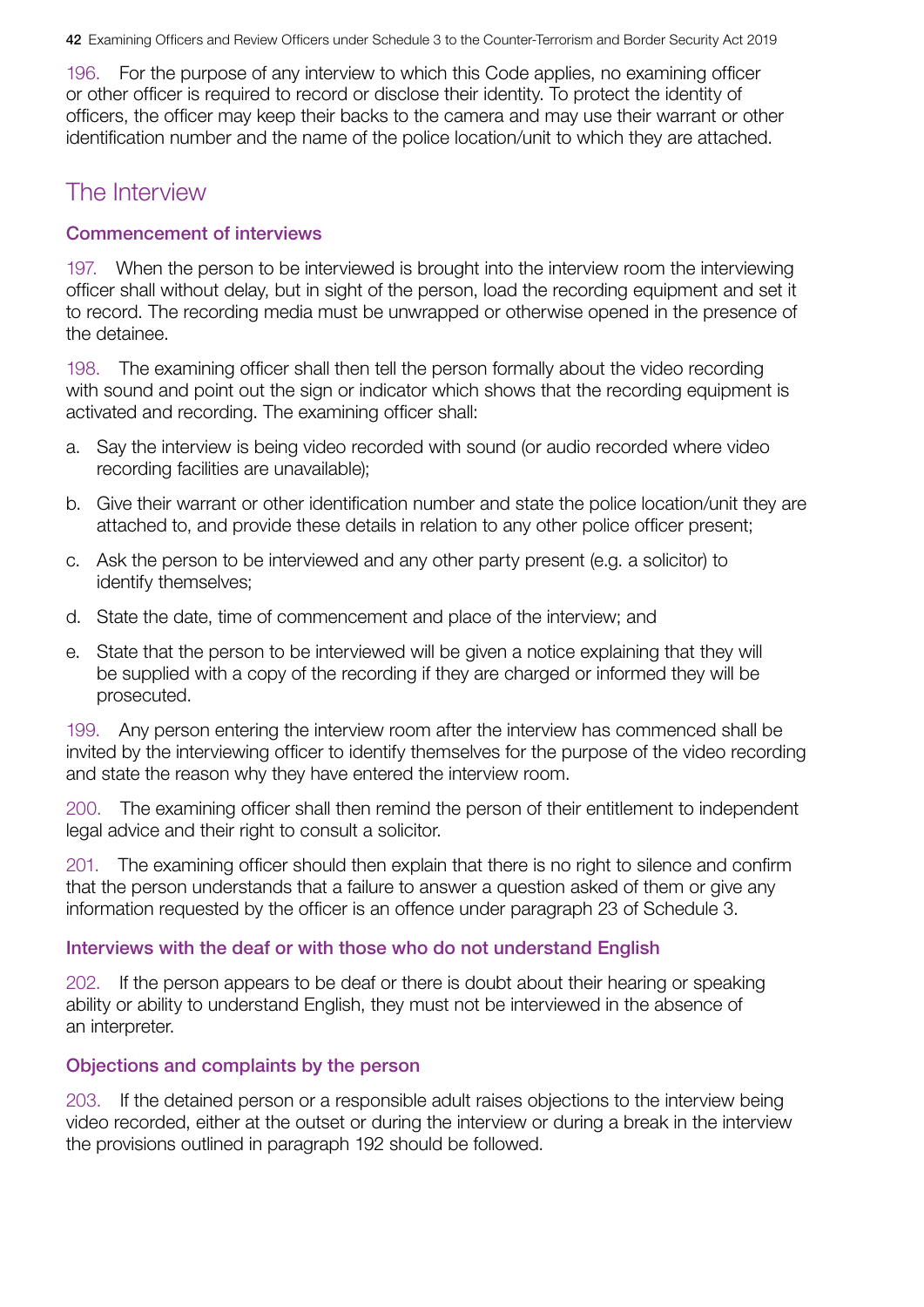196. For the purpose of any interview to which this Code applies, no examining officer or other officer is required to record or disclose their identity. To protect the identity of officers, the officer may keep their backs to the camera and may use their warrant or other identification number and the name of the police location/unit to which they are attached.

## The Interview

### Commencement of interviews

197. When the person to be interviewed is brought into the interview room the interviewing officer shall without delay, but in sight of the person, load the recording equipment and set it to record. The recording media must be unwrapped or otherwise opened in the presence of the detainee.

198. The examining officer shall then tell the person formally about the video recording with sound and point out the sign or indicator which shows that the recording equipment is activated and recording. The examining officer shall:

a. Say the interview is being video recorded with sound (or audio recorded where video recording facilities are unavailable);

b. Give their warrant or other identification number and state the police location/unit they are attached to, and provide these details in relation to any other police officer present;

c. Ask the person to be interviewed and any other party present (e.g. a solicitor) to identify themselves;

d. State the date, time of commencement and place of the interview; and

e. State that the person to be interviewed will be given a notice explaining that they will be supplied with a copy of the recording if they are charged or informed they will be prosecuted.

199. Any person entering the interview room after the interview has commenced shall be invited by the interviewing officer to identify themselves for the purpose of the video recording and state the reason why they have entered the interview room.

200. The examining officer shall then remind the person of their entitlement to independent legal advice and their right to consult a solicitor.

201. The examining officer should then explain that there is no right to silence and confirm that the person understands that a failure to answer a question asked of them or give any information requested by the officer is an offence under paragraph 23 of Schedule 3.

### Interviews with the deaf or with those who do not understand English

202. If the person appears to be deaf or there is doubt about their hearing or speaking ability or ability to understand English, they must not be interviewed in the absence of an interpreter.

### Objections and complaints by the person

203. If the detained person or a responsible adult raises objections to the interview being video recorded, either at the outset or during the interview or during a break in the interview the provisions outlined in paragraph 192 should be followed.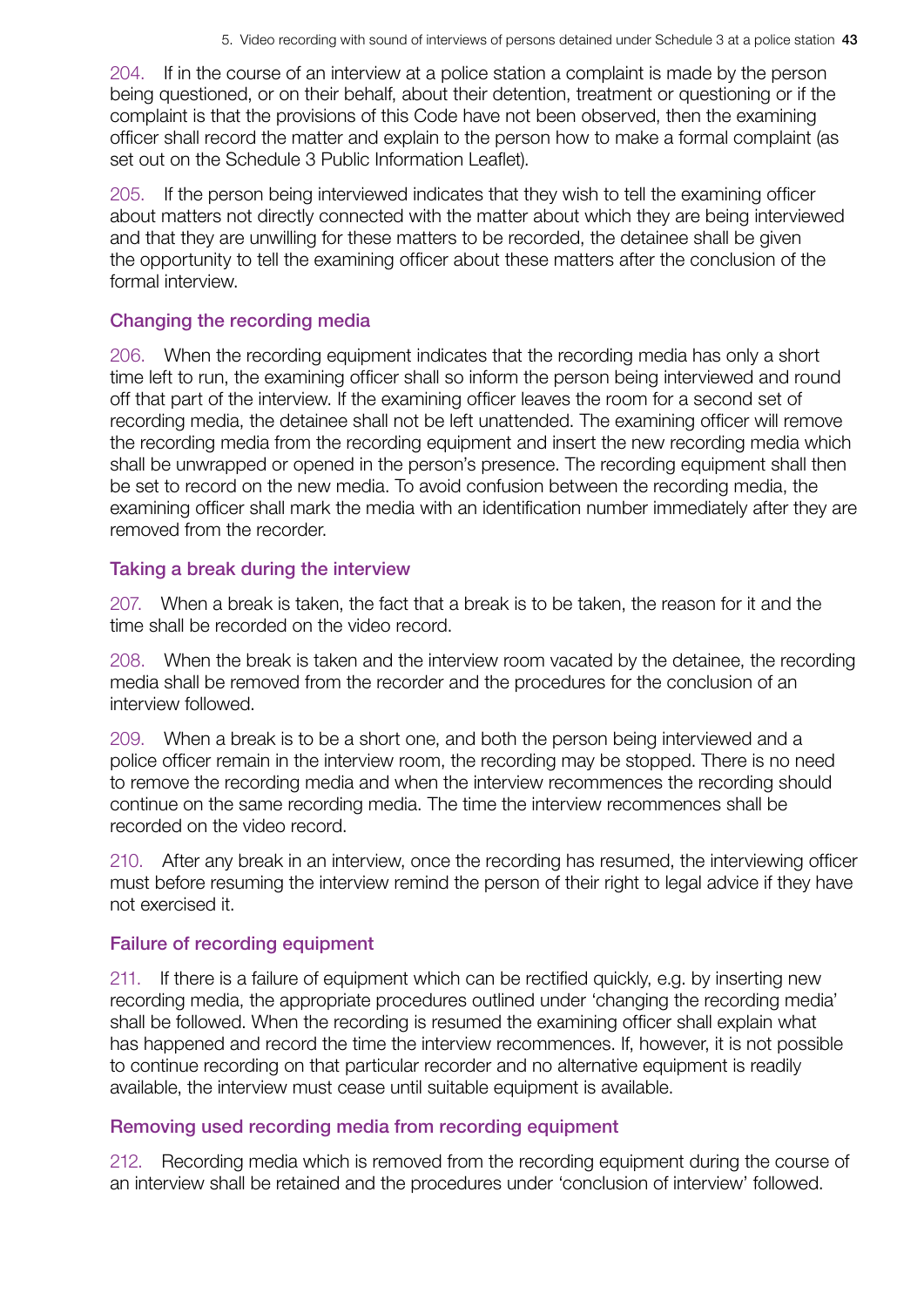204. If in the course of an interview at a police station a complaint is made by the person being questioned, or on their behalf, about their detention, treatment or questioning or if the complaint is that the provisions of this Code have not been observed, then the examining officer shall record the matter and explain to the person how to make a formal complaint (as set out on the Schedule 3 Public Information Leaflet).

205. If the person being interviewed indicates that they wish to tell the examining officer about matters not directly connected with the matter about which they are being interviewed and that they are unwilling for these matters to be recorded, the detainee shall be given the opportunity to tell the examining officer about these matters after the conclusion of the formal interview.

### Changing the recording media

206. When the recording equipment indicates that the recording media has only a short time left to run, the examining officer shall so inform the person being interviewed and round off that part of the interview. If the examining officer leaves the room for a second set of recording media, the detainee shall not be left unattended. The examining officer will remove the recording media from the recording equipment and insert the new recording media which shall be unwrapped or opened in the person's presence. The recording equipment shall then be set to record on the new media. To avoid confusion between the recording media, the examining officer shall mark the media with an identification number immediately after they are removed from the recorder.

### Taking a break during the interview

207. When a break is taken, the fact that a break is to be taken, the reason for it and the time shall be recorded on the video record.

208. When the break is taken and the interview room vacated by the detainee, the recording media shall be removed from the recorder and the procedures for the conclusion of an interview followed.

209. When a break is to be a short one, and both the person being interviewed and a police officer remain in the interview room, the recording may be stopped. There is no need to remove the recording media and when the interview recommences the recording should continue on the same recording media. The time the interview recommences shall be recorded on the video record.

210. After any break in an interview, once the recording has resumed, the interviewing officer must before resuming the interview remind the person of their right to legal advice if they have not exercised it.

### Failure of recording equipment

211. If there is a failure of equipment which can be rectified quickly, e.g. by inserting new recording media, the appropriate procedures outlined under 'changing the recording media' shall be followed. When the recording is resumed the examining officer shall explain what has happened and record the time the interview recommences. If, however, it is not possible to continue recording on that particular recorder and no alternative equipment is readily available, the interview must cease until suitable equipment is available.

### Removing used recording media from recording equipment

212. Recording media which is removed from the recording equipment during the course of an interview shall be retained and the procedures under 'conclusion of interview' followed.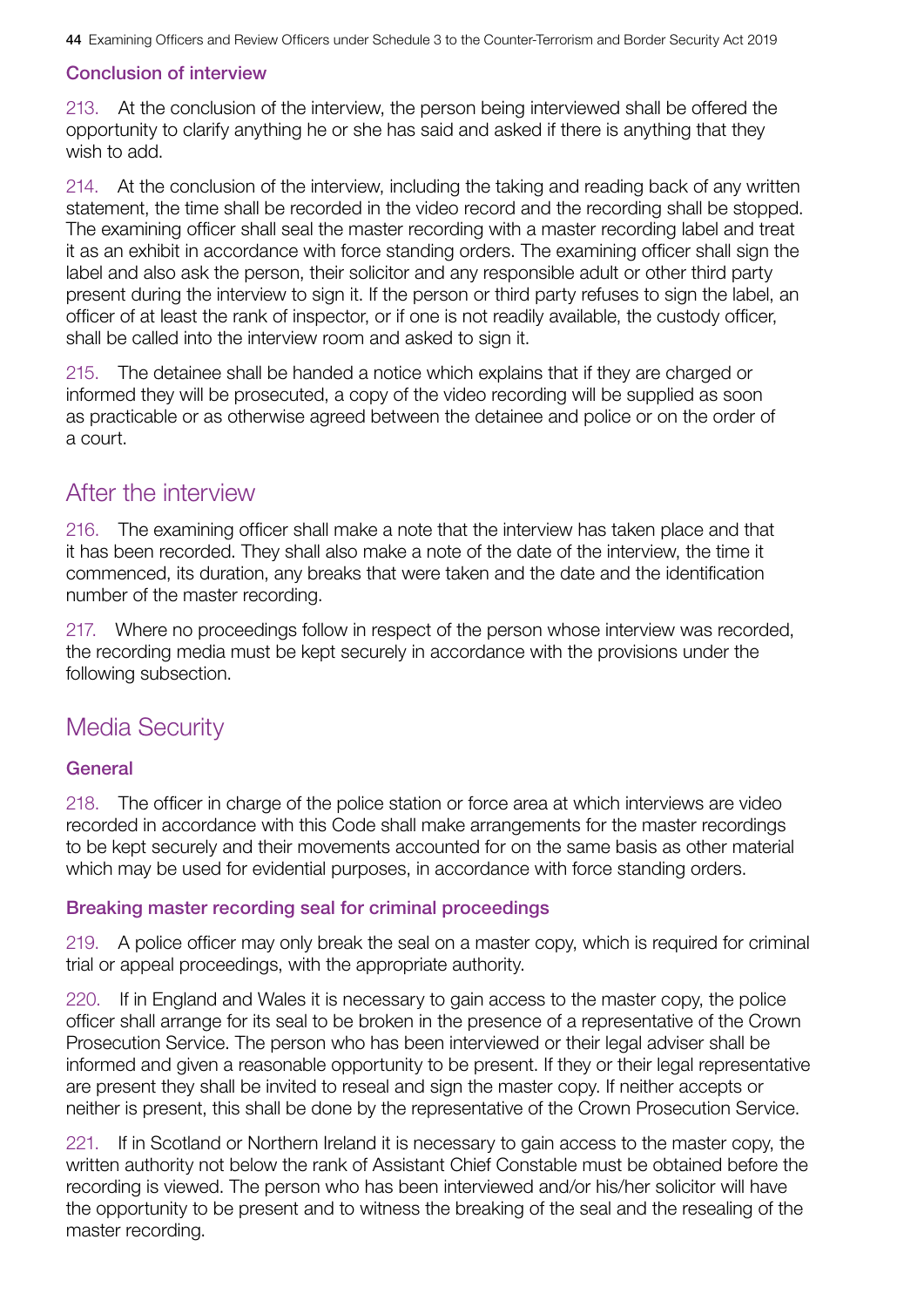### Conclusion of interview

213. At the conclusion of the interview, the person being interviewed shall be offered the opportunity to clarify anything he or she has said and asked if there is anything that they wish to add.

214. At the conclusion of the interview, including the taking and reading back of any written statement, the time shall be recorded in the video record and the recording shall be stopped. The examining officer shall seal the master recording with a master recording label and treat it as an exhibit in accordance with force standing orders. The examining officer shall sign the label and also ask the person, their solicitor and any responsible adult or other third party present during the interview to sign it. If the person or third party refuses to sign the label, an officer of at least the rank of inspector, or if one is not readily available, the custody officer, shall be called into the interview room and asked to sign it.

215. The detainee shall be handed a notice which explains that if they are charged or informed they will be prosecuted, a copy of the video recording will be supplied as soon as practicable or as otherwise agreed between the detainee and police or on the order of a court.

## After the interview

216. The examining officer shall make a note that the interview has taken place and that it has been recorded. They shall also make a note of the date of the interview, the time it commenced, its duration, any breaks that were taken and the date and the identification number of the master recording.

217. Where no proceedings follow in respect of the person whose interview was recorded, the recording media must be kept securely in accordance with the provisions under the following subsection.

## Media Security

### General

218. The officer in charge of the police station or force area at which interviews are video recorded in accordance with this Code shall make arrangements for the master recordings to be kept securely and their movements accounted for on the same basis as other material which may be used for evidential purposes, in accordance with force standing orders.

### Breaking master recording seal for criminal proceedings

219. A police officer may only break the seal on a master copy, which is required for criminal trial or appeal proceedings, with the appropriate authority.

220. If in England and Wales it is necessary to gain access to the master copy, the police officer shall arrange for its seal to be broken in the presence of a representative of the Crown Prosecution Service. The person who has been interviewed or their legal adviser shall be informed and given a reasonable opportunity to be present. If they or their legal representative are present they shall be invited to reseal and sign the master copy. If neither accepts or neither is present, this shall be done by the representative of the Crown Prosecution Service.

221. If in Scotland or Northern Ireland it is necessary to gain access to the master copy, the written authority not below the rank of Assistant Chief Constable must be obtained before the recording is viewed. The person who has been interviewed and/or his/her solicitor will have the opportunity to be present and to witness the breaking of the seal and the resealing of the master recording.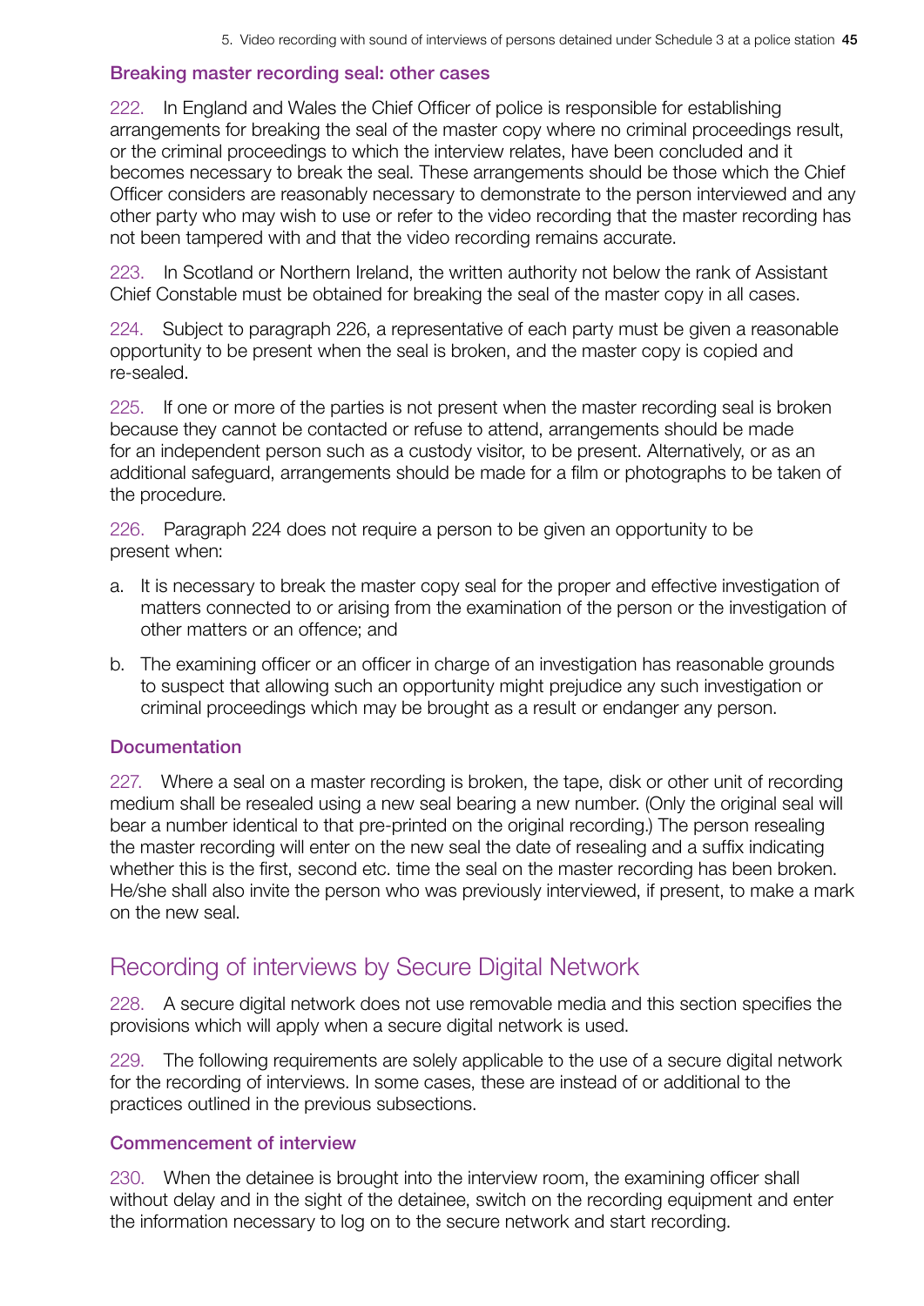### Breaking master recording seal: other cases

222. In England and Wales the Chief Officer of police is responsible for establishing arrangements for breaking the seal of the master copy where no criminal proceedings result, or the criminal proceedings to which the interview relates, have been concluded and it becomes necessary to break the seal. These arrangements should be those which the Chief Officer considers are reasonably necessary to demonstrate to the person interviewed and any other party who may wish to use or refer to the video recording that the master recording has not been tampered with and that the video recording remains accurate.

223. In Scotland or Northern Ireland, the written authority not below the rank of Assistant Chief Constable must be obtained for breaking the seal of the master copy in all cases.

224. Subject to paragraph 226, a representative of each party must be given a reasonable opportunity to be present when the seal is broken, and the master copy is copied and re-sealed.

225. If one or more of the parties is not present when the master recording seal is broken because they cannot be contacted or refuse to attend, arrangements should be made for an independent person such as a custody visitor, to be present. Alternatively, or as an additional safeguard, arrangements should be made for a film or photographs to be taken of the procedure.

226. Paragraph 224 does not require a person to be given an opportunity to be present when:

a. It is necessary to break the master copy seal for the proper and effective investigation of matters connected to or arising from the examination of the person or the investigation of other matters or an offence; and
b. The examining officer or an officer in charge of an investigation has reasonable grounds to suspect that allowing such an opportunity might prejudice any such investigation or criminal proceedings which may be brought as a result or endanger any person.

### Documentation

227. Where a seal on a master recording is broken, the tape, disk or other unit of recording medium shall be resealed using a new seal bearing a new number. (Only the original seal will bear a number identical to that pre-printed on the original recording.) The person resealing the master recording will enter on the new seal the date of resealing and a suffix indicating whether this is the first, second etc. time the seal on the master recording has been broken. He/she shall also invite the person who was previously interviewed, if present, to make a mark on the new seal.

## Recording of interviews by Secure Digital Network

228. A secure digital network does not use removable media and this section specifies the provisions which will apply when a secure digital network is used.

229. The following requirements are solely applicable to the use of a secure digital network for the recording of interviews. In some cases, these are instead of or additional to the practices outlined in the previous subsections.

### Commencement of interview

230. When the detainee is brought into the interview room, the examining officer shall without delay and in the sight of the detainee, switch on the recording equipment and enter the information necessary to log on to the secure network and start recording.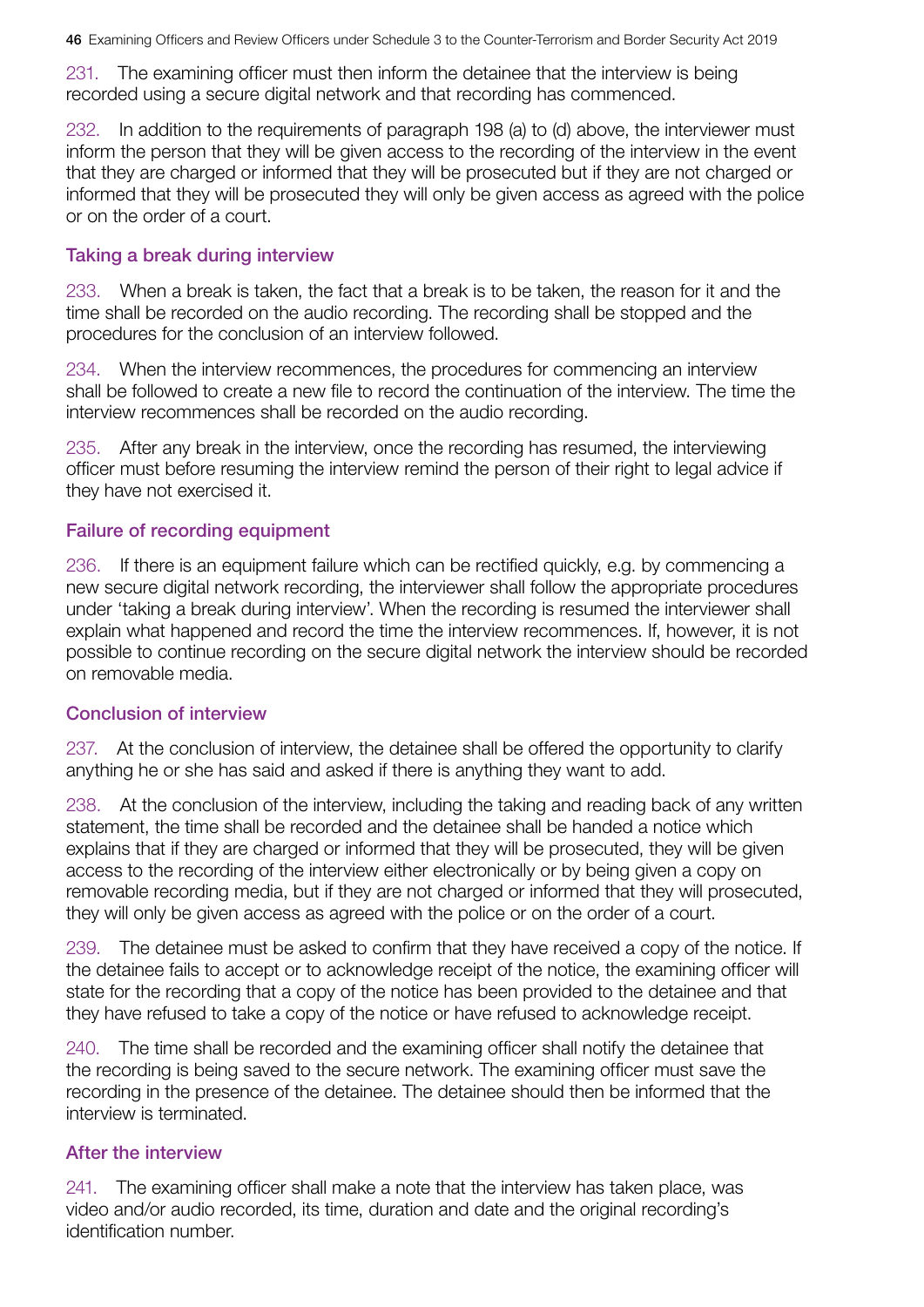231. The examining officer must then inform the detainee that the interview is being recorded using a secure digital network and that recording has commenced.

232. In addition to the requirements of paragraph 198 (a) to (d) above, the interviewer must inform the person that they will be given access to the recording of the interview in the event that they are charged or informed that they will be prosecuted but if they are not charged or informed that they will be prosecuted they will only be given access as agreed with the police or on the order of a court.

### Taking a break during interview

233. When a break is taken, the fact that a break is to be taken, the reason for it and the time shall be recorded on the audio recording. The recording shall be stopped and the procedures for the conclusion of an interview followed.

234. When the interview recommences, the procedures for commencing an interview shall be followed to create a new file to record the continuation of the interview. The time the interview recommences shall be recorded on the audio recording.

235. After any break in the interview, once the recording has resumed, the interviewing officer must before resuming the interview remind the person of their right to legal advice if they have not exercised it.

### Failure of recording equipment

236. If there is an equipment failure which can be rectified quickly, e.g. by commencing a new secure digital network recording, the interviewer shall follow the appropriate procedures under 'taking a break during interview'. When the recording is resumed the interviewer shall explain what happened and record the time the interview recommences. If, however, it is not possible to continue recording on the secure digital network the interview should be recorded on removable media.

### Conclusion of interview

237. At the conclusion of interview, the detainee shall be offered the opportunity to clarify anything he or she has said and asked if there is anything they want to add.

238. At the conclusion of the interview, including the taking and reading back of any written statement, the time shall be recorded and the detainee shall be handed a notice which explains that if they are charged or informed that they will be prosecuted, they will be given access to the recording of the interview either electronically or by being given a copy on removable recording media, but if they are not charged or informed that they will prosecuted, they will only be given access as agreed with the police or on the order of a court.

239. The detainee must be asked to confirm that they have received a copy of the notice. If the detainee fails to accept or to acknowledge receipt of the notice, the examining officer will state for the recording that a copy of the notice has been provided to the detainee and that they have refused to take a copy of the notice or have refused to acknowledge receipt.

240. The time shall be recorded and the examining officer shall notify the detainee that the recording is being saved to the secure network. The examining officer must save the recording in the presence of the detainee. The detainee should then be informed that the interview is terminated.

### After the interview

241. The examining officer shall make a note that the interview has taken place, was video and/or audio recorded, its time, duration and date and the original recording's identification number.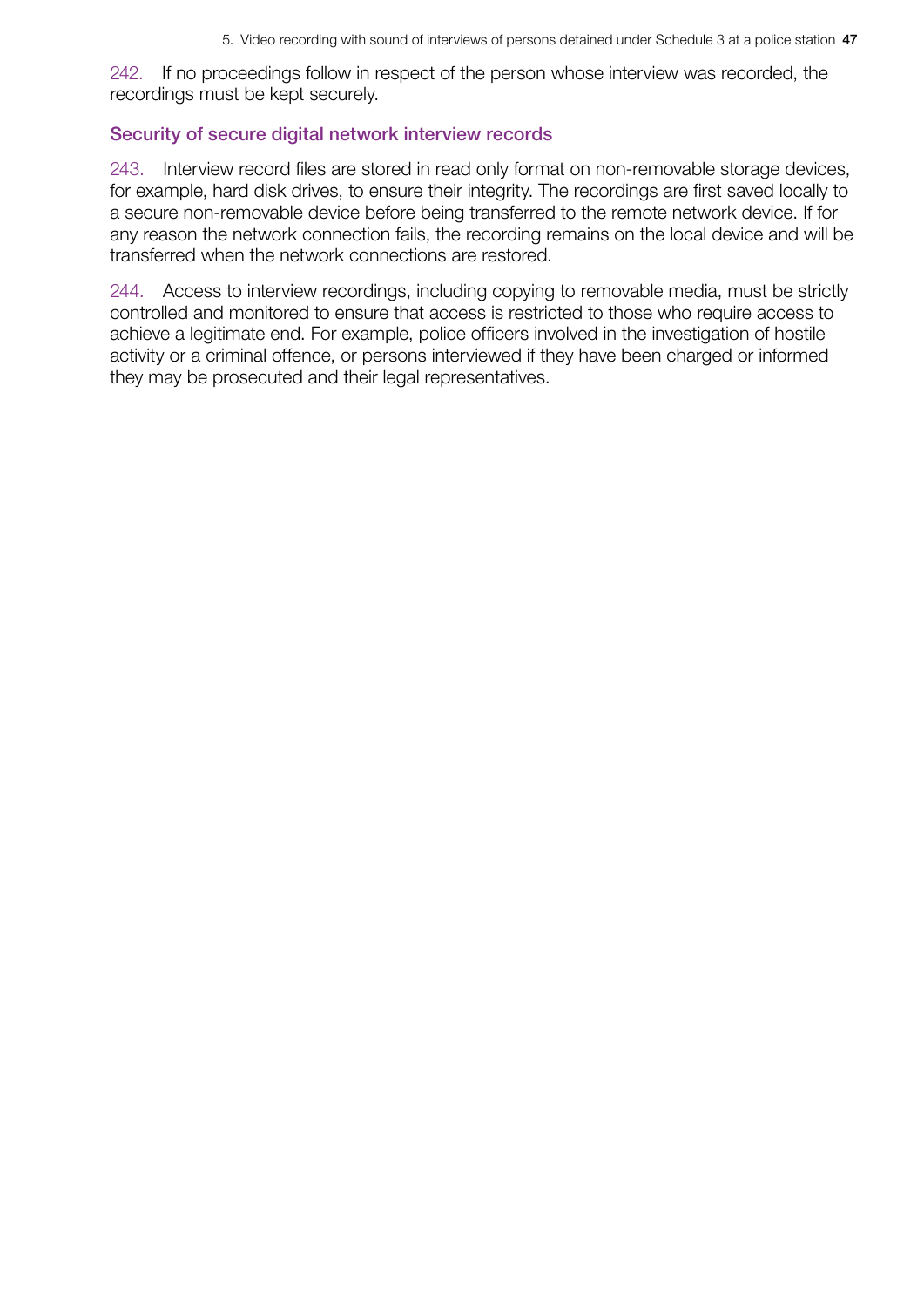242. If no proceedings follow in respect of the person whose interview was recorded, the recordings must be kept securely.

### Security of secure digital network interview records

243. Interview record files are stored in read only format on non-removable storage devices, for example, hard disk drives, to ensure their integrity. The recordings are first saved locally to a secure non-removable device before being transferred to the remote network device. If for any reason the network connection fails, the recording remains on the local device and will be transferred when the network connections are restored.

244. Access to interview recordings, including copying to removable media, must be strictly controlled and monitored to ensure that access is restricted to those who require access to achieve a legitimate end. For example, police officers involved in the investigation of hostile activity or a criminal offence, or persons interviewed if they have been charged or informed they may be prosecuted and their legal representatives.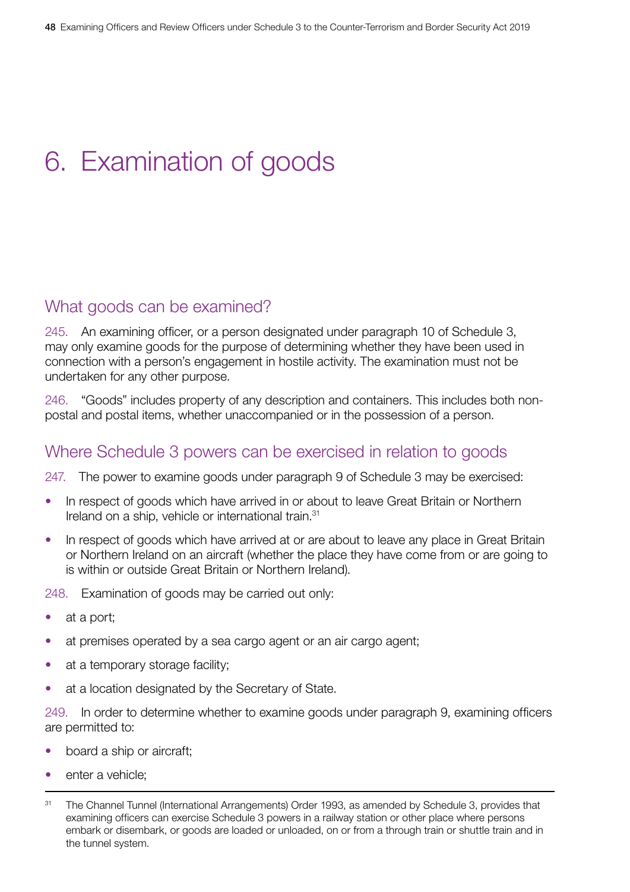# 6. Examination of goods

## What goods can be examined?

245. An examining officer, or a person designated under paragraph 10 of Schedule 3, may only examine goods for the purpose of determining whether they have been used in connection with a person's engagement in hostile activity. The examination must not be undertaken for any other purpose.

246. "Goods" includes property of any description and containers. This includes both non-postal and postal items, whether unaccompanied or in the possession of a person.

## Where Schedule 3 powers can be exercised in relation to goods

247. The power to examine goods under paragraph 9 of Schedule 3 may be exercised:

- In respect of goods which have arrived in or about to leave Great Britain or Northern Ireland on a ship, vehicle or international train.[31]
- In respect of goods which have arrived at or are about to leave any place in Great Britain or Northern Ireland on an aircraft (whether the place they have come from or are going to is within or outside Great Britain or Northern Ireland).

248. Examination of goods may be carried out only:

- at a port;
- at premises operated by a sea cargo agent or an air cargo agent;
- at a temporary storage facility;
- at a location designated by the Secretary of State.

249. In order to determine whether to examine goods under paragraph 9, examining officers are permitted to:

- board a ship or aircraft;
- enter a vehicle;

---

[31] The Channel Tunnel (International Arrangements) Order 1993, as amended by Schedule 3, provides that examining officers can exercise Schedule 3 powers in a railway station or other place where persons embark or disembark, or goods are loaded or unloaded, on or from a through train or shuttle train and in the tunnel system.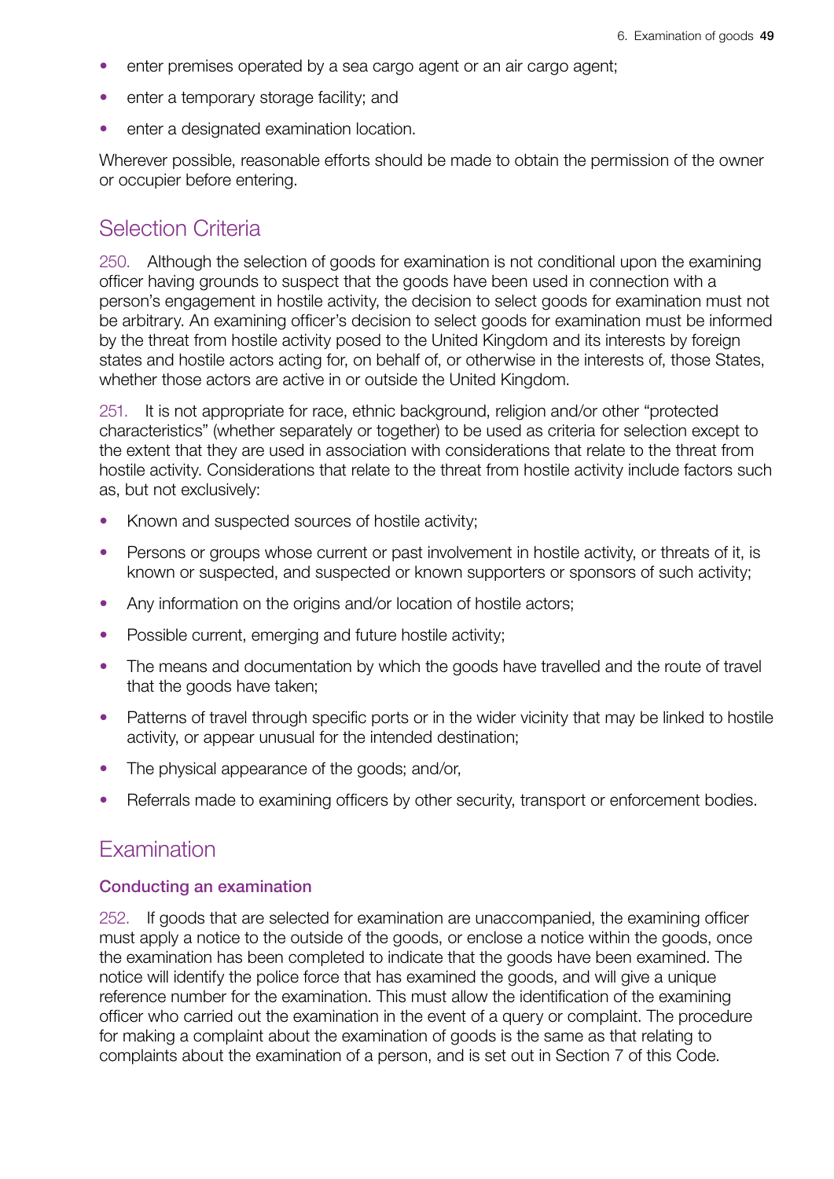- enter premises operated by a sea cargo agent or an air cargo agent;
- enter a temporary storage facility; and
- enter a designated examination location.

Wherever possible, reasonable efforts should be made to obtain the permission of the owner or occupier before entering.

## Selection Criteria

250. Although the selection of goods for examination is not conditional upon the examining officer having grounds to suspect that the goods have been used in connection with a person's engagement in hostile activity, the decision to select goods for examination must not be arbitrary. An examining officer's decision to select goods for examination must be informed by the threat from hostile activity posed to the United Kingdom and its interests by foreign states and hostile actors acting for, on behalf of, or otherwise in the interests of, those States, whether those actors are active in or outside the United Kingdom.

251. It is not appropriate for race, ethnic background, religion and/or other "protected characteristics" (whether separately or together) to be used as criteria for selection except to the extent that they are used in association with considerations that relate to the threat from hostile activity. Considerations that relate to the threat from hostile activity include factors such as, but not exclusively:

- Known and suspected sources of hostile activity;
- Persons or groups whose current or past involvement in hostile activity, or threats of it, is known or suspected, and suspected or known supporters or sponsors of such activity;
- Any information on the origins and/or location of hostile actors;
- Possible current, emerging and future hostile activity;
- The means and documentation by which the goods have travelled and the route of travel that the goods have taken;
- Patterns of travel through specific ports or in the wider vicinity that may be linked to hostile activity, or appear unusual for the intended destination;
- The physical appearance of the goods; and/or,
- Referrals made to examining officers by other security, transport or enforcement bodies.

## Examination

### Conducting an examination

252. If goods that are selected for examination are unaccompanied, the examining officer must apply a notice to the outside of the goods, or enclose a notice within the goods, once the examination has been completed to indicate that the goods have been examined. The notice will identify the police force that has examined the goods, and will give a unique reference number for the examination. This must allow the identification of the examining officer who carried out the examination in the event of a query or complaint. The procedure for making a complaint about the examination of goods is the same as that relating to complaints about the examination of a person, and is set out in Section 7 of this Code.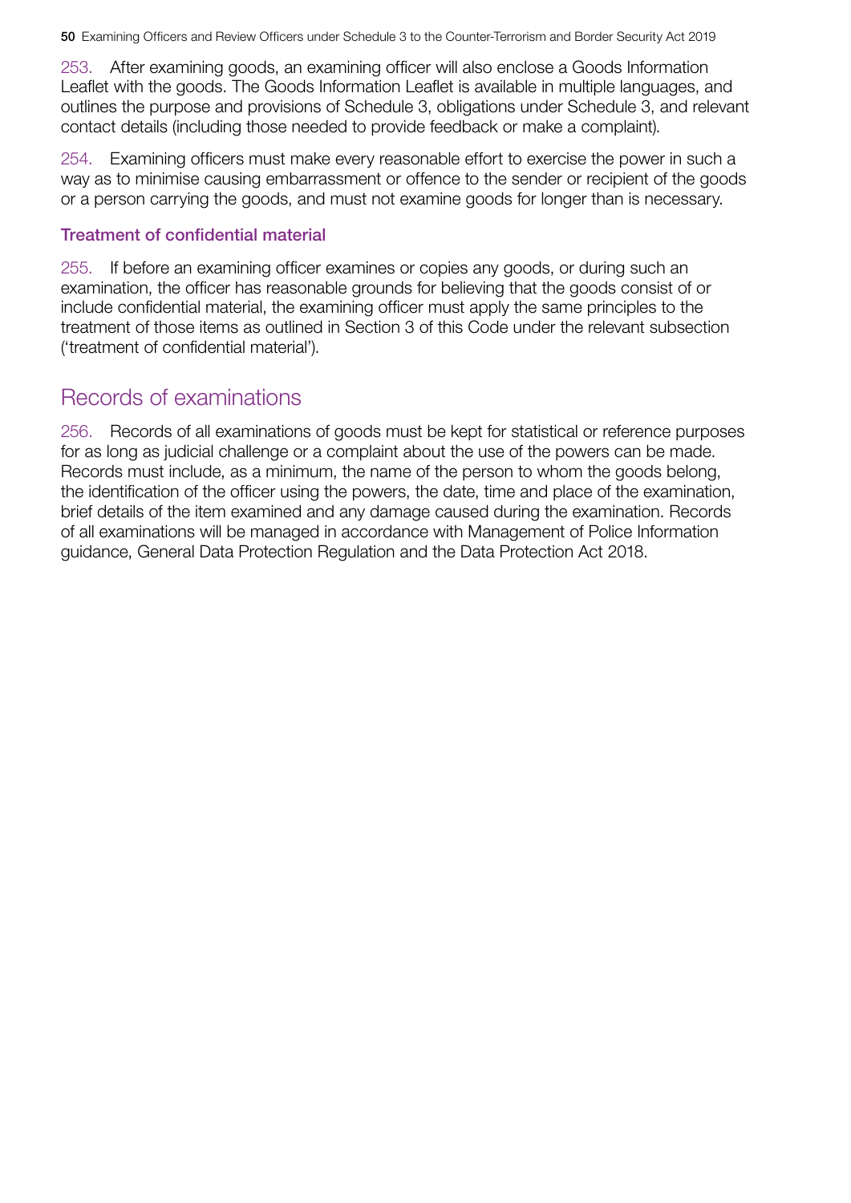253. After examining goods, an examining officer will also enclose a Goods Information Leaflet with the goods. The Goods Information Leaflet is available in multiple languages, and outlines the purpose and provisions of Schedule 3, obligations under Schedule 3, and relevant contact details (including those needed to provide feedback or make a complaint).

254. Examining officers must make every reasonable effort to exercise the power in such a way as to minimise causing embarrassment or offence to the sender or recipient of the goods or a person carrying the goods, and must not examine goods for longer than is necessary.

### Treatment of confidential material

255. If before an examining officer examines or copies any goods, or during such an examination, the officer has reasonable grounds for believing that the goods consist of or include confidential material, the examining officer must apply the same principles to the treatment of those items as outlined in Section 3 of this Code under the relevant subsection ('treatment of confidential material').

## Records of examinations

256. Records of all examinations of goods must be kept for statistical or reference purposes for as long as judicial challenge or a complaint about the use of the powers can be made. Records must include, as a minimum, the name of the person to whom the goods belong, the identification of the officer using the powers, the date, time and place of the examination, brief details of the item examined and any damage caused during the examination. Records of all examinations will be managed in accordance with Management of Police Information guidance, General Data Protection Regulation and the Data Protection Act 2018.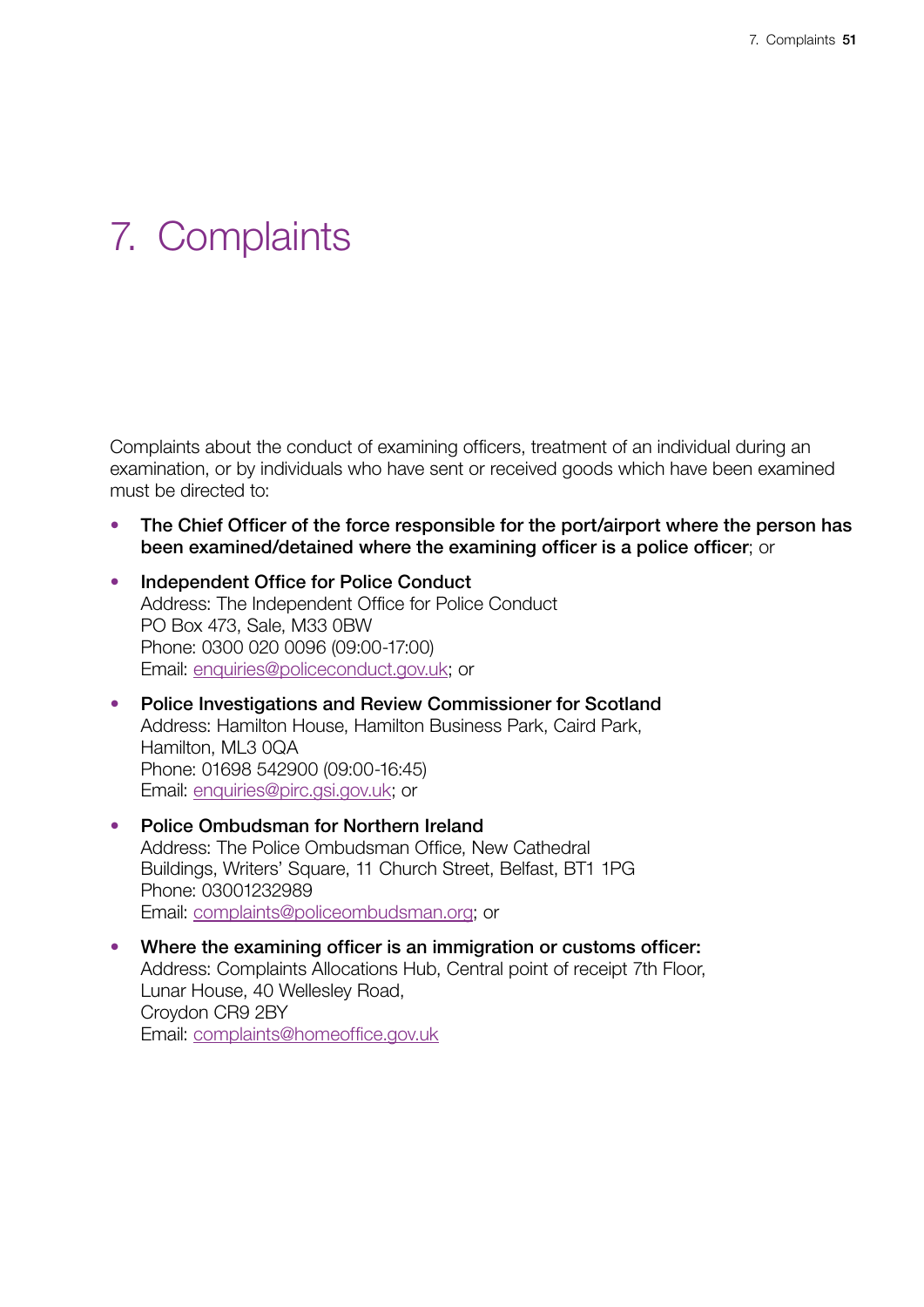# 7. Complaints

Complaints about the conduct of examining officers, treatment of an individual during an examination, or by individuals who have sent or received goods which have been examined must be directed to:

- **The Chief Officer of the force responsible for the port/airport where the person has been examined/detained where the examining officer is a police officer**; or
- **Independent Office for Police Conduct**
  Address: The Independent Office for Police Conduct
  PO Box 473, Sale, M33 0BW
  Phone: 0300 020 0096 (09:00-17:00)
  Email: [enquiries@policeconduct.gov.uk](mailto:enquiries@policeconduct.gov.uk); or
- **Police Investigations and Review Commissioner for Scotland**
  Address: Hamilton House, Hamilton Business Park, Caird Park,
  Hamilton, ML3 0QA
  Phone: 01698 542900 (09:00-16:45)
  Email: [enquiries@pirc.gsi.gov.uk](mailto:enquiries@pirc.gsi.gov.uk); or
- **Police Ombudsman for Northern Ireland**
  Address: The Police Ombudsman Office, New Cathedral
  Buildings, Writers' Square, 11 Church Street, Belfast, BT1 1PG
  Phone: 03001232989
  Email: [complaints@policeombudsman.org](mailto:complaints@policeombudsman.org); or
- **Where the examining officer is an immigration or customs officer:**
  Address: Complaints Allocations Hub, Central point of receipt 7th Floor,
  Lunar House, 40 Wellesley Road,
  Croydon CR9 2BY
  Email: [complaints@homeoffice.gov.uk](mailto:complaints@homeoffice.gov.uk)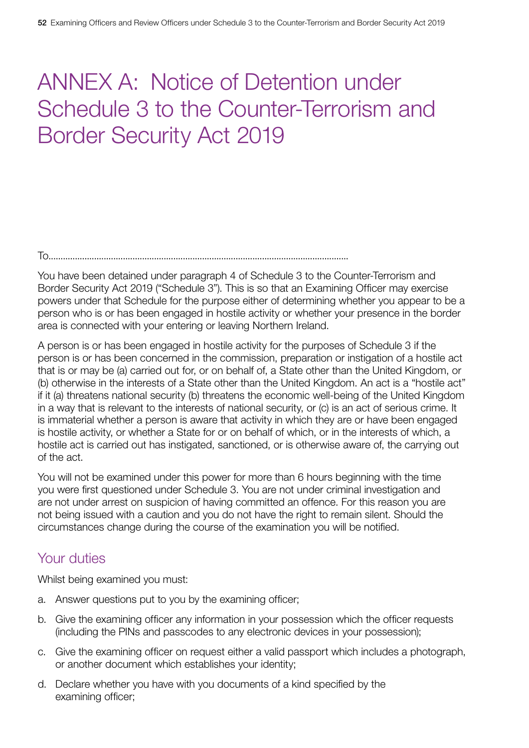# ANNEX A: Notice of Detention under Schedule 3 to the Counter-Terrorism and Border Security Act 2019

To............................................................................................................................

You have been detained under paragraph 4 of Schedule 3 to the Counter-Terrorism and Border Security Act 2019 ("Schedule 3"). This is so that an Examining Officer may exercise powers under that Schedule for the purpose either of determining whether you appear to be a person who is or has been engaged in hostile activity or whether your presence in the border area is connected with your entering or leaving Northern Ireland.

A person is or has been engaged in hostile activity for the purposes of Schedule 3 if the person is or has been concerned in the commission, preparation or instigation of a hostile act that is or may be (a) carried out for, or on behalf of, a State other than the United Kingdom, or (b) otherwise in the interests of a State other than the United Kingdom. An act is a "hostile act" if it (a) threatens national security (b) threatens the economic well-being of the United Kingdom in a way that is relevant to the interests of national security, or (c) is an act of serious crime. It is immaterial whether a person is aware that activity in which they are or have been engaged is hostile activity, or whether a State for or on behalf of which, or in the interests of which, a hostile act is carried out has instigated, sanctioned, or is otherwise aware of, the carrying out of the act.

You will not be examined under this power for more than 6 hours beginning with the time you were first questioned under Schedule 3. You are not under criminal investigation and are not under arrest on suspicion of having committed an offence. For this reason you are not being issued with a caution and you do not have the right to remain silent. Should the circumstances change during the course of the examination you will be notified.

## Your duties

Whilst being examined you must:

a. Answer questions put to you by the examining officer;

b. Give the examining officer any information in your possession which the officer requests (including the PINs and passcodes to any electronic devices in your possession);

c. Give the examining officer on request either a valid passport which includes a photograph, or another document which establishes your identity;

d. Declare whether you have with you documents of a kind specified by the examining officer;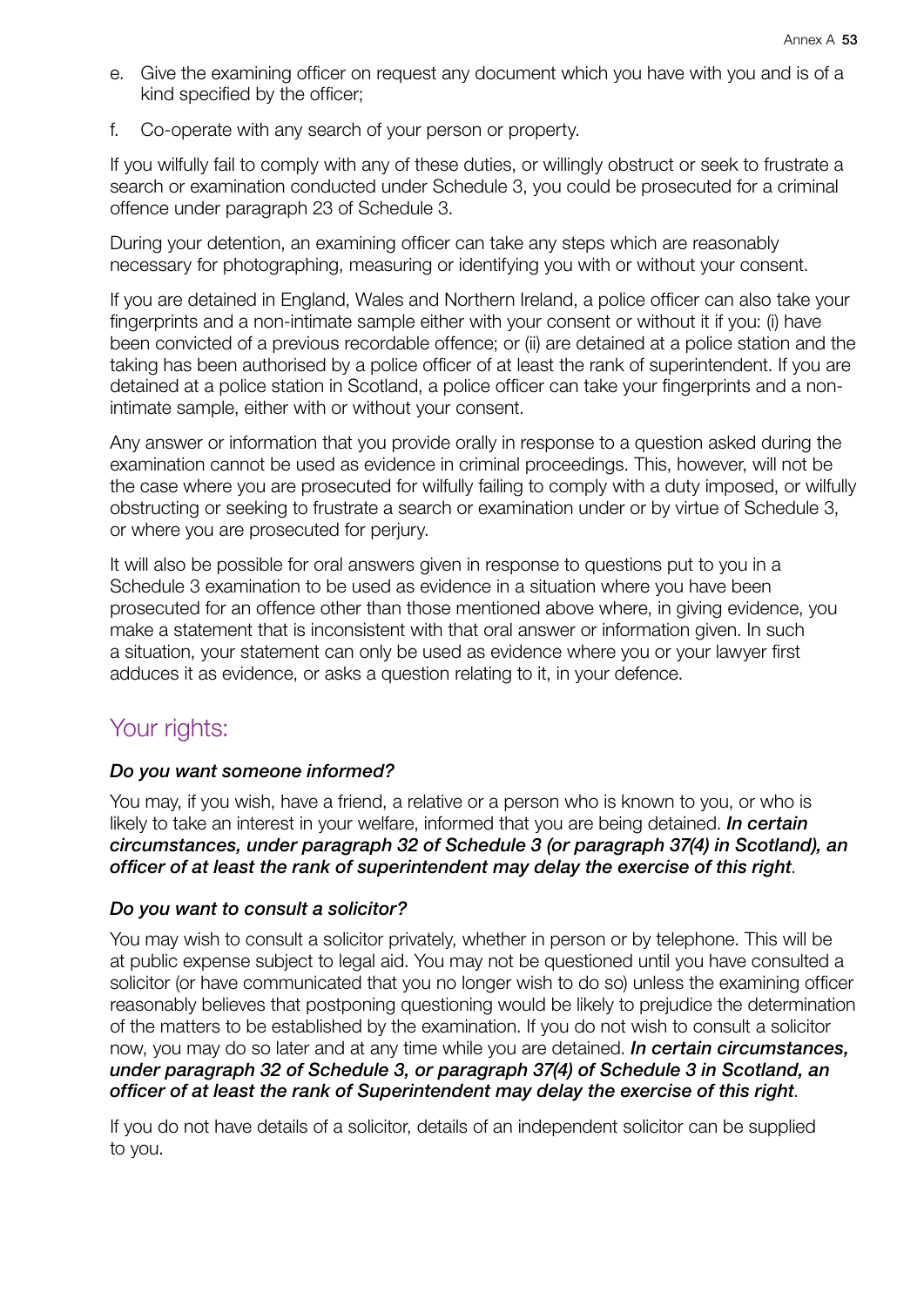e. Give the examining officer on request any document which you have with you and is of a kind specified by the officer;

f. Co-operate with any search of your person or property.

If you wilfully fail to comply with any of these duties, or willingly obstruct or seek to frustrate a search or examination conducted under Schedule 3, you could be prosecuted for a criminal offence under paragraph 23 of Schedule 3.

During your detention, an examining officer can take any steps which are reasonably necessary for photographing, measuring or identifying you with or without your consent.

If you are detained in England, Wales and Northern Ireland, a police officer can also take your fingerprints and a non-intimate sample either with your consent or without it if you: (i) have been convicted of a previous recordable offence; or (ii) are detained at a police station and the taking has been authorised by a police officer of at least the rank of superintendent. If you are detained at a police station in Scotland, a police officer can take your fingerprints and a non-intimate sample, either with or without your consent.

Any answer or information that you provide orally in response to a question asked during the examination cannot be used as evidence in criminal proceedings. This, however, will not be the case where you are prosecuted for wilfully failing to comply with a duty imposed, or wilfully obstructing or seeking to frustrate a search or examination under or by virtue of Schedule 3, or where you are prosecuted for perjury.

It will also be possible for oral answers given in response to questions put to you in a Schedule 3 examination to be used as evidence in a situation where you have been prosecuted for an offence other than those mentioned above where, in giving evidence, you make a statement that is inconsistent with that oral answer or information given. In such a situation, your statement can only be used as evidence where you or your lawyer first adduces it as evidence, or asks a question relating to it, in your defence.

## Your rights:

### *Do you want someone informed?*

You may, if you wish, have a friend, a relative or a person who is known to you, or who is likely to take an interest in your welfare, informed that you are being detained. ***In certain circumstances, under paragraph 32 of Schedule 3 (or paragraph 37(4) in Scotland), an officer of at least the rank of superintendent may delay the exercise of this right***.

### *Do you want to consult a solicitor?*

You may wish to consult a solicitor privately, whether in person or by telephone. This will be at public expense subject to legal aid. You may not be questioned until you have consulted a solicitor (or have communicated that you no longer wish to do so) unless the examining officer reasonably believes that postponing questioning would be likely to prejudice the determination of the matters to be established by the examination. If you do not wish to consult a solicitor now, you may do so later and at any time while you are detained. ***In certain circumstances, under paragraph 32 of Schedule 3, or paragraph 37(4) of Schedule 3 in Scotland, an officer of at least the rank of Superintendent may delay the exercise of this right***.

If you do not have details of a solicitor, details of an independent solicitor can be supplied to you.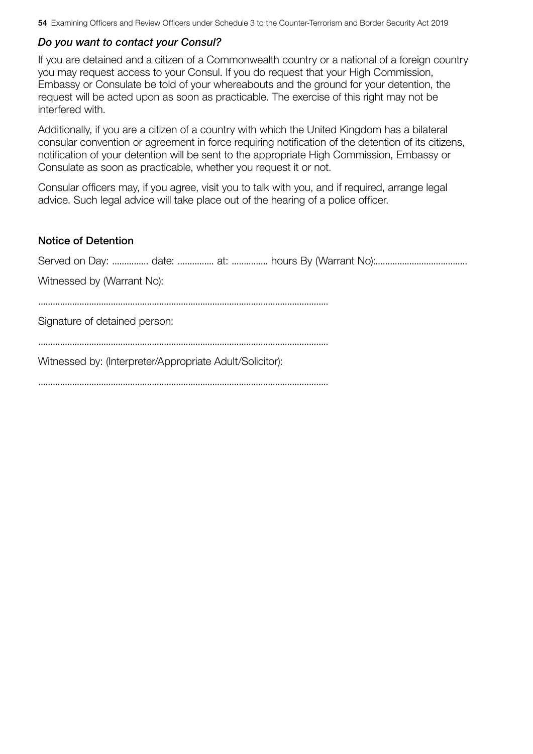### *Do you want to contact your Consul?*

If you are detained and a citizen of a Commonwealth country or a national of a foreign country you may request access to your Consul. If you do request that your High Commission, Embassy or Consulate be told of your whereabouts and the ground for your detention, the request will be acted upon as soon as practicable. The exercise of this right may not be interfered with.

Additionally, if you are a citizen of a country with which the United Kingdom has a bilateral consular convention or agreement in force requiring notification of the detention of its citizens, notification of your detention will be sent to the appropriate High Commission, Embassy or Consulate as soon as practicable, whether you request it or not.

Consular officers may, if you agree, visit you to talk with you, and if required, arrange legal advice. Such legal advice will take place out of the hearing of a police officer.

### Notice of Detention

Served on Day: ............... date: ............... at: ............... hours By (Warrant No):......................................

Witnessed by (Warrant No):

.......................................................................................................................

Signature of detained person:

.......................................................................................................................

Witnessed by: (Interpreter/Appropriate Adult/Solicitor):

.......................................................................................................................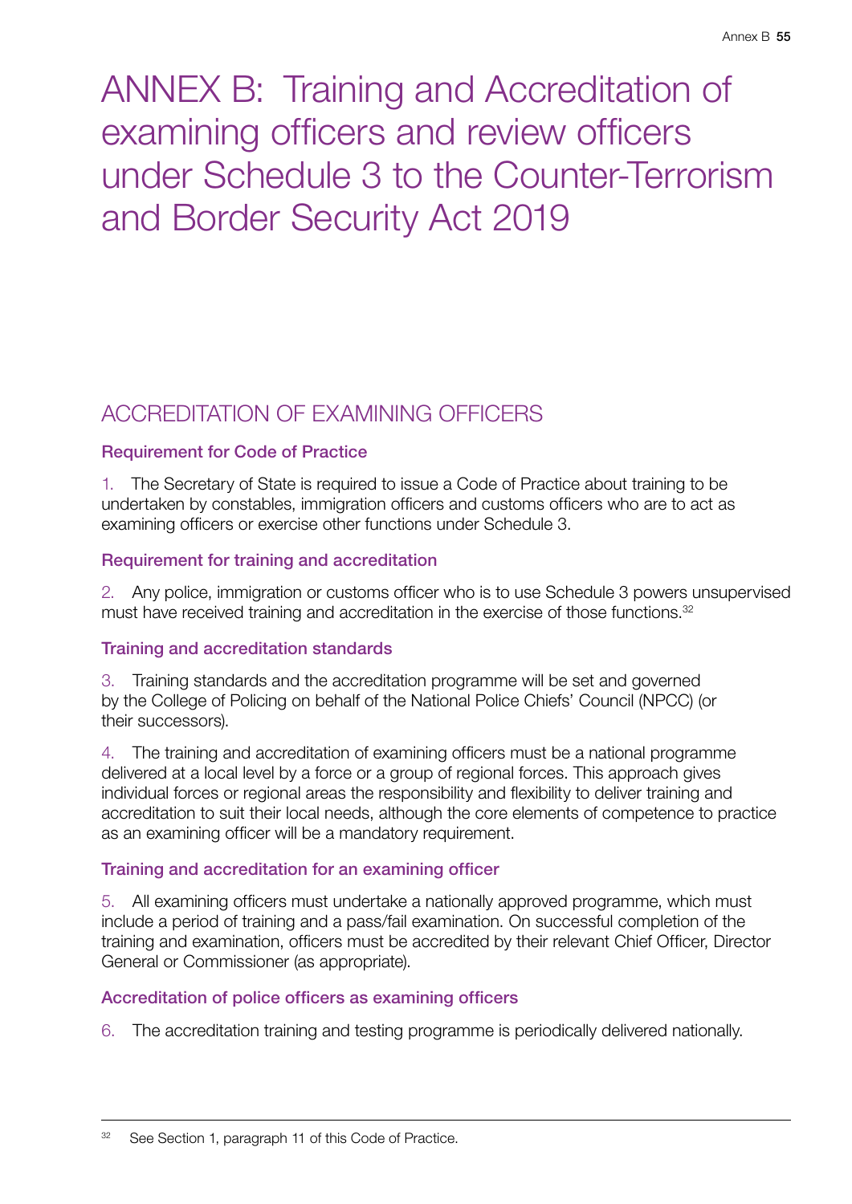# ANNEX B: Training and Accreditation of examining officers and review officers under Schedule 3 to the Counter-Terrorism and Border Security Act 2019

## ACCREDITATION OF EXAMINING OFFICERS

### Requirement for Code of Practice

1. The Secretary of State is required to issue a Code of Practice about training to be undertaken by constables, immigration officers and customs officers who are to act as examining officers or exercise other functions under Schedule 3.

### Requirement for training and accreditation

2. Any police, immigration or customs officer who is to use Schedule 3 powers unsupervised must have received training and accreditation in the exercise of those functions.[32]

### Training and accreditation standards

3. Training standards and the accreditation programme will be set and governed by the College of Policing on behalf of the National Police Chiefs' Council (NPCC) (or their successors).

4. The training and accreditation of examining officers must be a national programme delivered at a local level by a force or a group of regional forces. This approach gives individual forces or regional areas the responsibility and flexibility to deliver training and accreditation to suit their local needs, although the core elements of competence to practice as an examining officer will be a mandatory requirement.

### Training and accreditation for an examining officer

5. All examining officers must undertake a nationally approved programme, which must include a period of training and a pass/fail examination. On successful completion of the training and examination, officers must be accredited by their relevant Chief Officer, Director General or Commissioner (as appropriate).

### Accreditation of police officers as examining officers

6. The accreditation training and testing programme is periodically delivered nationally.

---

[32] See Section 1, paragraph 11 of this Code of Practice.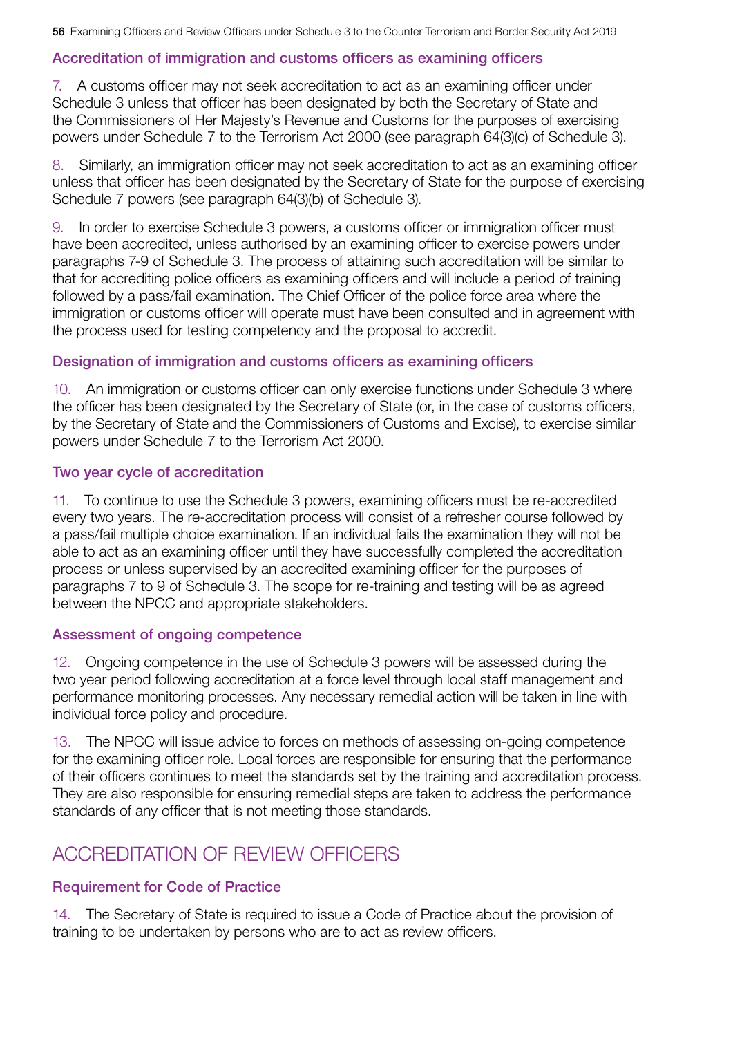### Accreditation of immigration and customs officers as examining officers

7. A customs officer may not seek accreditation to act as an examining officer under Schedule 3 unless that officer has been designated by both the Secretary of State and the Commissioners of Her Majesty's Revenue and Customs for the purposes of exercising powers under Schedule 7 to the Terrorism Act 2000 (see paragraph 64(3)(c) of Schedule 3).

8. Similarly, an immigration officer may not seek accreditation to act as an examining officer unless that officer has been designated by the Secretary of State for the purpose of exercising Schedule 7 powers (see paragraph 64(3)(b) of Schedule 3).

9. In order to exercise Schedule 3 powers, a customs officer or immigration officer must have been accredited, unless authorised by an examining officer to exercise powers under paragraphs 7-9 of Schedule 3. The process of attaining such accreditation will be similar to that for accrediting police officers as examining officers and will include a period of training followed by a pass/fail examination. The Chief Officer of the police force area where the immigration or customs officer will operate must have been consulted and in agreement with the process used for testing competency and the proposal to accredit.

### Designation of immigration and customs officers as examining officers

10. An immigration or customs officer can only exercise functions under Schedule 3 where the officer has been designated by the Secretary of State (or, in the case of customs officers, by the Secretary of State and the Commissioners of Customs and Excise), to exercise similar powers under Schedule 7 to the Terrorism Act 2000.

### Two year cycle of accreditation

11. To continue to use the Schedule 3 powers, examining officers must be re-accredited every two years. The re-accreditation process will consist of a refresher course followed by a pass/fail multiple choice examination. If an individual fails the examination they will not be able to act as an examining officer until they have successfully completed the accreditation process or unless supervised by an accredited examining officer for the purposes of paragraphs 7 to 9 of Schedule 3. The scope for re-training and testing will be as agreed between the NPCC and appropriate stakeholders.

### Assessment of ongoing competence

12. Ongoing competence in the use of Schedule 3 powers will be assessed during the two year period following accreditation at a force level through local staff management and performance monitoring processes. Any necessary remedial action will be taken in line with individual force policy and procedure.

13. The NPCC will issue advice to forces on methods of assessing on-going competence for the examining officer role. Local forces are responsible for ensuring that the performance of their officers continues to meet the standards set by the training and accreditation process. They are also responsible for ensuring remedial steps are taken to address the performance standards of any officer that is not meeting those standards.

## ACCREDITATION OF REVIEW OFFICERS

### Requirement for Code of Practice

14. The Secretary of State is required to issue a Code of Practice about the provision of training to be undertaken by persons who are to act as review officers.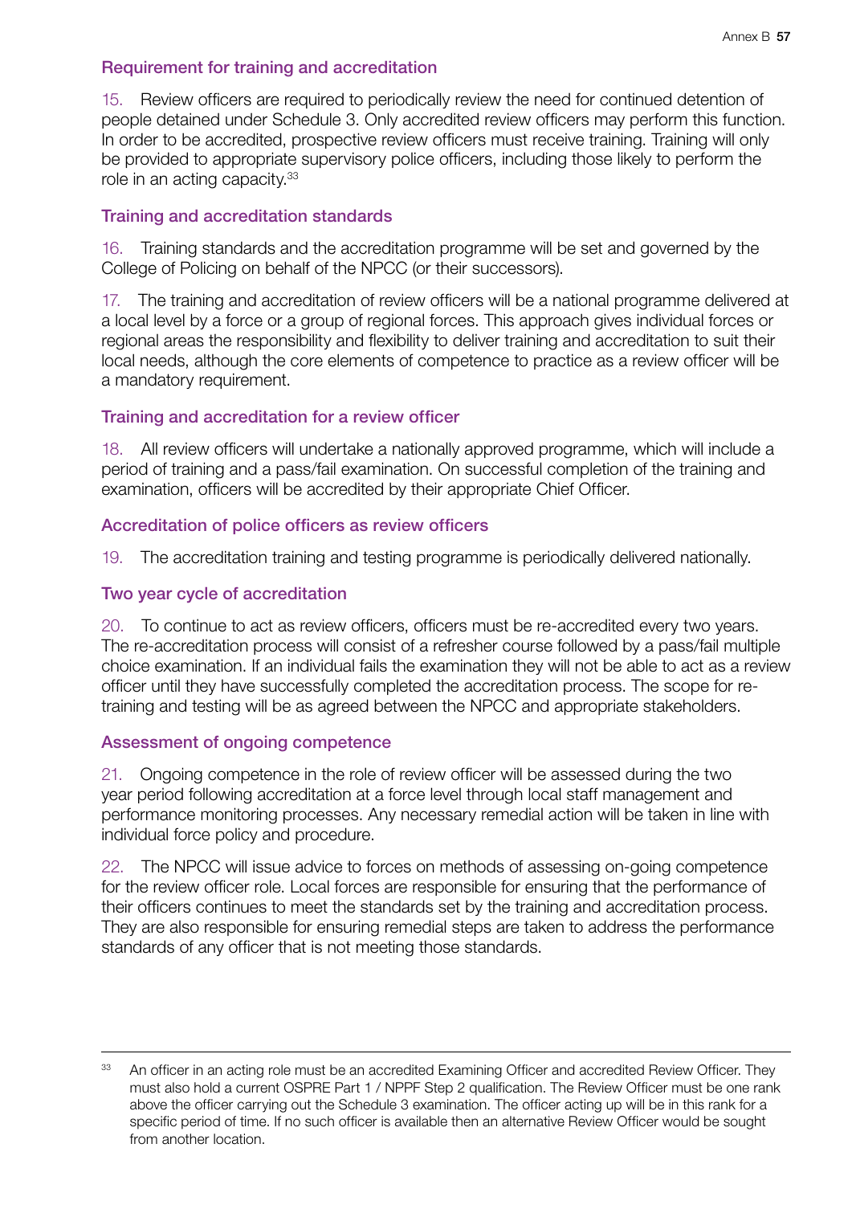### Requirement for training and accreditation

15. Review officers are required to periodically review the need for continued detention of people detained under Schedule 3. Only accredited review officers may perform this function. In order to be accredited, prospective review officers must receive training. Training will only be provided to appropriate supervisory police officers, including those likely to perform the role in an acting capacity.[33]

### Training and accreditation standards

16. Training standards and the accreditation programme will be set and governed by the College of Policing on behalf of the NPCC (or their successors).

17. The training and accreditation of review officers will be a national programme delivered at a local level by a force or a group of regional forces. This approach gives individual forces or regional areas the responsibility and flexibility to deliver training and accreditation to suit their local needs, although the core elements of competence to practice as a review officer will be a mandatory requirement.

### Training and accreditation for a review officer

18. All review officers will undertake a nationally approved programme, which will include a period of training and a pass/fail examination. On successful completion of the training and examination, officers will be accredited by their appropriate Chief Officer.

### Accreditation of police officers as review officers

19. The accreditation training and testing programme is periodically delivered nationally.

### Two year cycle of accreditation

20. To continue to act as review officers, officers must be re-accredited every two years. The re-accreditation process will consist of a refresher course followed by a pass/fail multiple choice examination. If an individual fails the examination they will not be able to act as a review officer until they have successfully completed the accreditation process. The scope for re-training and testing will be as agreed between the NPCC and appropriate stakeholders.

### Assessment of ongoing competence

21. Ongoing competence in the role of review officer will be assessed during the two year period following accreditation at a force level through local staff management and performance monitoring processes. Any necessary remedial action will be taken in line with individual force policy and procedure.

22. The NPCC will issue advice to forces on methods of assessing on-going competence for the review officer role. Local forces are responsible for ensuring that the performance of their officers continues to meet the standards set by the training and accreditation process. They are also responsible for ensuring remedial steps are taken to address the performance standards of any officer that is not meeting those standards.

---

[33] An officer in an acting role must be an accredited Examining Officer and accredited Review Officer. They must also hold a current OSPRE Part 1 / NPPF Step 2 qualification. The Review Officer must be one rank above the officer carrying out the Schedule 3 examination. The officer acting up will be in this rank for a specific period of time. If no such officer is available then an alternative Review Officer would be sought from another location.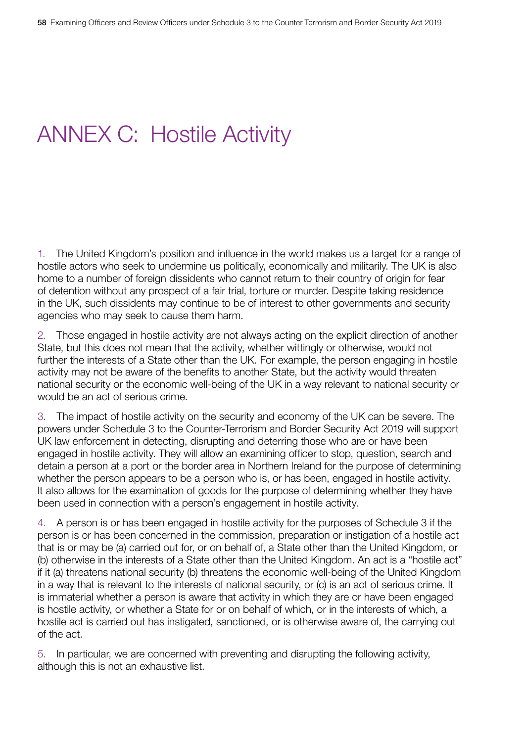# ANNEX C: Hostile Activity

1. The United Kingdom's position and influence in the world makes us a target for a range of hostile actors who seek to undermine us politically, economically and militarily. The UK is also home to a number of foreign dissidents who cannot return to their country of origin for fear of detention without any prospect of a fair trial, torture or murder. Despite taking residence in the UK, such dissidents may continue to be of interest to other governments and security agencies who may seek to cause them harm.

2. Those engaged in hostile activity are not always acting on the explicit direction of another State, but this does not mean that the activity, whether wittingly or otherwise, would not further the interests of a State other than the UK. For example, the person engaging in hostile activity may not be aware of the benefits to another State, but the activity would threaten national security or the economic well-being of the UK in a way relevant to national security or would be an act of serious crime.

3. The impact of hostile activity on the security and economy of the UK can be severe. The powers under Schedule 3 to the Counter-Terrorism and Border Security Act 2019 will support UK law enforcement in detecting, disrupting and deterring those who are or have been engaged in hostile activity. They will allow an examining officer to stop, question, search and detain a person at a port or the border area in Northern Ireland for the purpose of determining whether the person appears to be a person who is, or has been, engaged in hostile activity. It also allows for the examination of goods for the purpose of determining whether they have been used in connection with a person's engagement in hostile activity.

4. A person is or has been engaged in hostile activity for the purposes of Schedule 3 if the person is or has been concerned in the commission, preparation or instigation of a hostile act that is or may be (a) carried out for, or on behalf of, a State other than the United Kingdom, or (b) otherwise in the interests of a State other than the United Kingdom. An act is a "hostile act" if it (a) threatens national security (b) threatens the economic well-being of the United Kingdom in a way that is relevant to the interests of national security, or (c) is an act of serious crime. It is immaterial whether a person is aware that activity in which they are or have been engaged is hostile activity, or whether a State for or on behalf of which, or in the interests of which, a hostile act is carried out has instigated, sanctioned, or is otherwise aware of, the carrying out of the act.

5. In particular, we are concerned with preventing and disrupting the following activity, although this is not an exhaustive list.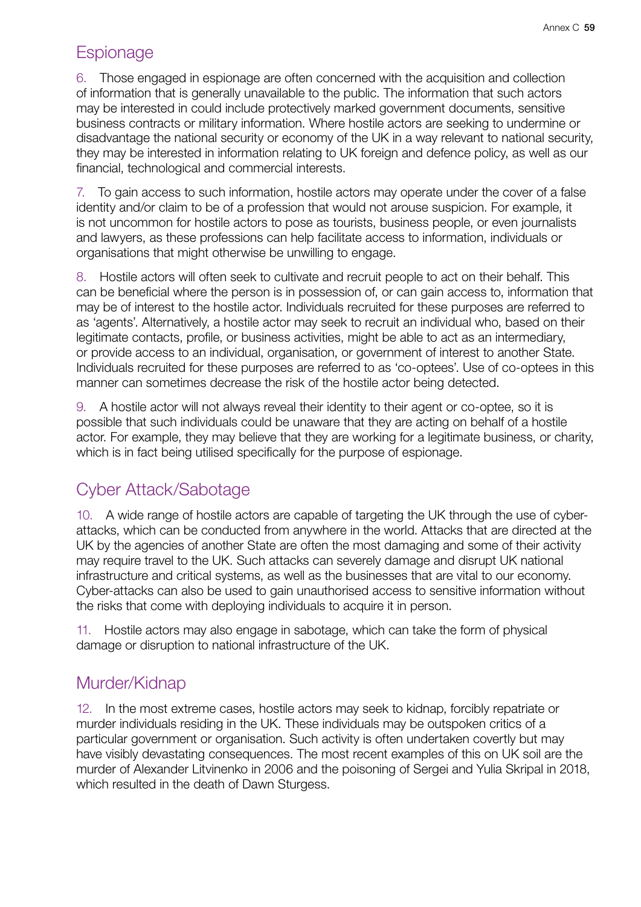## Espionage

6. Those engaged in espionage are often concerned with the acquisition and collection of information that is generally unavailable to the public. The information that such actors may be interested in could include protectively marked government documents, sensitive business contracts or military information. Where hostile actors are seeking to undermine or disadvantage the national security or economy of the UK in a way relevant to national security, they may be interested in information relating to UK foreign and defence policy, as well as our financial, technological and commercial interests.

7. To gain access to such information, hostile actors may operate under the cover of a false identity and/or claim to be of a profession that would not arouse suspicion. For example, it is not uncommon for hostile actors to pose as tourists, business people, or even journalists and lawyers, as these professions can help facilitate access to information, individuals or organisations that might otherwise be unwilling to engage.

8. Hostile actors will often seek to cultivate and recruit people to act on their behalf. This can be beneficial where the person is in possession of, or can gain access to, information that may be of interest to the hostile actor. Individuals recruited for these purposes are referred to as 'agents'. Alternatively, a hostile actor may seek to recruit an individual who, based on their legitimate contacts, profile, or business activities, might be able to act as an intermediary, or provide access to an individual, organisation, or government of interest to another State. Individuals recruited for these purposes are referred to as 'co-optees'. Use of co-optees in this manner can sometimes decrease the risk of the hostile actor being detected.

9. A hostile actor will not always reveal their identity to their agent or co-optee, so it is possible that such individuals could be unaware that they are acting on behalf of a hostile actor. For example, they may believe that they are working for a legitimate business, or charity, which is in fact being utilised specifically for the purpose of espionage.

## Cyber Attack/Sabotage

10. A wide range of hostile actors are capable of targeting the UK through the use of cyber-attacks, which can be conducted from anywhere in the world. Attacks that are directed at the UK by the agencies of another State are often the most damaging and some of their activity may require travel to the UK. Such attacks can severely damage and disrupt UK national infrastructure and critical systems, as well as the businesses that are vital to our economy. Cyber-attacks can also be used to gain unauthorised access to sensitive information without the risks that come with deploying individuals to acquire it in person.

11. Hostile actors may also engage in sabotage, which can take the form of physical damage or disruption to national infrastructure of the UK.

## Murder/Kidnap

12. In the most extreme cases, hostile actors may seek to kidnap, forcibly repatriate or murder individuals residing in the UK. These individuals may be outspoken critics of a particular government or organisation. Such activity is often undertaken covertly but may have visibly devastating consequences. The most recent examples of this on UK soil are the murder of Alexander Litvinenko in 2006 and the poisoning of Sergei and Yulia Skripal in 2018, which resulted in the death of Dawn Sturgess.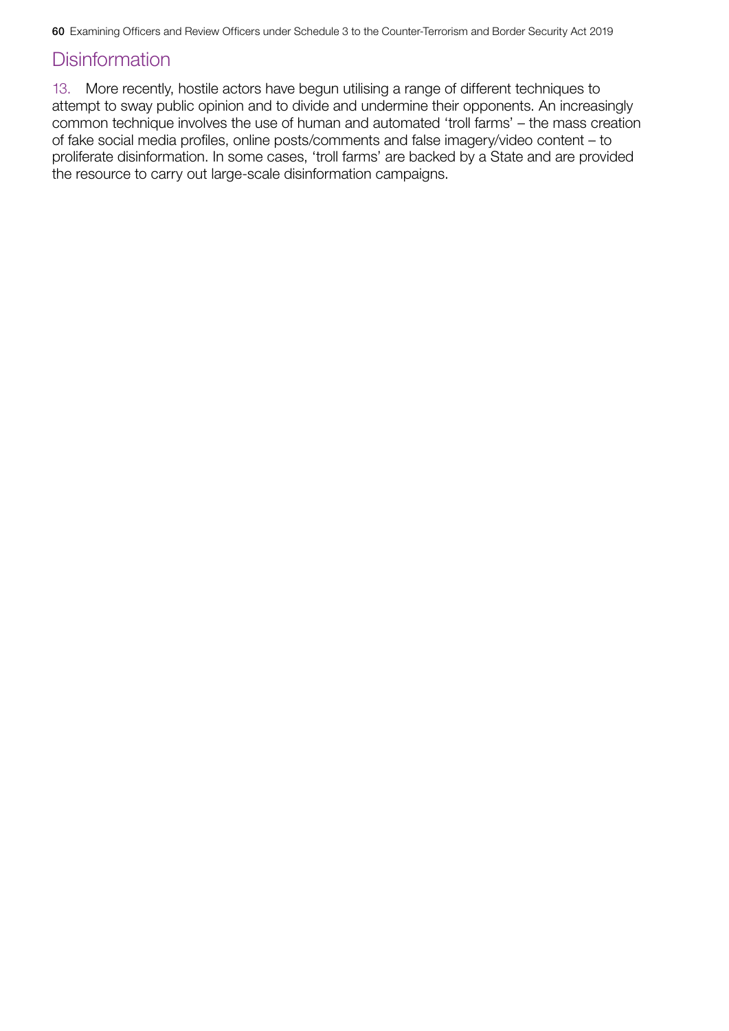## Disinformation

13. More recently, hostile actors have begun utilising a range of different techniques to attempt to sway public opinion and to divide and undermine their opponents. An increasingly common technique involves the use of human and automated 'troll farms' – the mass creation of fake social media profiles, online posts/comments and false imagery/video content – to proliferate disinformation. In some cases, 'troll farms' are backed by a State and are provided the resource to carry out large-scale disinformation campaigns.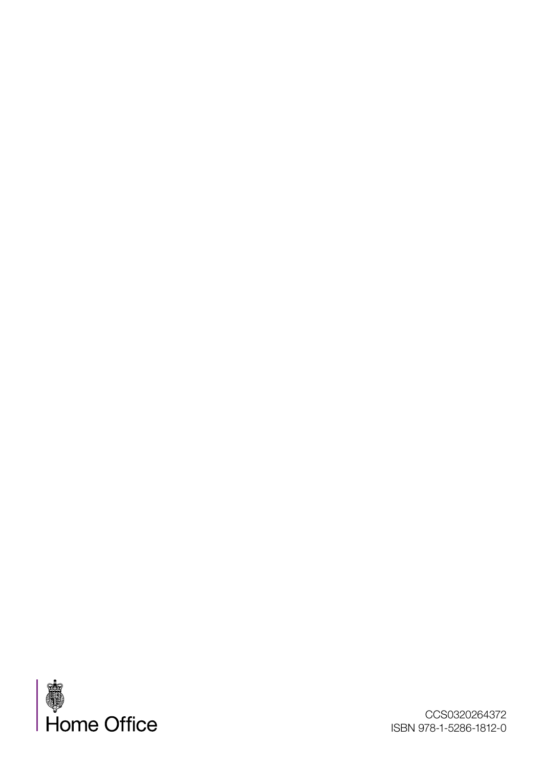Home Office

CCS0320264372
ISBN 978-1-5286-1812-0